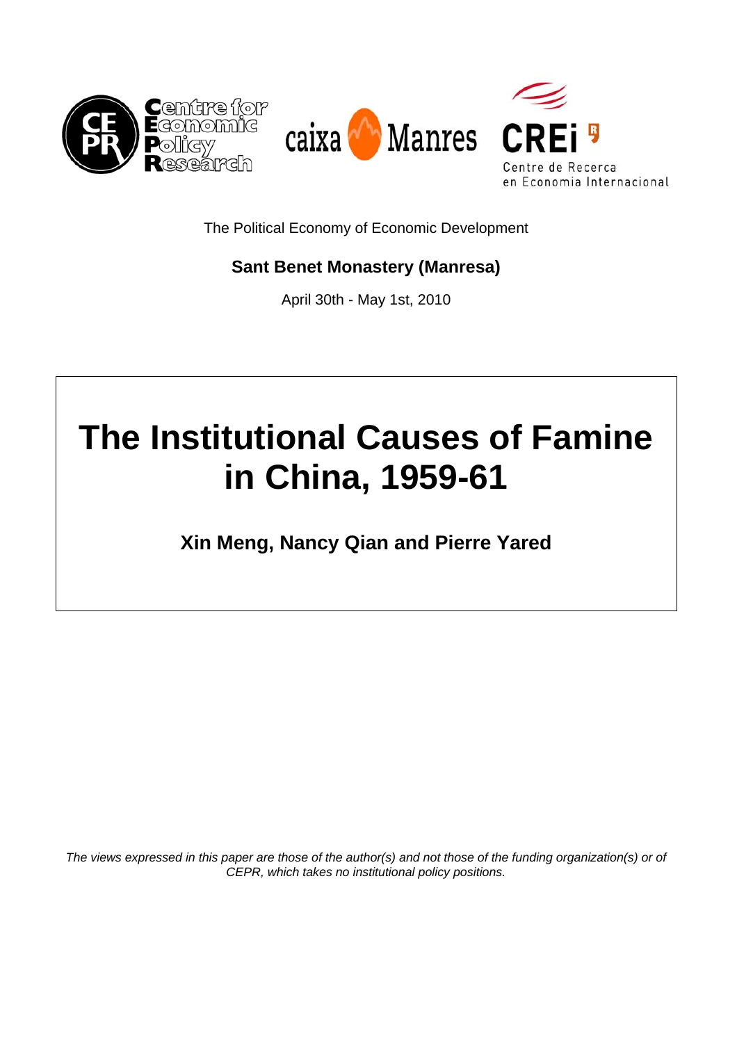Centre for Economic Policy Research

caixa Manres

CREi

Centre de Recerca en Economia Internacional

The Political Economy of Economic Development

**Sant Benet Monastery (Manresa)**

April 30th - May 1st, 2010

# The Institutional Causes of Famine in China, 1959-61

**Xin Meng, Nancy Qian and Pierre Yared**

*The views expressed in this paper are those of the author(s) and not those of the funding organization(s) or of CEPR, which takes no institutional policy positions.*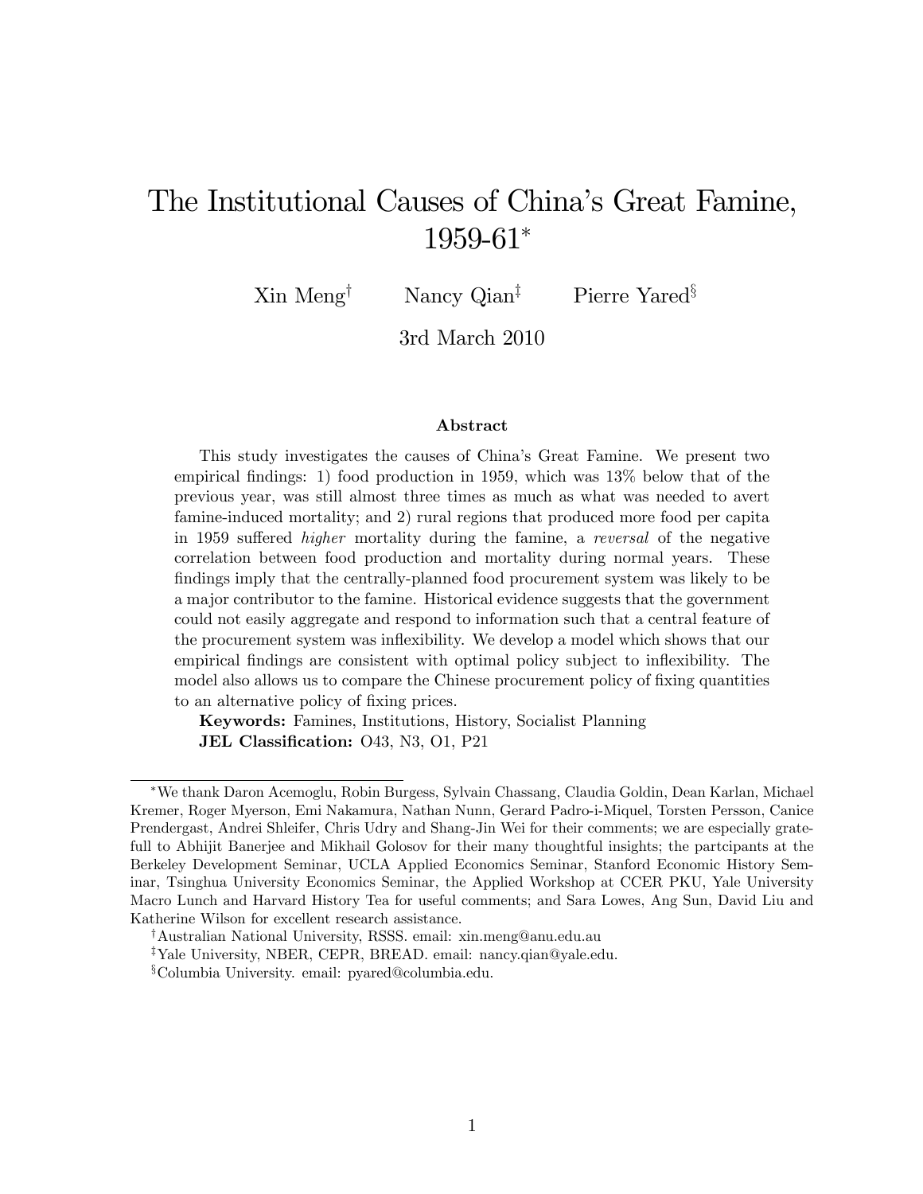# The Institutional Causes of China's Great Famine, 1959-61*

Xin Meng[†] Nancy Qian[‡] Pierre Yared[§]

3rd March 2010

### Abstract

This study investigates the causes of China's Great Famine. We present two empirical findings: 1) food production in 1959, which was 13% below that of the previous year, was still almost three times as much as what was needed to avert famine-induced mortality; and 2) rural regions that produced more food per capita in 1959 suffered *higher* mortality during the famine, a *reversal* of the negative correlation between food production and mortality during normal years. These findings imply that the centrally-planned food procurement system was likely to be a major contributor to the famine. Historical evidence suggests that the government could not easily aggregate and respond to information such that a central feature of the procurement system was inflexibility. We develop a model which shows that our empirical findings are consistent with optimal policy subject to inflexibility. The model also allows us to compare the Chinese procurement policy of fixing quantities to an alternative policy of fixing prices.

**Keywords:** Famines, Institutions, History, Socialist Planning
**JEL Classification:** O43, N3, O1, P21

---

*We thank Daron Acemoglu, Robin Burgess, Sylvain Chassang, Claudia Goldin, Dean Karlan, Michael Kremer, Roger Myerson, Emi Nakamura, Nathan Nunn, Gerard Padro-i-Miquel, Torsten Persson, Canice Prendergast, Andrei Shleifer, Chris Udry and Shang-Jin Wei for their comments; we are especially gratefull to Abhijit Banerjee and Mikhail Golosov for their many thoughtful insights; the partcipants at the Berkeley Development Seminar, UCLA Applied Economics Seminar, Stanford Economic History Seminar, Tsinghua University Economics Seminar, the Applied Workshop at CCER PKU, Yale University Macro Lunch and Harvard History Tea for useful comments; and Sara Lowes, Ang Sun, David Liu and Katherine Wilson for excellent research assistance.

[†]Australian National University, RSSS. email: xin.meng@anu.edu.au

[‡]Yale University, NBER, CEPR, BREAD. email: nancy.qian@yale.edu.

[§]Columbia University. email: pyared@columbia.edu.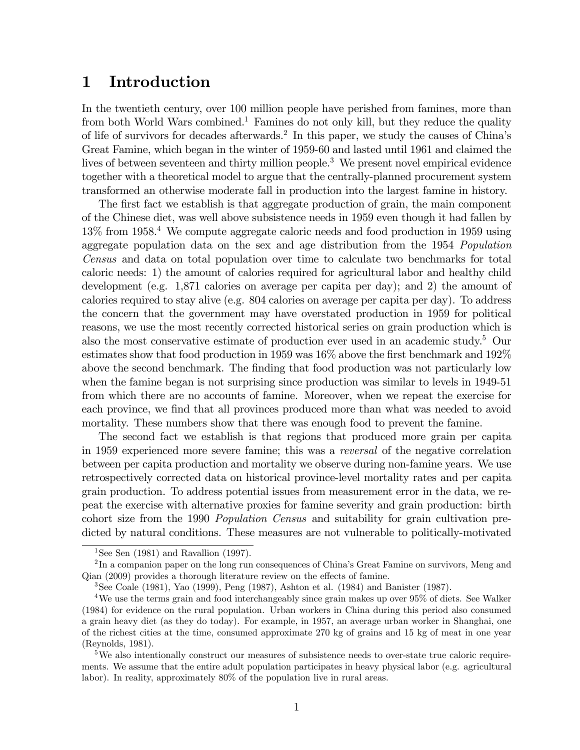# 1 Introduction

In the twentieth century, over 100 million people have perished from famines, more than from both World Wars combined.[1] Famines do not only kill, but they reduce the quality of life of survivors for decades afterwards.[2] In this paper, we study the causes of China's Great Famine, which began in the winter of 1959-60 and lasted until 1961 and claimed the lives of between seventeen and thirty million people.[3] We present novel empirical evidence together with a theoretical model to argue that the centrally-planned procurement system transformed an otherwise moderate fall in production into the largest famine in history.

The first fact we establish is that aggregate production of grain, the main component of the Chinese diet, was well above subsistence needs in 1959 even though it had fallen by 13% from 1958.[4] We compute aggregate caloric needs and food production in 1959 using aggregate population data on the sex and age distribution from the 1954 *Population Census* and data on total population over time to calculate two benchmarks for total caloric needs: 1) the amount of calories required for agricultural labor and healthy child development (e.g. 1,871 calories on average per capita per day); and 2) the amount of calories required to stay alive (e.g. 804 calories on average per capita per day). To address the concern that the government may have overstated production in 1959 for political reasons, we use the most recently corrected historical series on grain production which is also the most conservative estimate of production ever used in an academic study.[5] Our estimates show that food production in 1959 was 16% above the first benchmark and 192% above the second benchmark. The finding that food production was not particularly low when the famine began is not surprising since production was similar to levels in 1949-51 from which there are no accounts of famine. Moreover, when we repeat the exercise for each province, we find that all provinces produced more than what was needed to avoid mortality. These numbers show that there was enough food to prevent the famine.

The second fact we establish is that regions that produced more grain per capita in 1959 experienced more severe famine; this was a *reversal* of the negative correlation between per capita production and mortality we observe during non-famine years. We use retrospectively corrected data on historical province-level mortality rates and per capita grain production. To address potential issues from measurement error in the data, we repeat the exercise with alternative proxies for famine severity and grain production: birth cohort size from the 1990 *Population Census* and suitability for grain cultivation predicted by natural conditions. These measures are not vulnerable to politically-motivated

---

[1] See Sen (1981) and Ravallion (1997).

[2] In a companion paper on the long run consequences of China's Great Famine on survivors, Meng and Qian (2009) provides a thorough literature review on the effects of famine.

[3] See Coale (1981), Yao (1999), Peng (1987), Ashton et al. (1984) and Banister (1987).

[4] We use the terms grain and food interchangeably since grain makes up over 95% of diets. See Walker (1984) for evidence on the rural population. Urban workers in China during this period also consumed a grain heavy diet (as they do today). For example, in 1957, an average urban worker in Shanghai, one of the richest cities at the time, consumed approximate 270 kg of grains and 15 kg of meat in one year (Reynolds, 1981).

[5] We also intentionally construct our measures of subsistence needs to over-state true caloric requirements. We assume that the entire adult population participates in heavy physical labor (e.g. agricultural labor). In reality, approximately 80% of the population live in rural areas.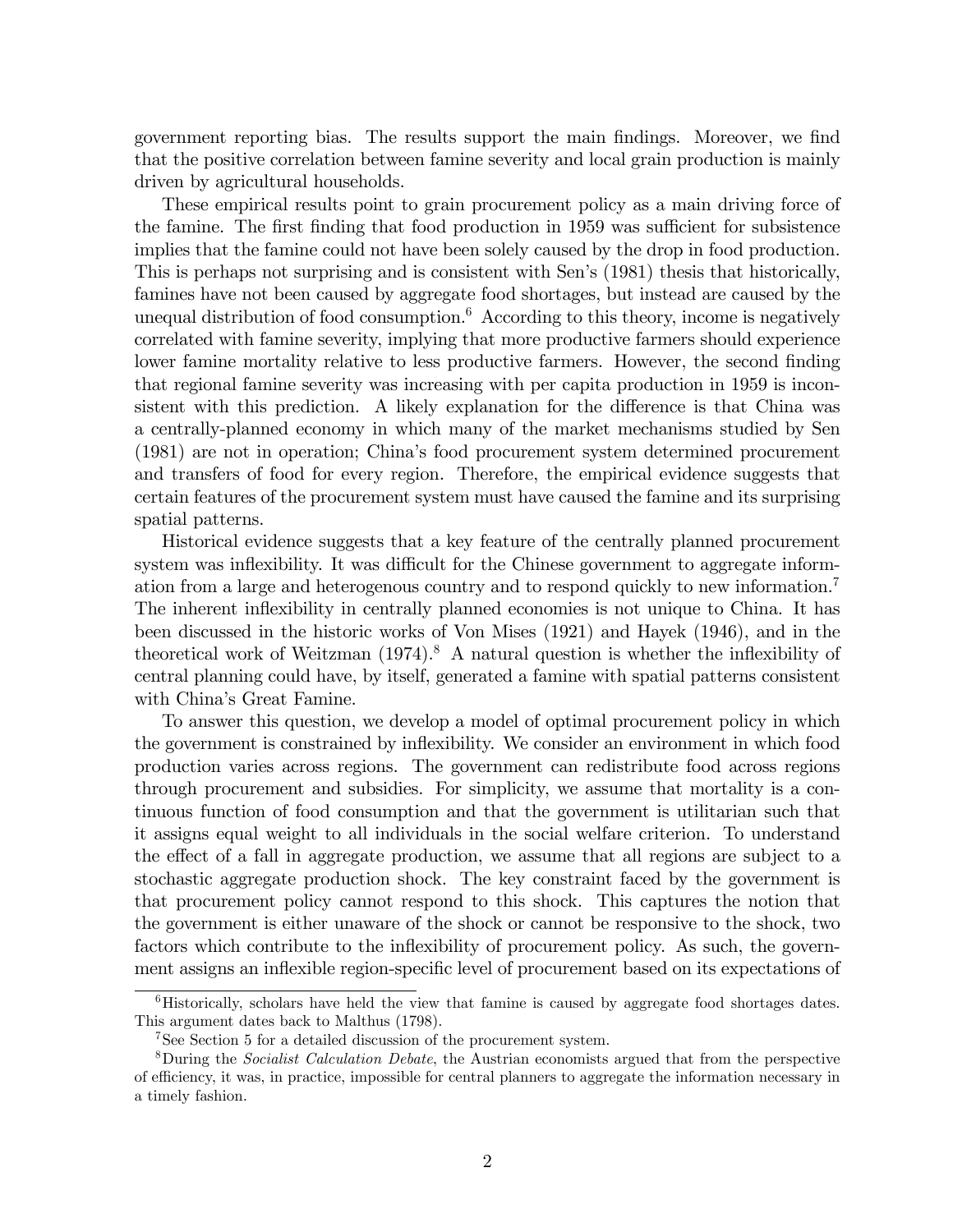government reporting bias. The results support the main findings. Moreover, we find that the positive correlation between famine severity and local grain production is mainly driven by agricultural households.

These empirical results point to grain procurement policy as a main driving force of the famine. The first finding that food production in 1959 was sufficient for subsistence implies that the famine could not have been solely caused by the drop in food production. This is perhaps not surprising and is consistent with Sen's (1981) thesis that historically, famines have not been caused by aggregate food shortages, but instead are caused by the unequal distribution of food consumption.[6] According to this theory, income is negatively correlated with famine severity, implying that more productive farmers should experience lower famine mortality relative to less productive farmers. However, the second finding that regional famine severity was increasing with per capita production in 1959 is inconsistent with this prediction. A likely explanation for the difference is that China was a centrally-planned economy in which many of the market mechanisms studied by Sen (1981) are not in operation; China's food procurement system determined procurement and transfers of food for every region. Therefore, the empirical evidence suggests that certain features of the procurement system must have caused the famine and its surprising spatial patterns.

Historical evidence suggests that a key feature of the centrally planned procurement system was inflexibility. It was difficult for the Chinese government to aggregate information from a large and heterogenous country and to respond quickly to new information.[7] The inherent inflexibility in centrally planned economies is not unique to China. It has been discussed in the historic works of Von Mises (1921) and Hayek (1946), and in the theoretical work of Weitzman (1974).[8] A natural question is whether the inflexibility of central planning could have, by itself, generated a famine with spatial patterns consistent with China's Great Famine.

To answer this question, we develop a model of optimal procurement policy in which the government is constrained by inflexibility. We consider an environment in which food production varies across regions. The government can redistribute food across regions through procurement and subsidies. For simplicity, we assume that mortality is a continuous function of food consumption and that the government is utilitarian such that it assigns equal weight to all individuals in the social welfare criterion. To understand the effect of a fall in aggregate production, we assume that all regions are subject to a stochastic aggregate production shock. The key constraint faced by the government is that procurement policy cannot respond to this shock. This captures the notion that the government is either unaware of the shock or cannot be responsive to the shock, two factors which contribute to the inflexibility of procurement policy. As such, the government assigns an inflexible region-specific level of procurement based on its expectations of

[6] Historically, scholars have held the view that famine is caused by aggregate food shortages dates. This argument dates back to Malthus (1798).

[7] See Section 5 for a detailed discussion of the procurement system.

[8] During the *Socialist Calculation Debate*, the Austrian economists argued that from the perspective of efficiency, it was, in practice, impossible for central planners to aggregate the information necessary in a timely fashion.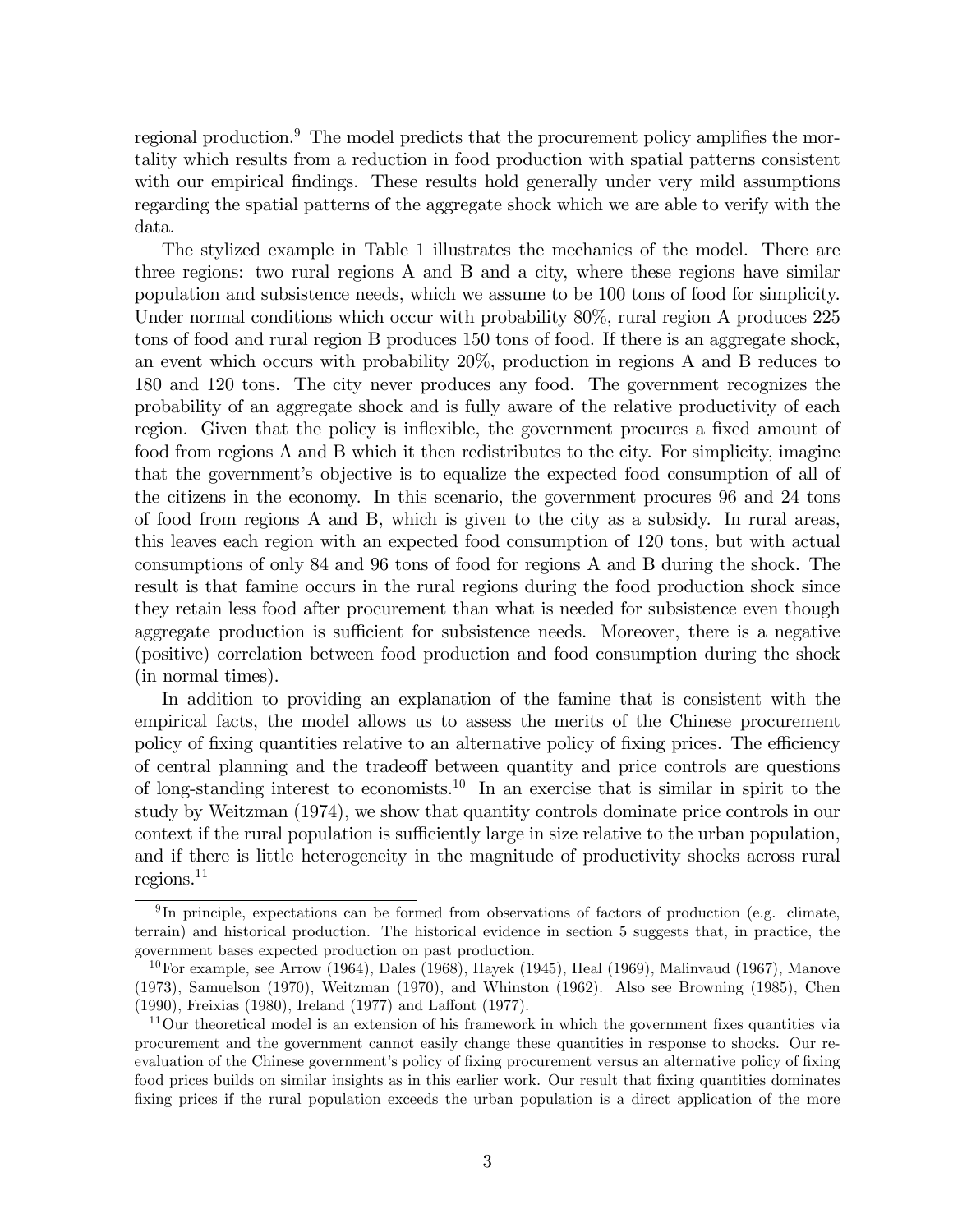regional production.[9] The model predicts that the procurement policy amplifies the mortality which results from a reduction in food production with spatial patterns consistent with our empirical findings. These results hold generally under very mild assumptions regarding the spatial patterns of the aggregate shock which we are able to verify with the data.

The stylized example in Table 1 illustrates the mechanics of the model. There are three regions: two rural regions A and B and a city, where these regions have similar population and subsistence needs, which we assume to be 100 tons of food for simplicity. Under normal conditions which occur with probability 80%, rural region A produces 225 tons of food and rural region B produces 150 tons of food. If there is an aggregate shock, an event which occurs with probability 20%, production in regions A and B reduces to 180 and 120 tons. The city never produces any food. The government recognizes the probability of an aggregate shock and is fully aware of the relative productivity of each region. Given that the policy is inflexible, the government procures a fixed amount of food from regions A and B which it then redistributes to the city. For simplicity, imagine that the government's objective is to equalize the expected food consumption of all of the citizens in the economy. In this scenario, the government procures 96 and 24 tons of food from regions A and B, which is given to the city as a subsidy. In rural areas, this leaves each region with an expected food consumption of 120 tons, but with actual consumptions of only 84 and 96 tons of food for regions A and B during the shock. The result is that famine occurs in the rural regions during the food production shock since they retain less food after procurement than what is needed for subsistence even though aggregate production is sufficient for subsistence needs. Moreover, there is a negative (positive) correlation between food production and food consumption during the shock (in normal times).

In addition to providing an explanation of the famine that is consistent with the empirical facts, the model allows us to assess the merits of the Chinese procurement policy of fixing quantities relative to an alternative policy of fixing prices. The efficiency of central planning and the tradeoff between quantity and price controls are questions of long-standing interest to economists.[10] In an exercise that is similar in spirit to the study by Weitzman (1974), we show that quantity controls dominate price controls in our context if the rural population is sufficiently large in size relative to the urban population, and if there is little heterogeneity in the magnitude of productivity shocks across rural regions.[11]

[9] In principle, expectations can be formed from observations of factors of production (e.g. climate, terrain) and historical production. The historical evidence in section 5 suggests that, in practice, the government bases expected production on past production.

[10] For example, see Arrow (1964), Dales (1968), Hayek (1945), Heal (1969), Malinvaud (1967), Manove (1973), Samuelson (1970), Weitzman (1970), and Whinston (1962). Also see Browning (1985), Chen (1990), Freixias (1980), Ireland (1977) and Laffont (1977).

[11] Our theoretical model is an extension of his framework in which the government fixes quantities via procurement and the government cannot easily change these quantities in response to shocks. Our re-evaluation of the Chinese government's policy of fixing procurement versus an alternative policy of fixing food prices builds on similar insights as in this earlier work. Our result that fixing quantities dominates fixing prices if the rural population exceeds the urban population is a direct application of the more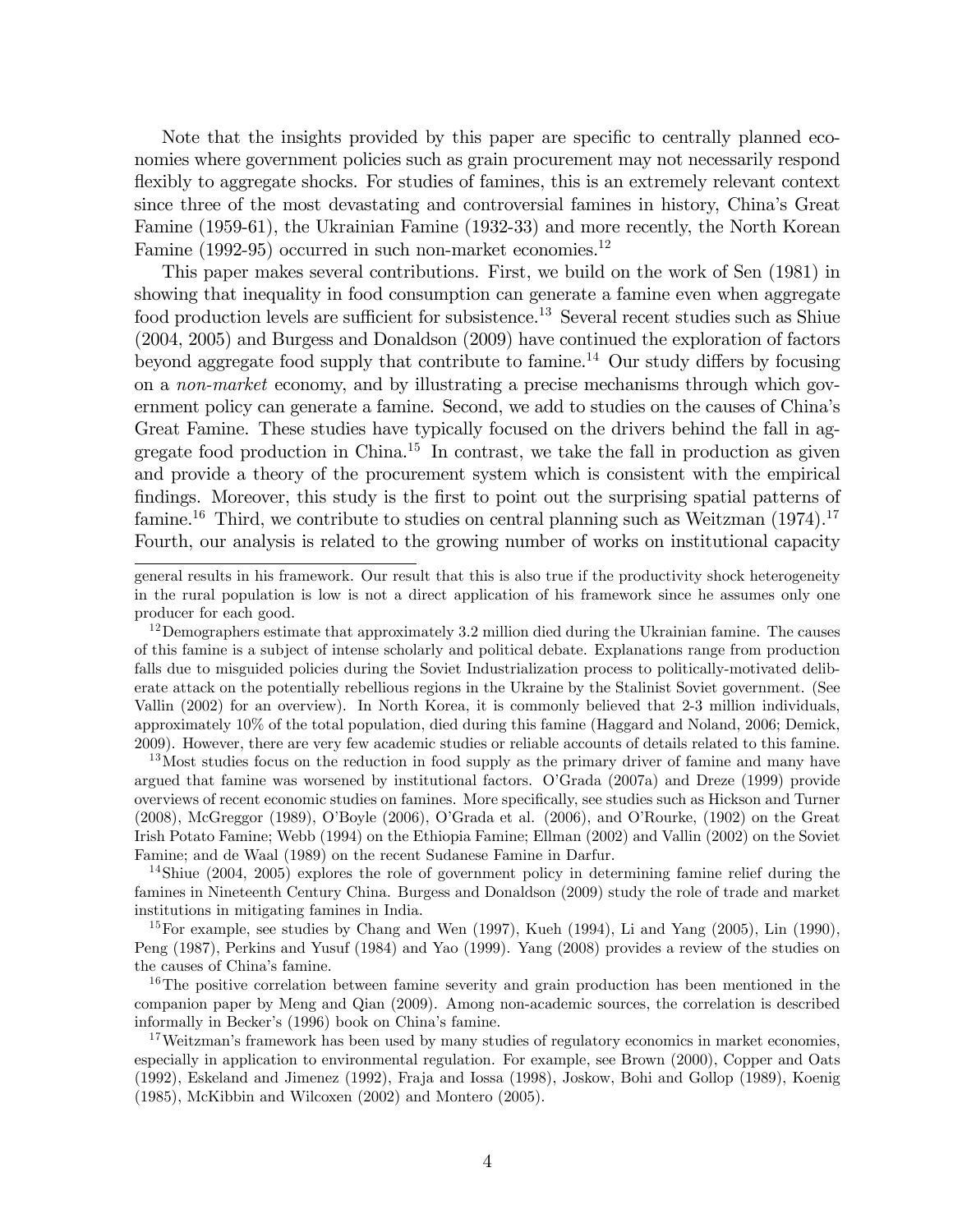Note that the insights provided by this paper are specific to centrally planned economies where government policies such as grain procurement may not necessarily respond flexibly to aggregate shocks. For studies of famines, this is an extremely relevant context since three of the most devastating and controversial famines in history, China's Great Famine (1959-61), the Ukrainian Famine (1932-33) and more recently, the North Korean Famine (1992-95) occurred in such non-market economies.[12]

This paper makes several contributions. First, we build on the work of Sen (1981) in showing that inequality in food consumption can generate a famine even when aggregate food production levels are sufficient for subsistence.[13] Several recent studies such as Shiue (2004, 2005) and Burgess and Donaldson (2009) have continued the exploration of factors beyond aggregate food supply that contribute to famine.[14] Our study differs by focusing on a *non-market* economy, and by illustrating a precise mechanisms through which government policy can generate a famine. Second, we add to studies on the causes of China's Great Famine. These studies have typically focused on the drivers behind the fall in aggregate food production in China.[15] In contrast, we take the fall in production as given and provide a theory of the procurement system which is consistent with the empirical findings. Moreover, this study is the first to point out the surprising spatial patterns of famine.[16] Third, we contribute to studies on central planning such as Weitzman (1974).[17] Fourth, our analysis is related to the growing number of works on institutional capacity

---

general results in his framework. Our result that this is also true if the productivity shock heterogeneity in the rural population is low is not a direct application of his framework since he assumes only one producer for each good.

[12] Demographers estimate that approximately 3.2 million died during the Ukrainian famine. The causes of this famine is a subject of intense scholarly and political debate. Explanations range from production falls due to misguided policies during the Soviet Industrialization process to politically-motivated deliberate attack on the potentially rebellious regions in the Ukraine by the Stalinist Soviet government. (See Vallin (2002) for an overview). In North Korea, it is commonly believed that 2-3 million individuals, approximately 10% of the total population, died during this famine (Haggard and Noland, 2006; Demick, 2009). However, there are very few academic studies or reliable accounts of details related to this famine.

[13] Most studies focus on the reduction in food supply as the primary driver of famine and many have argued that famine was worsened by institutional factors. O'Grada (2007a) and Dreze (1999) provide overviews of recent economic studies on famines. More specifically, see studies such as Hickson and Turner (2008), McGreggor (1989), O'Boyle (2006), O'Grada et al. (2006), and O'Rourke, (1902) on the Great Irish Potato Famine; Webb (1994) on the Ethiopia Famine; Ellman (2002) and Vallin (2002) on the Soviet Famine; and de Waal (1989) on the recent Sudanese Famine in Darfur.

[14] Shiue (2004, 2005) explores the role of government policy in determining famine relief during the famines in Nineteenth Century China. Burgess and Donaldson (2009) study the role of trade and market institutions in mitigating famines in India.

[15] For example, see studies by Chang and Wen (1997), Kueh (1994), Li and Yang (2005), Lin (1990), Peng (1987), Perkins and Yusuf (1984) and Yao (1999). Yang (2008) provides a review of the studies on the causes of China's famine.

[16] The positive correlation between famine severity and grain production has been mentioned in the companion paper by Meng and Qian (2009). Among non-academic sources, the correlation is described informally in Becker's (1996) book on China's famine.

[17] Weitzman's framework has been used by many studies of regulatory economics in market economies, especially in application to environmental regulation. For example, see Brown (2000), Copper and Oats (1992), Eskeland and Jimenez (1992), Fraja and Iossa (1998), Joskow, Bohi and Gollop (1989), Koenig (1985), McKibbin and Wilcoxen (2002) and Montero (2005).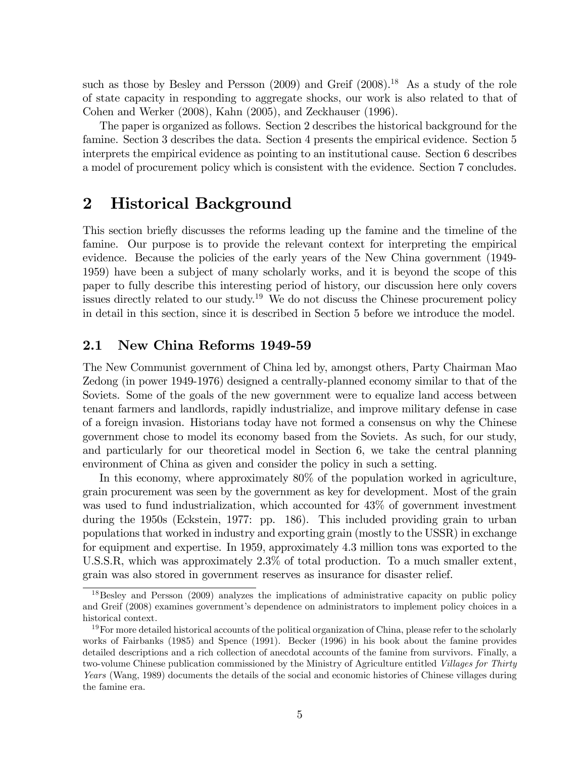such as those by Besley and Persson (2009) and Greif (2008).[18] As a study of the role of state capacity in responding to aggregate shocks, our work is also related to that of Cohen and Werker (2008), Kahn (2005), and Zeckhauser (1996).

The paper is organized as follows. Section 2 describes the historical background for the famine. Section 3 describes the data. Section 4 presents the empirical evidence. Section 5 interprets the empirical evidence as pointing to an institutional cause. Section 6 describes a model of procurement policy which is consistent with the evidence. Section 7 concludes.

# 2 Historical Background

This section briefly discusses the reforms leading up the famine and the timeline of the famine. Our purpose is to provide the relevant context for interpreting the empirical evidence. Because the policies of the early years of the New China government (1949-1959) have been a subject of many scholarly works, and it is beyond the scope of this paper to fully describe this interesting period of history, our discussion here only covers issues directly related to our study.[19] We do not discuss the Chinese procurement policy in detail in this section, since it is described in Section 5 before we introduce the model.

## 2.1 New China Reforms 1949-59

The New Communist government of China led by, amongst others, Party Chairman Mao Zedong (in power 1949-1976) designed a centrally-planned economy similar to that of the Soviets. Some of the goals of the new government were to equalize land access between tenant farmers and landlords, rapidly industrialize, and improve military defense in case of a foreign invasion. Historians today have not formed a consensus on why the Chinese government chose to model its economy based from the Soviets. As such, for our study, and particularly for our theoretical model in Section 6, we take the central planning environment of China as given and consider the policy in such a setting.

In this economy, where approximately 80% of the population worked in agriculture, grain procurement was seen by the government as key for development. Most of the grain was used to fund industrialization, which accounted for 43% of government investment during the 1950s (Eckstein, 1977: pp. 186). This included providing grain to urban populations that worked in industry and exporting grain (mostly to the USSR) in exchange for equipment and expertise. In 1959, approximately 4.3 million tons was exported to the U.S.S.R, which was approximately 2.3% of total production. To a much smaller extent, grain was also stored in government reserves as insurance for disaster relief.

---

[18] Besley and Persson (2009) analyzes the implications of administrative capacity on public policy and Greif (2008) examines government's dependence on administrators to implement policy choices in a historical context.

[19] For more detailed historical accounts of the political organization of China, please refer to the scholarly works of Fairbanks (1985) and Spence (1991). Becker (1996) in his book about the famine provides detailed descriptions and a rich collection of anecdotal accounts of the famine from survivors. Finally, a two-volume Chinese publication commissioned by the Ministry of Agriculture entitled *Villages for Thirty Years* (Wang, 1989) documents the details of the social and economic histories of Chinese villages during the famine era.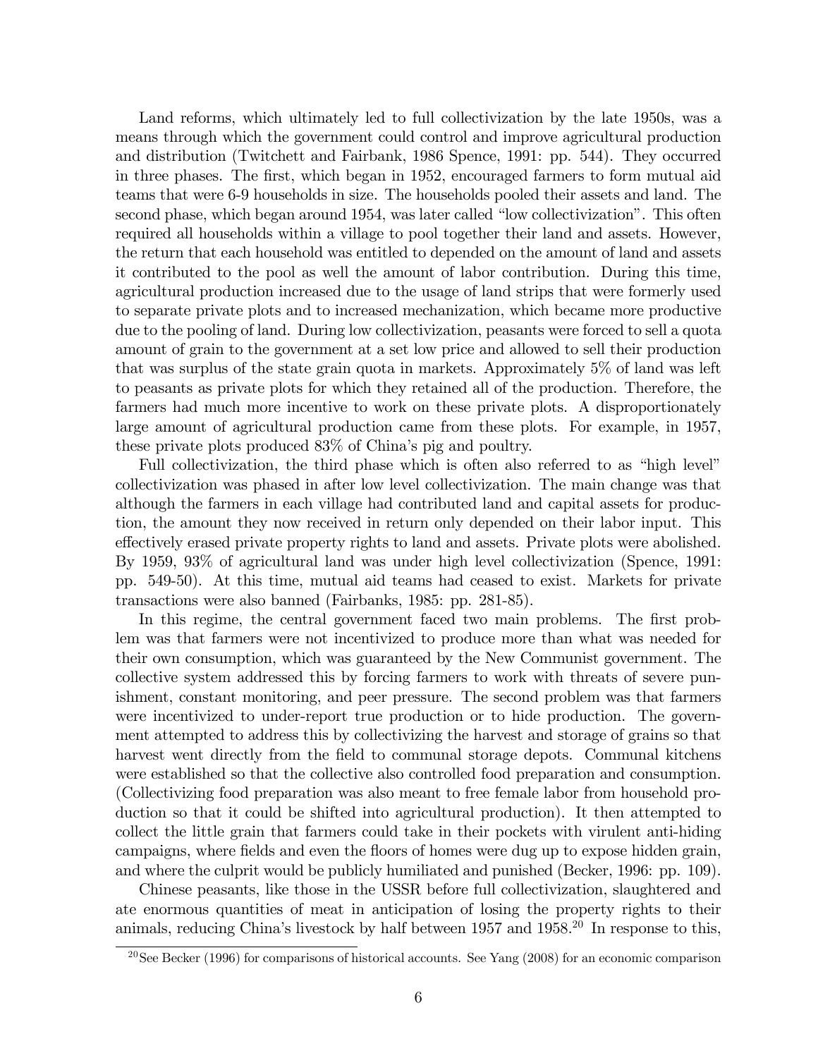Land reforms, which ultimately led to full collectivization by the late 1950s, was a means through which the government could control and improve agricultural production and distribution (Twitchett and Fairbank, 1986 Spence, 1991: pp. 544). They occurred in three phases. The first, which began in 1952, encouraged farmers to form mutual aid teams that were 6-9 households in size. The households pooled their assets and land. The second phase, which began around 1954, was later called "low collectivization". This often required all households within a village to pool together their land and assets. However, the return that each household was entitled to depended on the amount of land and assets it contributed to the pool as well the amount of labor contribution. During this time, agricultural production increased due to the usage of land strips that were formerly used to separate private plots and to increased mechanization, which became more productive due to the pooling of land. During low collectivization, peasants were forced to sell a quota amount of grain to the government at a set low price and allowed to sell their production that was surplus of the state grain quota in markets. Approximately 5% of land was left to peasants as private plots for which they retained all of the production. Therefore, the farmers had much more incentive to work on these private plots. A disproportionately large amount of agricultural production came from these plots. For example, in 1957, these private plots produced 83% of China's pig and poultry.

Full collectivization, the third phase which is often also referred to as "high level" collectivization was phased in after low level collectivization. The main change was that although the farmers in each village had contributed land and capital assets for production, the amount they now received in return only depended on their labor input. This effectively erased private property rights to land and assets. Private plots were abolished. By 1959, 93% of agricultural land was under high level collectivization (Spence, 1991: pp. 549-50). At this time, mutual aid teams had ceased to exist. Markets for private transactions were also banned (Fairbanks, 1985: pp. 281-85).

In this regime, the central government faced two main problems. The first problem was that farmers were not incentivized to produce more than what was needed for their own consumption, which was guaranteed by the New Communist government. The collective system addressed this by forcing farmers to work with threats of severe punishment, constant monitoring, and peer pressure. The second problem was that farmers were incentivized to under-report true production or to hide production. The government attempted to address this by collectivizing the harvest and storage of grains so that harvest went directly from the field to communal storage depots. Communal kitchens were established so that the collective also controlled food preparation and consumption. (Collectivizing food preparation was also meant to free female labor from household production so that it could be shifted into agricultural production). It then attempted to collect the little grain that farmers could take in their pockets with virulent anti-hiding campaigns, where fields and even the floors of homes were dug up to expose hidden grain, and where the culprit would be publicly humiliated and punished (Becker, 1996: pp. 109).

Chinese peasants, like those in the USSR before full collectivization, slaughtered and ate enormous quantities of meat in anticipation of losing the property rights to their animals, reducing China's livestock by half between 1957 and 1958.[20] In response to this,

[20] See Becker (1996) for comparisons of historical accounts. See Yang (2008) for an economic comparison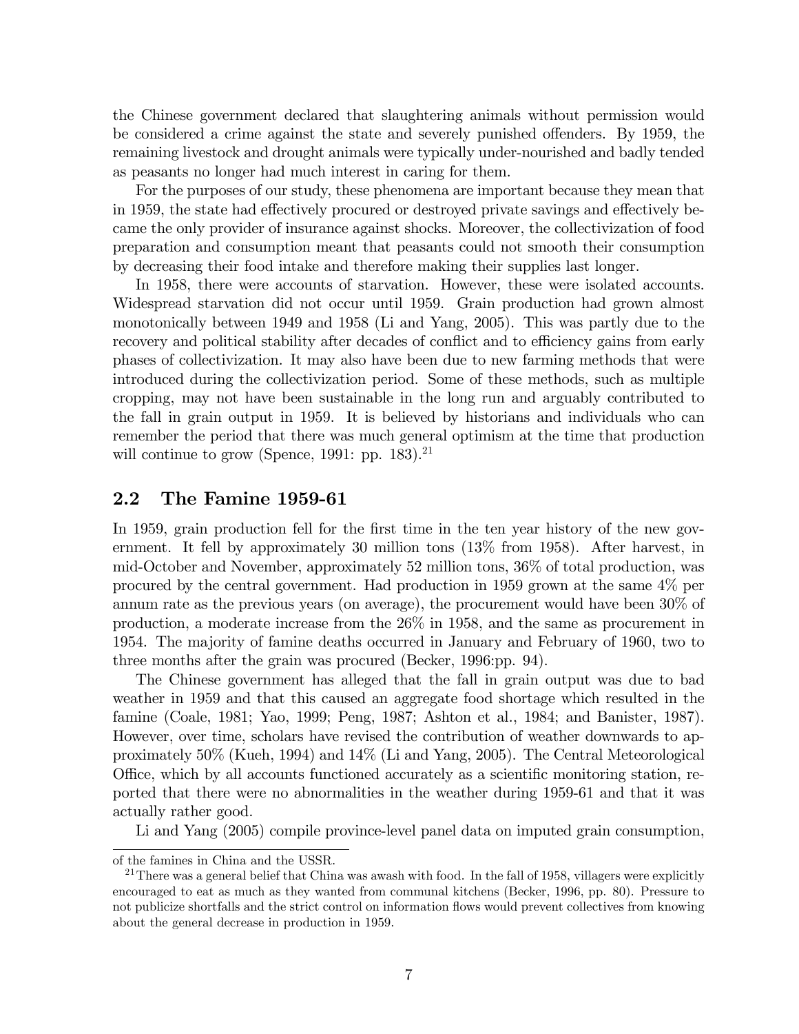the Chinese government declared that slaughtering animals without permission would be considered a crime against the state and severely punished offenders. By 1959, the remaining livestock and drought animals were typically under-nourished and badly tended as peasants no longer had much interest in caring for them.

For the purposes of our study, these phenomena are important because they mean that in 1959, the state had effectively procured or destroyed private savings and effectively became the only provider of insurance against shocks. Moreover, the collectivization of food preparation and consumption meant that peasants could not smooth their consumption by decreasing their food intake and therefore making their supplies last longer.

In 1958, there were accounts of starvation. However, these were isolated accounts. Widespread starvation did not occur until 1959. Grain production had grown almost monotonically between 1949 and 1958 (Li and Yang, 2005). This was partly due to the recovery and political stability after decades of conflict and to efficiency gains from early phases of collectivization. It may also have been due to new farming methods that were introduced during the collectivization period. Some of these methods, such as multiple cropping, may not have been sustainable in the long run and arguably contributed to the fall in grain output in 1959. It is believed by historians and individuals who can remember the period that there was much general optimism at the time that production will continue to grow (Spence, 1991: pp. 183).[21]

## 2.2 The Famine 1959-61

In 1959, grain production fell for the first time in the ten year history of the new government. It fell by approximately 30 million tons (13% from 1958). After harvest, in mid-October and November, approximately 52 million tons, 36% of total production, was procured by the central government. Had production in 1959 grown at the same 4% per annum rate as the previous years (on average), the procurement would have been 30% of production, a moderate increase from the 26% in 1958, and the same as procurement in 1954. The majority of famine deaths occurred in January and February of 1960, two to three months after the grain was procured (Becker, 1996:pp. 94).

The Chinese government has alleged that the fall in grain output was due to bad weather in 1959 and that this caused an aggregate food shortage which resulted in the famine (Coale, 1981; Yao, 1999; Peng, 1987; Ashton et al., 1984; and Banister, 1987). However, over time, scholars have revised the contribution of weather downwards to approximately 50% (Kueh, 1994) and 14% (Li and Yang, 2005). The Central Meteorological Office, which by all accounts functioned accurately as a scientific monitoring station, reported that there were no abnormalities in the weather during 1959-61 and that it was actually rather good.

Li and Yang (2005) compile province-level panel data on imputed grain consumption,

of the famines in China and the USSR.

[21] There was a general belief that China was awash with food. In the fall of 1958, villagers were explicitly encouraged to eat as much as they wanted from communal kitchens (Becker, 1996, pp. 80). Pressure to not publicize shortfalls and the strict control on information flows would prevent collectives from knowing about the general decrease in production in 1959.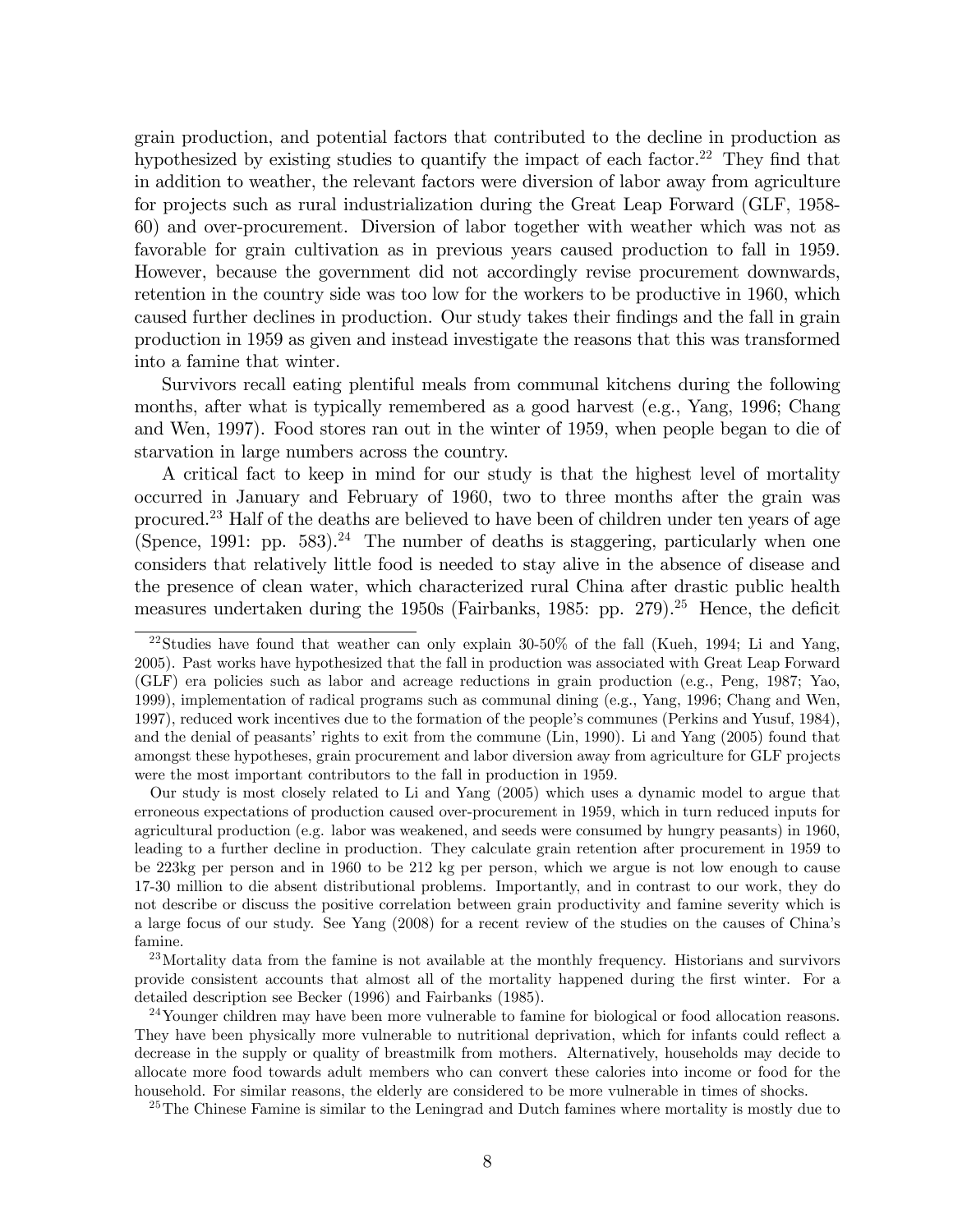grain production, and potential factors that contributed to the decline in production as hypothesized by existing studies to quantify the impact of each factor.[22] They find that in addition to weather, the relevant factors were diversion of labor away from agriculture for projects such as rural industrialization during the Great Leap Forward (GLF, 1958-60) and over-procurement. Diversion of labor together with weather which was not as favorable for grain cultivation as in previous years caused production to fall in 1959. However, because the government did not accordingly revise procurement downwards, retention in the country side was too low for the workers to be productive in 1960, which caused further declines in production. Our study takes their findings and the fall in grain production in 1959 as given and instead investigate the reasons that this was transformed into a famine that winter.

Survivors recall eating plentiful meals from communal kitchens during the following months, after what is typically remembered as a good harvest (e.g., Yang, 1996; Chang and Wen, 1997). Food stores ran out in the winter of 1959, when people began to die of starvation in large numbers across the country.

A critical fact to keep in mind for our study is that the highest level of mortality occurred in January and February of 1960, two to three months after the grain was procured.[23] Half of the deaths are believed to have been of children under ten years of age (Spence, 1991: pp. 583).[24] The number of deaths is staggering, particularly when one considers that relatively little food is needed to stay alive in the absence of disease and the presence of clean water, which characterized rural China after drastic public health measures undertaken during the 1950s (Fairbanks, 1985: pp. 279).[25] Hence, the deficit

---

[22] Studies have found that weather can only explain 30-50% of the fall (Kueh, 1994; Li and Yang, 2005). Past works have hypothesized that the fall in production was associated with Great Leap Forward (GLF) era policies such as labor and acreage reductions in grain production (e.g., Peng, 1987; Yao, 1999), implementation of radical programs such as communal dining (e.g., Yang, 1996; Chang and Wen, 1997), reduced work incentives due to the formation of the people's communes (Perkins and Yusuf, 1984), and the denial of peasants' rights to exit from the commune (Lin, 1990). Li and Yang (2005) found that amongst these hypotheses, grain procurement and labor diversion away from agriculture for GLF projects were the most important contributors to the fall in production in 1959.

Our study is most closely related to Li and Yang (2005) which uses a dynamic model to argue that erroneous expectations of production caused over-procurement in 1959, which in turn reduced inputs for agricultural production (e.g. labor was weakened, and seeds were consumed by hungry peasants) in 1960, leading to a further decline in production. They calculate grain retention after procurement in 1959 to be 223kg per person and in 1960 to be 212 kg per person, which we argue is not low enough to cause 17-30 million to die absent distributional problems. Importantly, and in contrast to our work, they do not describe or discuss the positive correlation between grain productivity and famine severity which is a large focus of our study. See Yang (2008) for a recent review of the studies on the causes of China's famine.

[23] Mortality data from the famine is not available at the monthly frequency. Historians and survivors provide consistent accounts that almost all of the mortality happened during the first winter. For a detailed description see Becker (1996) and Fairbanks (1985).

[24] Younger children may have been more vulnerable to famine for biological or food allocation reasons. They have been physically more vulnerable to nutritional deprivation, which for infants could reflect a decrease in the supply or quality of breastmilk from mothers. Alternatively, households may decide to allocate more food towards adult members who can convert these calories into income or food for the household. For similar reasons, the elderly are considered to be more vulnerable in times of shocks.

[25] The Chinese Famine is similar to the Leningrad and Dutch famines where mortality is mostly due to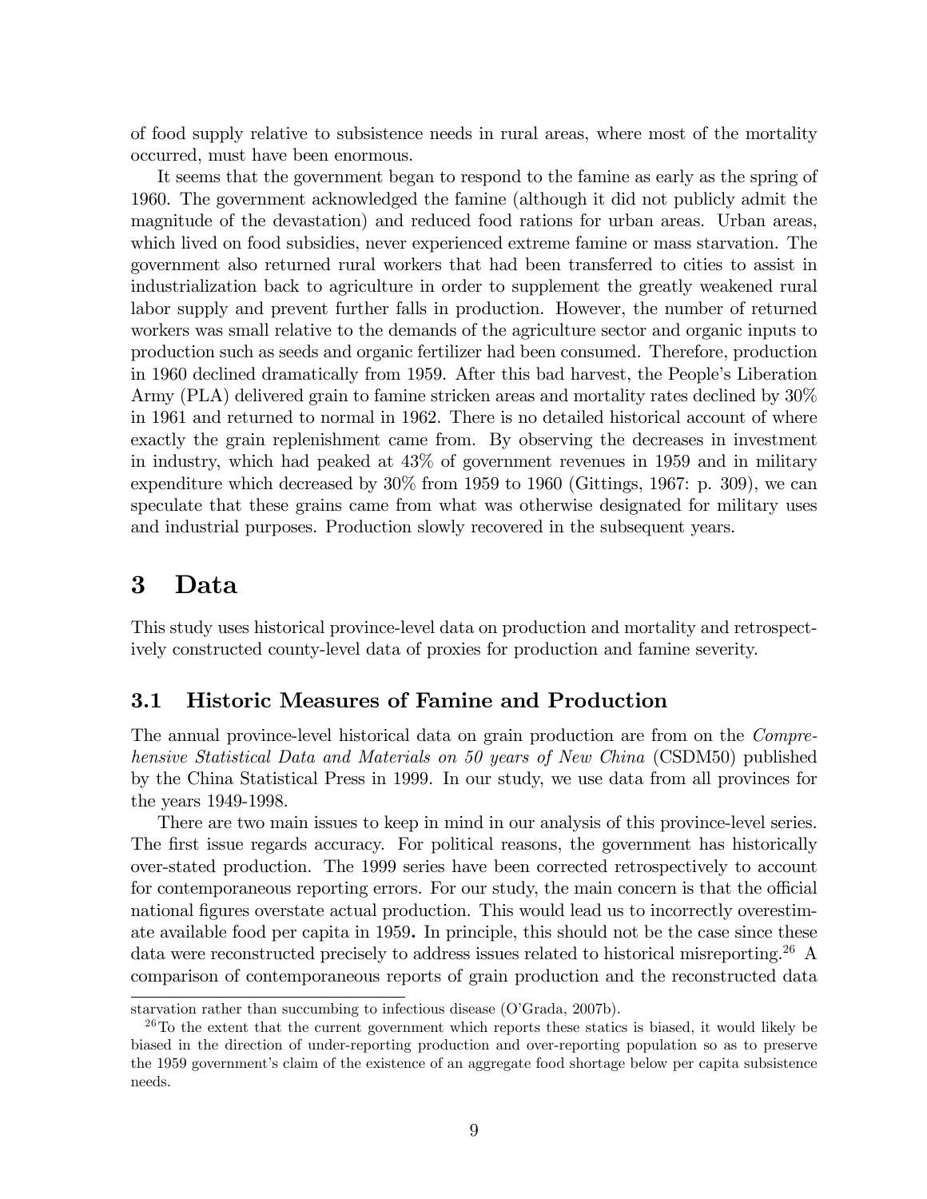of food supply relative to subsistence needs in rural areas, where most of the mortality occurred, must have been enormous.

It seems that the government began to respond to the famine as early as the spring of 1960. The government acknowledged the famine (although it did not publicly admit the magnitude of the devastation) and reduced food rations for urban areas. Urban areas, which lived on food subsidies, never experienced extreme famine or mass starvation. The government also returned rural workers that had been transferred to cities to assist in industrialization back to agriculture in order to supplement the greatly weakened rural labor supply and prevent further falls in production. However, the number of returned workers was small relative to the demands of the agriculture sector and organic inputs to production such as seeds and organic fertilizer had been consumed. Therefore, production in 1960 declined dramatically from 1959. After this bad harvest, the People's Liberation Army (PLA) delivered grain to famine stricken areas and mortality rates declined by 30% in 1961 and returned to normal in 1962. There is no detailed historical account of where exactly the grain replenishment came from. By observing the decreases in investment in industry, which had peaked at 43% of government revenues in 1959 and in military expenditure which decreased by 30% from 1959 to 1960 (Gittings, 1967: p. 309), we can speculate that these grains came from what was otherwise designated for military uses and industrial purposes. Production slowly recovered in the subsequent years.

# 3 Data

This study uses historical province-level data on production and mortality and retrospectively constructed county-level data of proxies for production and famine severity.

## 3.1 Historic Measures of Famine and Production

The annual province-level historical data on grain production are from on the *Comprehensive Statistical Data and Materials on 50 years of New China* (CSDM50) published by the China Statistical Press in 1999. In our study, we use data from all provinces for the years 1949-1998.

There are two main issues to keep in mind in our analysis of this province-level series. The first issue regards accuracy. For political reasons, the government has historically over-stated production. The 1999 series have been corrected retrospectively to account for contemporaneous reporting errors. For our study, the main concern is that the official national figures overstate actual production. This would lead us to incorrectly overestimate available food per capita in 1959**.** In principle, this should not be the case since these data were reconstructed precisely to address issues related to historical misreporting.[26] A comparison of contemporaneous reports of grain production and the reconstructed data

starvation rather than succumbing to infectious disease (O'Grada, 2007b).

[26] To the extent that the current government which reports these statics is biased, it would likely be biased in the direction of under-reporting production and over-reporting population so as to preserve the 1959 government's claim of the existence of an aggregate food shortage below per capita subsistence needs.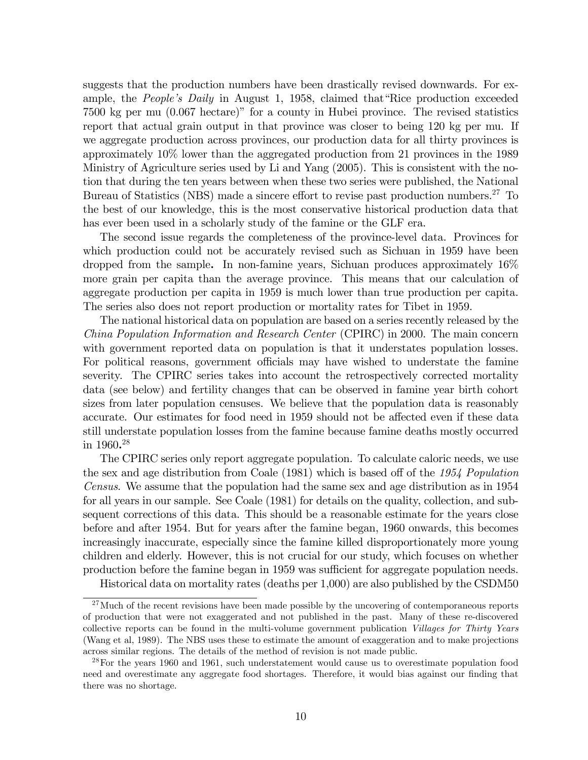suggests that the production numbers have been drastically revised downwards. For example, the *People's Daily* in August 1, 1958, claimed that "Rice production exceeded 7500 kg per mu (0.067 hectare)" for a county in Hubei province. The revised statistics report that actual grain output in that province was closer to being 120 kg per mu. If we aggregate production across provinces, our production data for all thirty provinces is approximately 10% lower than the aggregated production from 21 provinces in the 1989 Ministry of Agriculture series used by Li and Yang (2005). This is consistent with the notion that during the ten years between when these two series were published, the National Bureau of Statistics (NBS) made a sincere effort to revise past production numbers.[27] To the best of our knowledge, this is the most conservative historical production data that has ever been used in a scholarly study of the famine or the GLF era.

The second issue regards the completeness of the province-level data. Provinces for which production could not be accurately revised such as Sichuan in 1959 have been dropped from the sample**.** In non-famine years, Sichuan produces approximately 16% more grain per capita than the average province. This means that our calculation of aggregate production per capita in 1959 is much lower than true production per capita. The series also does not report production or mortality rates for Tibet in 1959.

The national historical data on population are based on a series recently released by the *China Population Information and Research Center* (CPIRC) in 2000. The main concern with government reported data on population is that it understates population losses. For political reasons, government officials may have wished to understate the famine severity. The CPIRC series takes into account the retrospectively corrected mortality data (see below) and fertility changes that can be observed in famine year birth cohort sizes from later population censuses. We believe that the population data is reasonably accurate. Our estimates for food need in 1959 should not be affected even if these data still understate population losses from the famine because famine deaths mostly occurred in 1960**.**[28]

The CPIRC series only report aggregate population. To calculate caloric needs, we use the sex and age distribution from Coale (1981) which is based off of the *1954 Population Census*. We assume that the population had the same sex and age distribution as in 1954 for all years in our sample. See Coale (1981) for details on the quality, collection, and subsequent corrections of this data. This should be a reasonable estimate for the years close before and after 1954. But for years after the famine began, 1960 onwards, this becomes increasingly inaccurate, especially since the famine killed disproportionately more young children and elderly. However, this is not crucial for our study, which focuses on whether production before the famine began in 1959 was sufficient for aggregate population needs.

Historical data on mortality rates (deaths per 1,000) are also published by the CSDM50

[27] Much of the recent revisions have been made possible by the uncovering of contemporaneous reports of production that were not exaggerated and not published in the past. Many of these re-discovered collective reports can be found in the multi-volume government publication *Villages for Thirty Years* (Wang et al, 1989). The NBS uses these to estimate the amount of exaggeration and to make projections across similar regions. The details of the method of revision is not made public.

[28] For the years 1960 and 1961, such understatement would cause us to overestimate population food need and overestimate any aggregate food shortages. Therefore, it would bias against our finding that there was no shortage.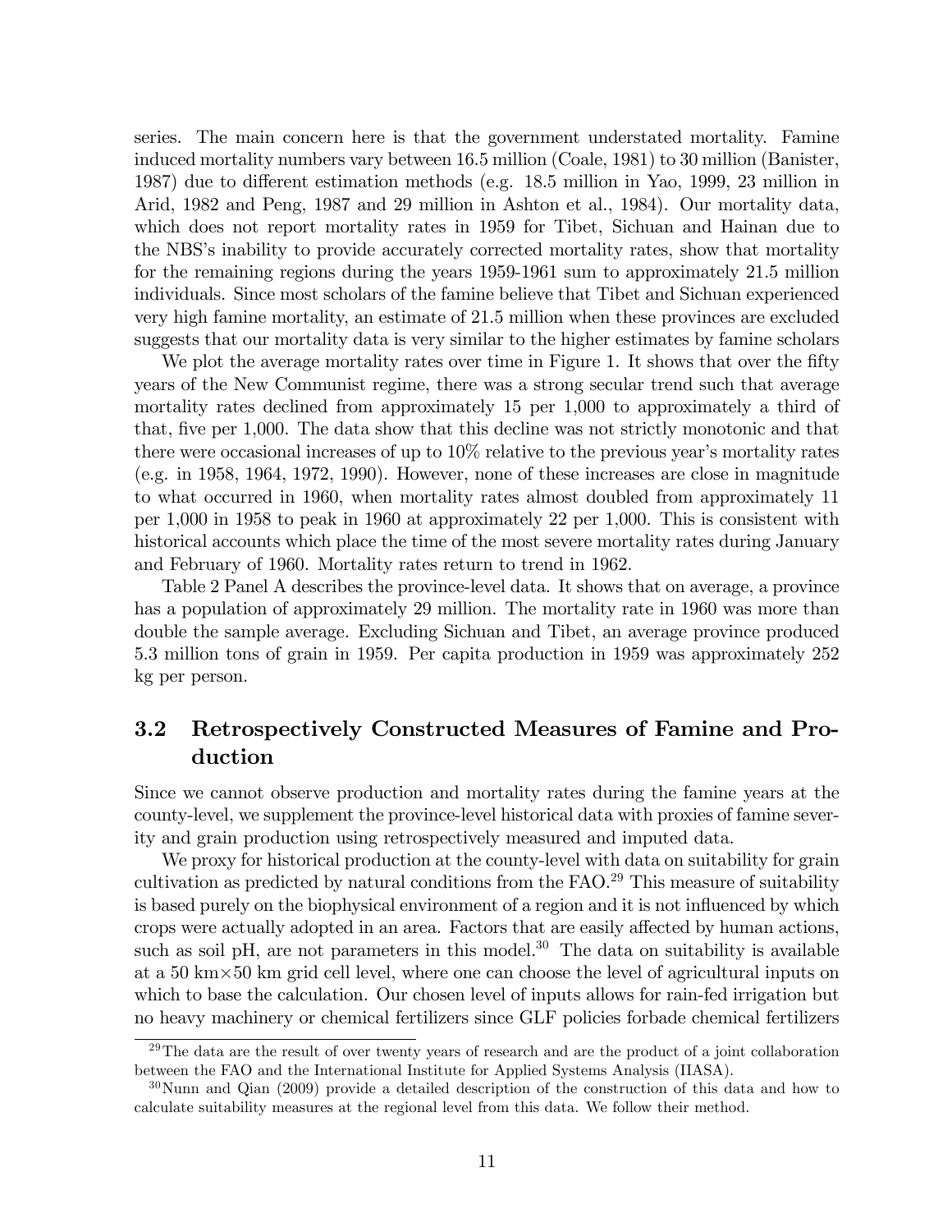series. The main concern here is that the government understated mortality. Famine induced mortality numbers vary between 16.5 million (Coale, 1981) to 30 million (Banister, 1987) due to different estimation methods (e.g. 18.5 million in Yao, 1999, 23 million in Arid, 1982 and Peng, 1987 and 29 million in Ashton et al., 1984). Our mortality data, which does not report mortality rates in 1959 for Tibet, Sichuan and Hainan due to the NBS's inability to provide accurately corrected mortality rates, show that mortality for the remaining regions during the years 1959-1961 sum to approximately 21.5 million individuals. Since most scholars of the famine believe that Tibet and Sichuan experienced very high famine mortality, an estimate of 21.5 million when these provinces are excluded suggests that our mortality data is very similar to the higher estimates by famine scholars

We plot the average mortality rates over time in Figure 1. It shows that over the fifty years of the New Communist regime, there was a strong secular trend such that average mortality rates declined from approximately 15 per 1,000 to approximately a third of that, five per 1,000. The data show that this decline was not strictly monotonic and that there were occasional increases of up to 10% relative to the previous year's mortality rates (e.g. in 1958, 1964, 1972, 1990). However, none of these increases are close in magnitude to what occurred in 1960, when mortality rates almost doubled from approximately 11 per 1,000 in 1958 to peak in 1960 at approximately 22 per 1,000. This is consistent with historical accounts which place the time of the most severe mortality rates during January and February of 1960. Mortality rates return to trend in 1962.

Table 2 Panel A describes the province-level data. It shows that on average, a province has a population of approximately 29 million. The mortality rate in 1960 was more than double the sample average. Excluding Sichuan and Tibet, an average province produced 5.3 million tons of grain in 1959. Per capita production in 1959 was approximately 252 kg per person.

## 3.2 Retrospectively Constructed Measures of Famine and Production

Since we cannot observe production and mortality rates during the famine years at the county-level, we supplement the province-level historical data with proxies of famine severity and grain production using retrospectively measured and imputed data.

We proxy for historical production at the county-level with data on suitability for grain cultivation as predicted by natural conditions from the FAO.[29] This measure of suitability is based purely on the biophysical environment of a region and it is not influenced by which crops were actually adopted in an area. Factors that are easily affected by human actions, such as soil pH, are not parameters in this model.[30] The data on suitability is available at a 50 km×50 km grid cell level, where one can choose the level of agricultural inputs on which to base the calculation. Our chosen level of inputs allows for rain-fed irrigation but no heavy machinery or chemical fertilizers since GLF policies forbade chemical fertilizers

[29] The data are the result of over twenty years of research and are the product of a joint collaboration between the FAO and the International Institute for Applied Systems Analysis (IIASA).

[30] Nunn and Qian (2009) provide a detailed description of the construction of this data and how to calculate suitability measures at the regional level from this data. We follow their method.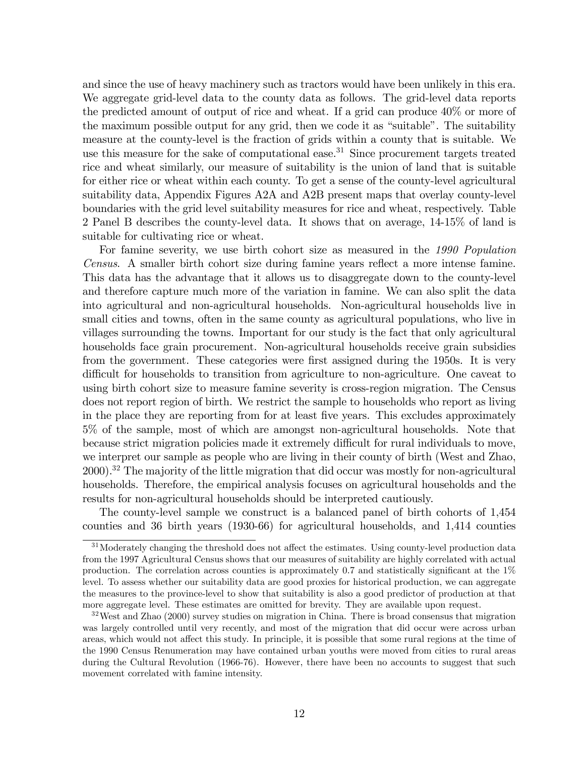and since the use of heavy machinery such as tractors would have been unlikely in this era. We aggregate grid-level data to the county data as follows. The grid-level data reports the predicted amount of output of rice and wheat. If a grid can produce 40% or more of the maximum possible output for any grid, then we code it as "suitable". The suitability measure at the county-level is the fraction of grids within a county that is suitable. We use this measure for the sake of computational ease.[31] Since procurement targets treated rice and wheat similarly, our measure of suitability is the union of land that is suitable for either rice or wheat within each county. To get a sense of the county-level agricultural suitability data, Appendix Figures A2A and A2B present maps that overlay county-level boundaries with the grid level suitability measures for rice and wheat, respectively. Table 2 Panel B describes the county-level data. It shows that on average, 14-15% of land is suitable for cultivating rice or wheat.

For famine severity, we use birth cohort size as measured in the *1990 Population Census*. A smaller birth cohort size during famine years reflect a more intense famine. This data has the advantage that it allows us to disaggregate down to the county-level and therefore capture much more of the variation in famine. We can also split the data into agricultural and non-agricultural households. Non-agricultural households live in small cities and towns, often in the same county as agricultural populations, who live in villages surrounding the towns. Important for our study is the fact that only agricultural households face grain procurement. Non-agricultural households receive grain subsidies from the government. These categories were first assigned during the 1950s. It is very difficult for households to transition from agriculture to non-agriculture. One caveat to using birth cohort size to measure famine severity is cross-region migration. The Census does not report region of birth. We restrict the sample to households who report as living in the place they are reporting from for at least five years. This excludes approximately 5% of the sample, most of which are amongst non-agricultural households. Note that because strict migration policies made it extremely difficult for rural individuals to move, we interpret our sample as people who are living in their county of birth (West and Zhao, 2000).[32] The majority of the little migration that did occur was mostly for non-agricultural households. Therefore, the empirical analysis focuses on agricultural households and the results for non-agricultural households should be interpreted cautiously.

The county-level sample we construct is a balanced panel of birth cohorts of 1,454 counties and 36 birth years (1930-66) for agricultural households, and 1,414 counties

[31] Moderately changing the threshold does not affect the estimates. Using county-level production data from the 1997 Agricultural Census shows that our measures of suitability are highly correlated with actual production. The correlation across counties is approximately 0.7 and statistically significant at the 1% level. To assess whether our suitability data are good proxies for historical production, we can aggregate the measures to the province-level to show that suitability is also a good predictor of production at that more aggregate level. These estimates are omitted for brevity. They are available upon request.

[32] West and Zhao (2000) survey studies on migration in China. There is broad consensus that migration was largely controlled until very recently, and most of the migration that did occur were across urban areas, which would not affect this study. In principle, it is possible that some rural regions at the time of the 1990 Census Renumeration may have contained urban youths were moved from cities to rural areas during the Cultural Revolution (1966-76). However, there have been no accounts to suggest that such movement correlated with famine intensity.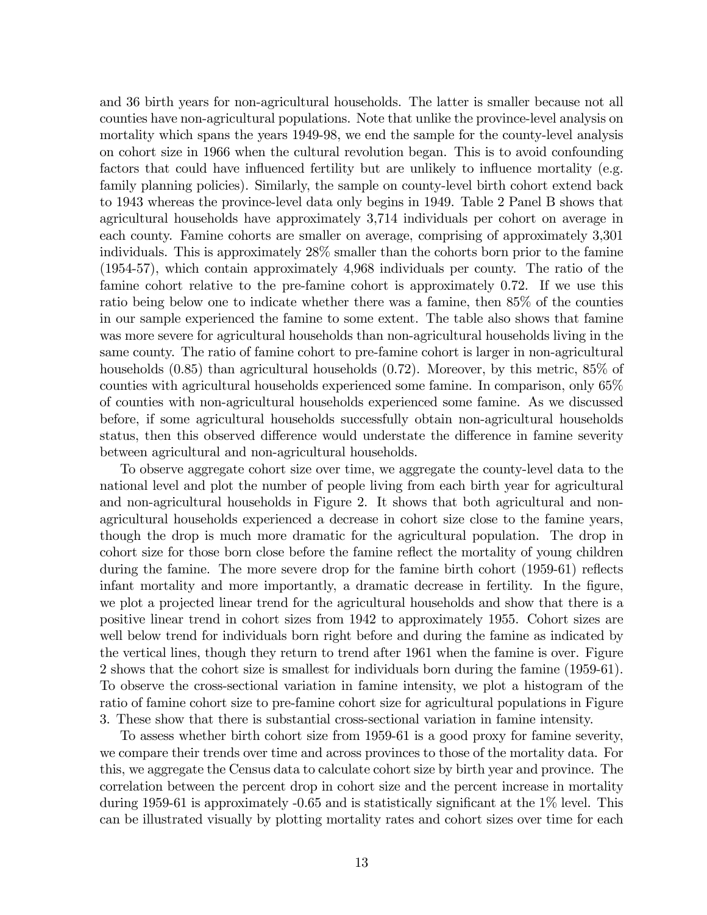and 36 birth years for non-agricultural households. The latter is smaller because not all counties have non-agricultural populations. Note that unlike the province-level analysis on mortality which spans the years 1949-98, we end the sample for the county-level analysis on cohort size in 1966 when the cultural revolution began. This is to avoid confounding factors that could have influenced fertility but are unlikely to influence mortality (e.g. family planning policies). Similarly, the sample on county-level birth cohort extend back to 1943 whereas the province-level data only begins in 1949. Table 2 Panel B shows that agricultural households have approximately 3,714 individuals per cohort on average in each county. Famine cohorts are smaller on average, comprising of approximately 3,301 individuals. This is approximately 28% smaller than the cohorts born prior to the famine (1954-57), which contain approximately 4,968 individuals per county. The ratio of the famine cohort relative to the pre-famine cohort is approximately 0.72. If we use this ratio being below one to indicate whether there was a famine, then 85% of the counties in our sample experienced the famine to some extent. The table also shows that famine was more severe for agricultural households than non-agricultural households living in the same county. The ratio of famine cohort to pre-famine cohort is larger in non-agricultural households (0.85) than agricultural households (0.72). Moreover, by this metric, 85% of counties with agricultural households experienced some famine. In comparison, only 65% of counties with non-agricultural households experienced some famine. As we discussed before, if some agricultural households successfully obtain non-agricultural households status, then this observed difference would understate the difference in famine severity between agricultural and non-agricultural households.

To observe aggregate cohort size over time, we aggregate the county-level data to the national level and plot the number of people living from each birth year for agricultural and non-agricultural households in Figure 2. It shows that both agricultural and non-agricultural households experienced a decrease in cohort size close to the famine years, though the drop is much more dramatic for the agricultural population. The drop in cohort size for those born close before the famine reflect the mortality of young children during the famine. The more severe drop for the famine birth cohort (1959-61) reflects infant mortality and more importantly, a dramatic decrease in fertility. In the figure, we plot a projected linear trend for the agricultural households and show that there is a positive linear trend in cohort sizes from 1942 to approximately 1955. Cohort sizes are well below trend for individuals born right before and during the famine as indicated by the vertical lines, though they return to trend after 1961 when the famine is over. Figure 2 shows that the cohort size is smallest for individuals born during the famine (1959-61). To observe the cross-sectional variation in famine intensity, we plot a histogram of the ratio of famine cohort size to pre-famine cohort size for agricultural populations in Figure 3. These show that there is substantial cross-sectional variation in famine intensity.

To assess whether birth cohort size from 1959-61 is a good proxy for famine severity, we compare their trends over time and across provinces to those of the mortality data. For this, we aggregate the Census data to calculate cohort size by birth year and province. The correlation between the percent drop in cohort size and the percent increase in mortality during 1959-61 is approximately -0.65 and is statistically significant at the 1% level. This can be illustrated visually by plotting mortality rates and cohort sizes over time for each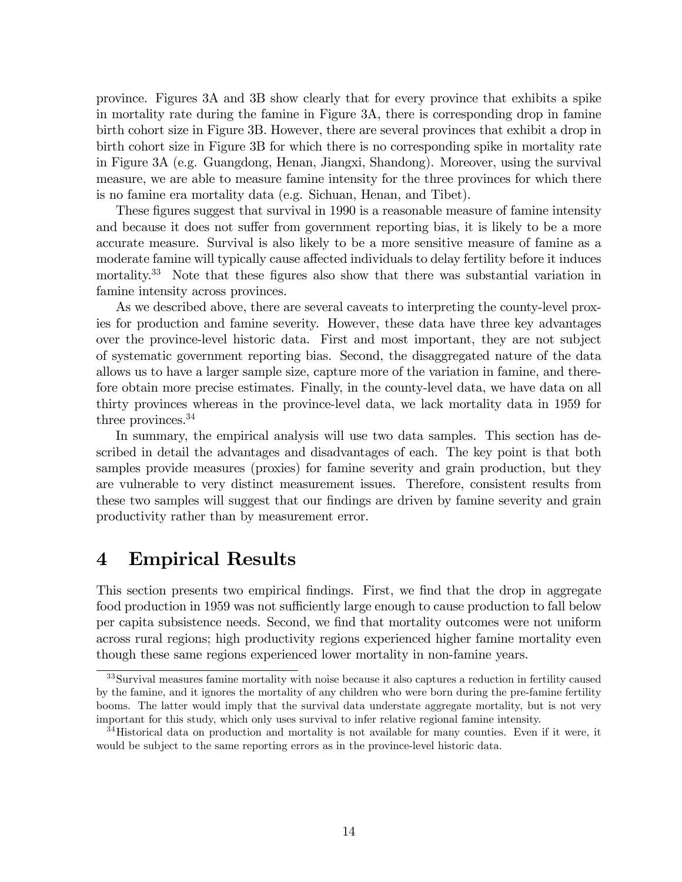province. Figures 3A and 3B show clearly that for every province that exhibits a spike in mortality rate during the famine in Figure 3A, there is corresponding drop in famine birth cohort size in Figure 3B. However, there are several provinces that exhibit a drop in birth cohort size in Figure 3B for which there is no corresponding spike in mortality rate in Figure 3A (e.g. Guangdong, Henan, Jiangxi, Shandong). Moreover, using the survival measure, we are able to measure famine intensity for the three provinces for which there is no famine era mortality data (e.g. Sichuan, Henan, and Tibet).

These figures suggest that survival in 1990 is a reasonable measure of famine intensity and because it does not suffer from government reporting bias, it is likely to be a more accurate measure. Survival is also likely to be a more sensitive measure of famine as a moderate famine will typically cause affected individuals to delay fertility before it induces mortality.[33] Note that these figures also show that there was substantial variation in famine intensity across provinces.

As we described above, there are several caveats to interpreting the county-level proxies for production and famine severity. However, these data have three key advantages over the province-level historic data. First and most important, they are not subject of systematic government reporting bias. Second, the disaggregated nature of the data allows us to have a larger sample size, capture more of the variation in famine, and therefore obtain more precise estimates. Finally, in the county-level data, we have data on all thirty provinces whereas in the province-level data, we lack mortality data in 1959 for three provinces.[34]

In summary, the empirical analysis will use two data samples. This section has described in detail the advantages and disadvantages of each. The key point is that both samples provide measures (proxies) for famine severity and grain production, but they are vulnerable to very distinct measurement issues. Therefore, consistent results from these two samples will suggest that our findings are driven by famine severity and grain productivity rather than by measurement error.

# 4 Empirical Results

This section presents two empirical findings. First, we find that the drop in aggregate food production in 1959 was not sufficiently large enough to cause production to fall below per capita subsistence needs. Second, we find that mortality outcomes were not uniform across rural regions; high productivity regions experienced higher famine mortality even though these same regions experienced lower mortality in non-famine years.

[33] Survival measures famine mortality with noise because it also captures a reduction in fertility caused by the famine, and it ignores the mortality of any children who were born during the pre-famine fertility booms. The latter would imply that the survival data understate aggregate mortality, but is not very important for this study, which only uses survival to infer relative regional famine intensity.

[34] Historical data on production and mortality is not available for many counties. Even if it were, it would be subject to the same reporting errors as in the province-level historic data.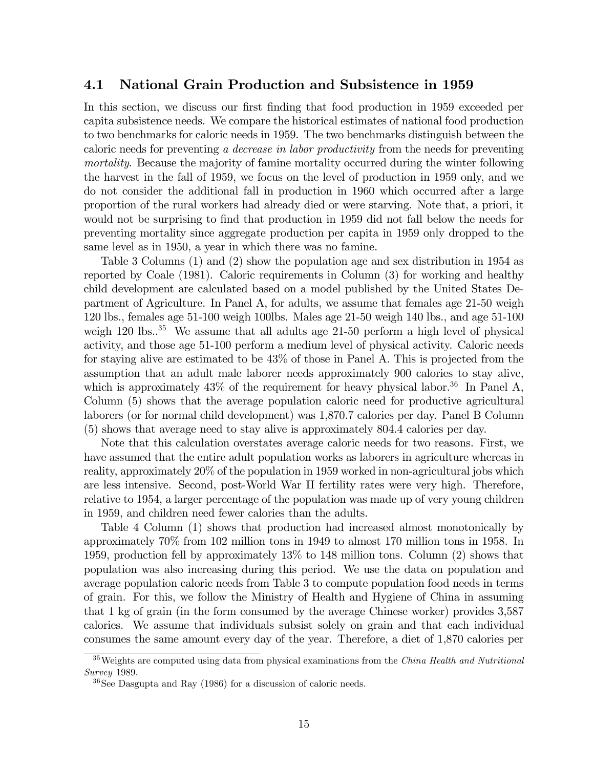### 4.1 National Grain Production and Subsistence in 1959

In this section, we discuss our first finding that food production in 1959 exceeded per capita subsistence needs. We compare the historical estimates of national food production to two benchmarks for caloric needs in 1959. The two benchmarks distinguish between the caloric needs for preventing *a decrease in labor productivity* from the needs for preventing *mortality*. Because the majority of famine mortality occurred during the winter following the harvest in the fall of 1959, we focus on the level of production in 1959 only, and we do not consider the additional fall in production in 1960 which occurred after a large proportion of the rural workers had already died or were starving. Note that, a priori, it would not be surprising to find that production in 1959 did not fall below the needs for preventing mortality since aggregate production per capita in 1959 only dropped to the same level as in 1950, a year in which there was no famine.

Table 3 Columns (1) and (2) show the population age and sex distribution in 1954 as reported by Coale (1981). Caloric requirements in Column (3) for working and healthy child development are calculated based on a model published by the United States Department of Agriculture. In Panel A, for adults, we assume that females age 21-50 weigh 120 lbs., females age 51-100 weigh 100lbs. Males age 21-50 weigh 140 lbs., and age 51-100 weigh 120 lbs..[35] We assume that all adults age 21-50 perform a high level of physical activity, and those age 51-100 perform a medium level of physical activity. Caloric needs for staying alive are estimated to be 43% of those in Panel A. This is projected from the assumption that an adult male laborer needs approximately 900 calories to stay alive, which is approximately 43% of the requirement for heavy physical labor.[36] In Panel A, Column (5) shows that the average population caloric need for productive agricultural laborers (or for normal child development) was 1,870.7 calories per day. Panel B Column (5) shows that average need to stay alive is approximately 804.4 calories per day.

Note that this calculation overstates average caloric needs for two reasons. First, we have assumed that the entire adult population works as laborers in agriculture whereas in reality, approximately 20% of the population in 1959 worked in non-agricultural jobs which are less intensive. Second, post-World War II fertility rates were very high. Therefore, relative to 1954, a larger percentage of the population was made up of very young children in 1959, and children need fewer calories than the adults.

Table 4 Column (1) shows that production had increased almost monotonically by approximately 70% from 102 million tons in 1949 to almost 170 million tons in 1958. In 1959, production fell by approximately 13% to 148 million tons. Column (2) shows that population was also increasing during this period. We use the data on population and average population caloric needs from Table 3 to compute population food needs in terms of grain. For this, we follow the Ministry of Health and Hygiene of China in assuming that 1 kg of grain (in the form consumed by the average Chinese worker) provides 3,587 calories. We assume that individuals subsist solely on grain and that each individual consumes the same amount every day of the year. Therefore, a diet of 1,870 calories per

[35] Weights are computed using data from physical examinations from the *China Health and Nutritional Survey* 1989.

[36] See Dasgupta and Ray (1986) for a discussion of caloric needs.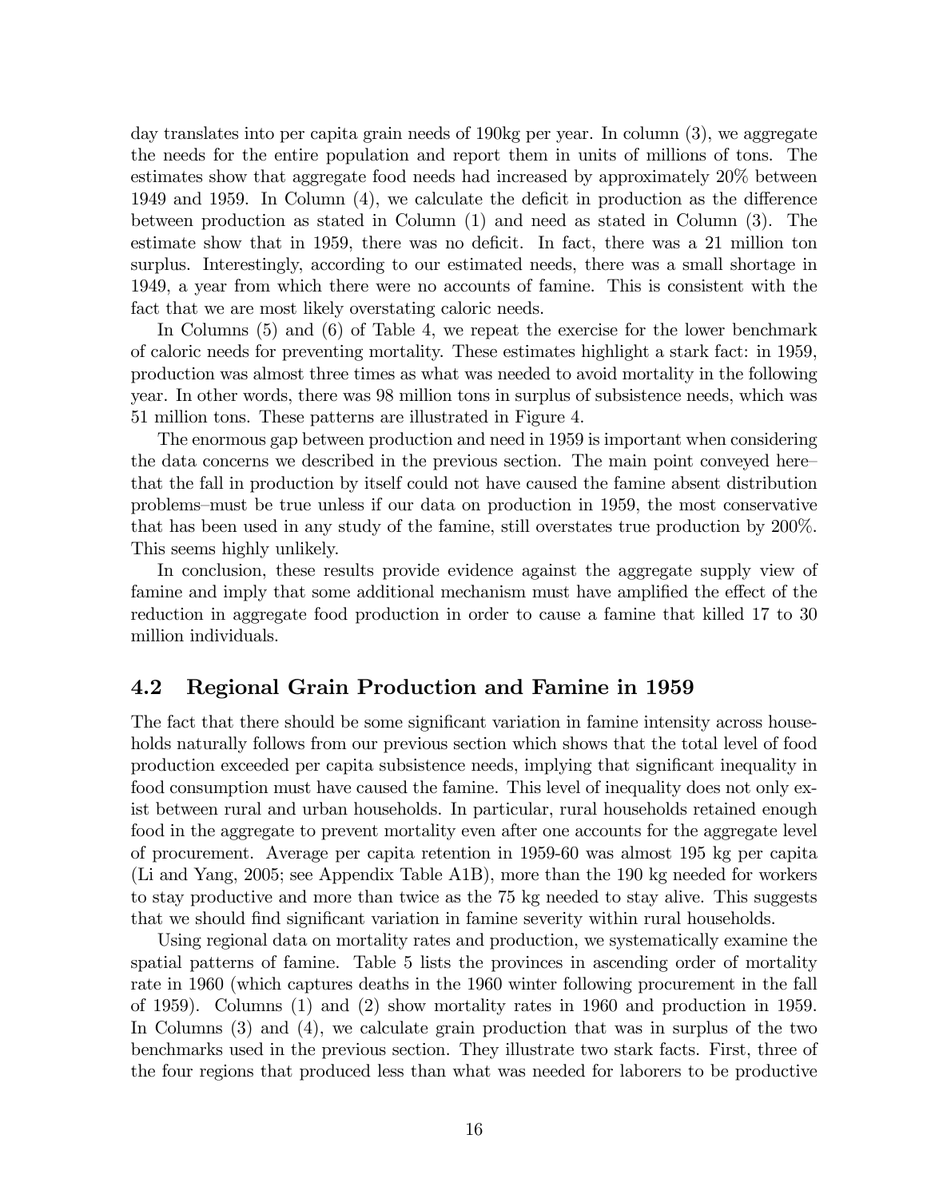day translates into per capita grain needs of 190kg per year. In column (3), we aggregate the needs for the entire population and report them in units of millions of tons. The estimates show that aggregate food needs had increased by approximately 20% between 1949 and 1959. In Column (4), we calculate the deficit in production as the difference between production as stated in Column (1) and need as stated in Column (3). The estimate show that in 1959, there was no deficit. In fact, there was a 21 million ton surplus. Interestingly, according to our estimated needs, there was a small shortage in 1949, a year from which there were no accounts of famine. This is consistent with the fact that we are most likely overstating caloric needs.

In Columns (5) and (6) of Table 4, we repeat the exercise for the lower benchmark of caloric needs for preventing mortality. These estimates highlight a stark fact: in 1959, production was almost three times as what was needed to avoid mortality in the following year. In other words, there was 98 million tons in surplus of subsistence needs, which was 51 million tons. These patterns are illustrated in Figure 4.

The enormous gap between production and need in 1959 is important when considering the data concerns we described in the previous section. The main point conveyed here–that the fall in production by itself could not have caused the famine absent distribution problems–must be true unless if our data on production in 1959, the most conservative that has been used in any study of the famine, still overstates true production by 200%. This seems highly unlikely.

In conclusion, these results provide evidence against the aggregate supply view of famine and imply that some additional mechanism must have amplified the effect of the reduction in aggregate food production in order to cause a famine that killed 17 to 30 million individuals.

## 4.2 Regional Grain Production and Famine in 1959

The fact that there should be some significant variation in famine intensity across households naturally follows from our previous section which shows that the total level of food production exceeded per capita subsistence needs, implying that significant inequality in food consumption must have caused the famine. This level of inequality does not only exist between rural and urban households. In particular, rural households retained enough food in the aggregate to prevent mortality even after one accounts for the aggregate level of procurement. Average per capita retention in 1959-60 was almost 195 kg per capita (Li and Yang, 2005; see Appendix Table A1B), more than the 190 kg needed for workers to stay productive and more than twice as the 75 kg needed to stay alive. This suggests that we should find significant variation in famine severity within rural households.

Using regional data on mortality rates and production, we systematically examine the spatial patterns of famine. Table 5 lists the provinces in ascending order of mortality rate in 1960 (which captures deaths in the 1960 winter following procurement in the fall of 1959). Columns (1) and (2) show mortality rates in 1960 and production in 1959. In Columns (3) and (4), we calculate grain production that was in surplus of the two benchmarks used in the previous section. They illustrate two stark facts. First, three of the four regions that produced less than what was needed for laborers to be productive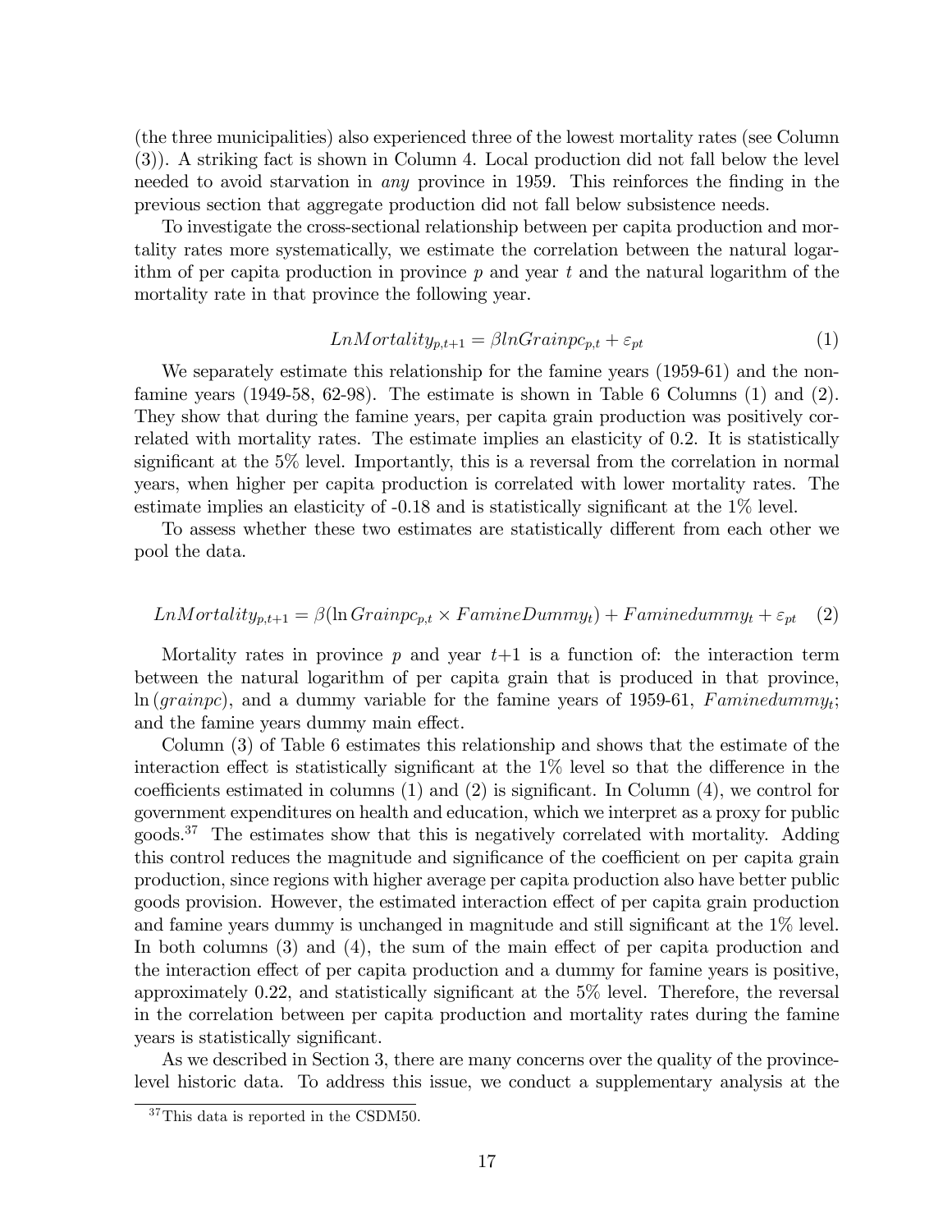(the three municipalities) also experienced three of the lowest mortality rates (see Column (3)). A striking fact is shown in Column 4. Local production did not fall below the level needed to avoid starvation in *any* province in 1959. This reinforces the finding in the previous section that aggregate production did not fall below subsistence needs.

To investigate the cross-sectional relationship between per capita production and mortality rates more systematically, we estimate the correlation between the natural logarithm of per capita production in province $p$ and year $t$ and the natural logarithm of the mortality rate in that province the following year.

$$LnMortality_{p,t+1} = \beta lnGrainpc_{p,t} + \varepsilon_{pt} \tag{1}$$

We separately estimate this relationship for the famine years (1959-61) and the non-famine years (1949-58, 62-98). The estimate is shown in Table 6 Columns (1) and (2). They show that during the famine years, per capita grain production was positively correlated with mortality rates. The estimate implies an elasticity of 0.2. It is statistically significant at the 5% level. Importantly, this is a reversal from the correlation in normal years, when higher per capita production is correlated with lower mortality rates. The estimate implies an elasticity of -0.18 and is statistically significant at the 1% level.

To assess whether these two estimates are statistically different from each other we pool the data.

$$LnMortality_{p,t+1} = \beta(\ln Grainpc_{p,t} \times FamineDummy_t) + Faminedummy_t + \varepsilon_{pt} \tag{2}$$

Mortality rates in province $p$ and year $t$+1 is a function of: the interaction term between the natural logarithm of per capita grain that is produced in that province, $\ln(grainpc)$, and a dummy variable for the famine years of 1959-61, $Faminedummy_t$; and the famine years dummy main effect.

Column (3) of Table 6 estimates this relationship and shows that the estimate of the interaction effect is statistically significant at the 1% level so that the difference in the coefficients estimated in columns (1) and (2) is significant. In Column (4), we control for government expenditures on health and education, which we interpret as a proxy for public goods.[37] The estimates show that this is negatively correlated with mortality. Adding this control reduces the magnitude and significance of the coefficient on per capita grain production, since regions with higher average per capita production also have better public goods provision. However, the estimated interaction effect of per capita grain production and famine years dummy is unchanged in magnitude and still significant at the 1% level. In both columns (3) and (4), the sum of the main effect of per capita production and the interaction effect of per capita production and a dummy for famine years is positive, approximately 0.22, and statistically significant at the 5% level. Therefore, the reversal in the correlation between per capita production and mortality rates during the famine years is statistically significant.

As we described in Section 3, there are many concerns over the quality of the province-level historic data. To address this issue, we conduct a supplementary analysis at the

[37] This data is reported in the CSDM50.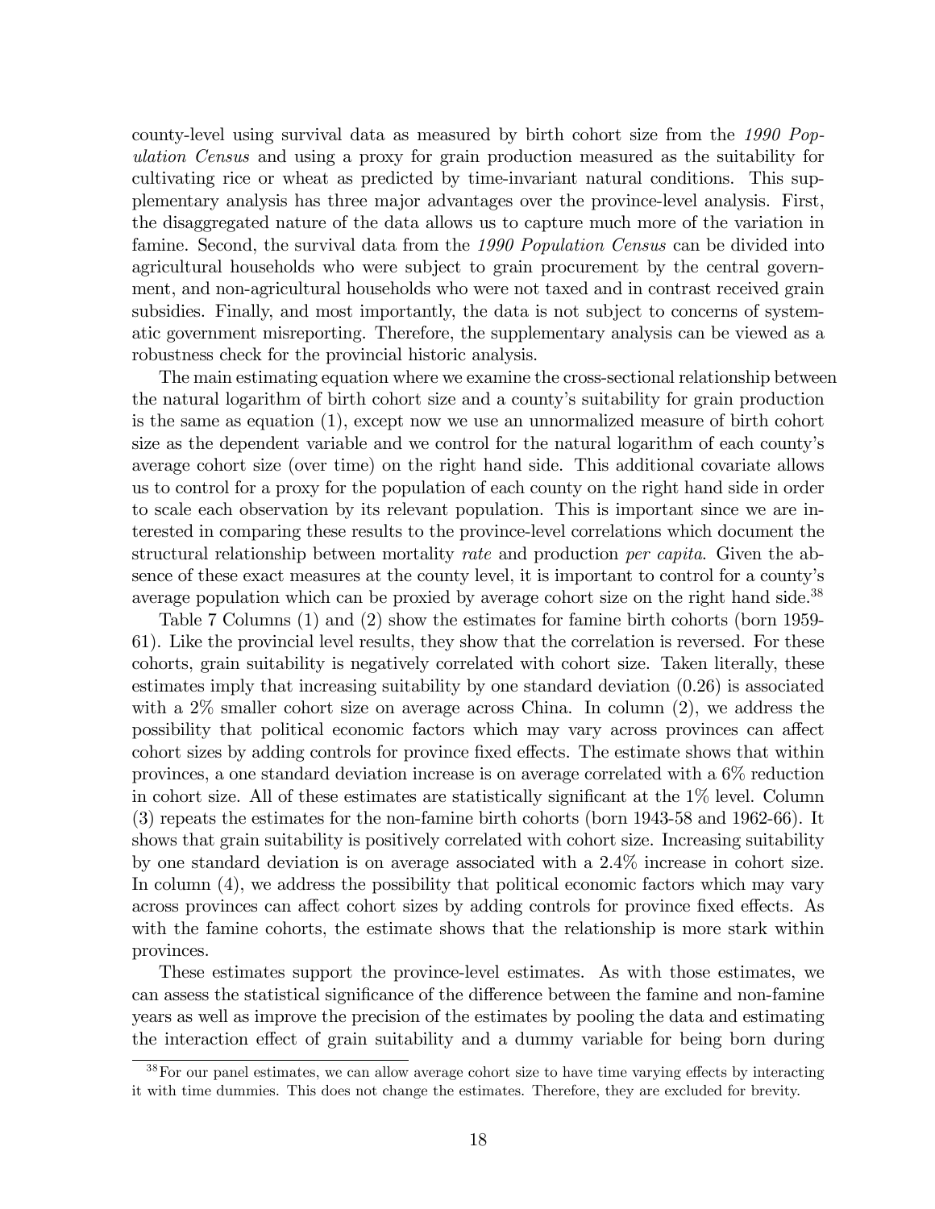county-level using survival data as measured by birth cohort size from the *1990 Population Census* and using a proxy for grain production measured as the suitability for cultivating rice or wheat as predicted by time-invariant natural conditions. This supplementary analysis has three major advantages over the province-level analysis. First, the disaggregated nature of the data allows us to capture much more of the variation in famine. Second, the survival data from the *1990 Population Census* can be divided into agricultural households who were subject to grain procurement by the central government, and non-agricultural households who were not taxed and in contrast received grain subsidies. Finally, and most importantly, the data is not subject to concerns of systematic government misreporting. Therefore, the supplementary analysis can be viewed as a robustness check for the provincial historic analysis.

The main estimating equation where we examine the cross-sectional relationship between the natural logarithm of birth cohort size and a county's suitability for grain production is the same as equation (1), except now we use an unnormalized measure of birth cohort size as the dependent variable and we control for the natural logarithm of each county's average cohort size (over time) on the right hand side. This additional covariate allows us to control for a proxy for the population of each county on the right hand side in order to scale each observation by its relevant population. This is important since we are interested in comparing these results to the province-level correlations which document the structural relationship between mortality *rate* and production *per capita*. Given the absence of these exact measures at the county level, it is important to control for a county's average population which can be proxied by average cohort size on the right hand side.[38]

Table 7 Columns (1) and (2) show the estimates for famine birth cohorts (born 1959-61). Like the provincial level results, they show that the correlation is reversed. For these cohorts, grain suitability is negatively correlated with cohort size. Taken literally, these estimates imply that increasing suitability by one standard deviation (0.26) is associated with a 2% smaller cohort size on average across China. In column (2), we address the possibility that political economic factors which may vary across provinces can affect cohort sizes by adding controls for province fixed effects. The estimate shows that within provinces, a one standard deviation increase is on average correlated with a 6% reduction in cohort size. All of these estimates are statistically significant at the 1% level. Column (3) repeats the estimates for the non-famine birth cohorts (born 1943-58 and 1962-66). It shows that grain suitability is positively correlated with cohort size. Increasing suitability by one standard deviation is on average associated with a 2.4% increase in cohort size. In column (4), we address the possibility that political economic factors which may vary across provinces can affect cohort sizes by adding controls for province fixed effects. As with the famine cohorts, the estimate shows that the relationship is more stark within provinces.

These estimates support the province-level estimates. As with those estimates, we can assess the statistical significance of the difference between the famine and non-famine years as well as improve the precision of the estimates by pooling the data and estimating the interaction effect of grain suitability and a dummy variable for being born during

[38] For our panel estimates, we can allow average cohort size to have time varying effects by interacting it with time dummies. This does not change the estimates. Therefore, they are excluded for brevity.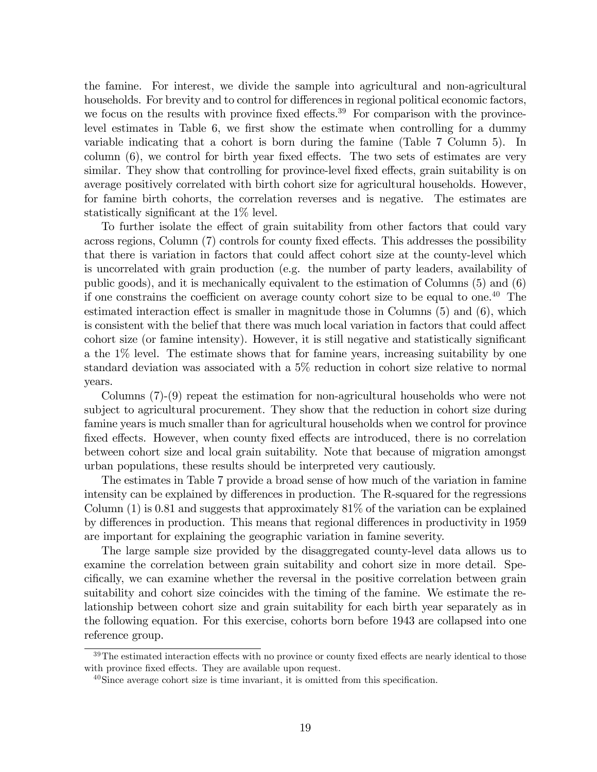the famine. For interest, we divide the sample into agricultural and non-agricultural households. For brevity and to control for differences in regional political economic factors, we focus on the results with province fixed effects.[39] For comparison with the province-level estimates in Table 6, we first show the estimate when controlling for a dummy variable indicating that a cohort is born during the famine (Table 7 Column 5). In column (6), we control for birth year fixed effects. The two sets of estimates are very similar. They show that controlling for province-level fixed effects, grain suitability is on average positively correlated with birth cohort size for agricultural households. However, for famine birth cohorts, the correlation reverses and is negative. The estimates are statistically significant at the 1% level.

To further isolate the effect of grain suitability from other factors that could vary across regions, Column (7) controls for county fixed effects. This addresses the possibility that there is variation in factors that could affect cohort size at the county-level which is uncorrelated with grain production (e.g. the number of party leaders, availability of public goods), and it is mechanically equivalent to the estimation of Columns (5) and (6) if one constrains the coefficient on average county cohort size to be equal to one.[40] The estimated interaction effect is smaller in magnitude those in Columns (5) and (6), which is consistent with the belief that there was much local variation in factors that could affect cohort size (or famine intensity). However, it is still negative and statistically significant a the 1% level. The estimate shows that for famine years, increasing suitability by one standard deviation was associated with a 5% reduction in cohort size relative to normal years.

Columns (7)-(9) repeat the estimation for non-agricultural households who were not subject to agricultural procurement. They show that the reduction in cohort size during famine years is much smaller than for agricultural households when we control for province fixed effects. However, when county fixed effects are introduced, there is no correlation between cohort size and local grain suitability. Note that because of migration amongst urban populations, these results should be interpreted very cautiously.

The estimates in Table 7 provide a broad sense of how much of the variation in famine intensity can be explained by differences in production. The R-squared for the regressions Column (1) is 0.81 and suggests that approximately 81% of the variation can be explained by differences in production. This means that regional differences in productivity in 1959 are important for explaining the geographic variation in famine severity.

The large sample size provided by the disaggregated county-level data allows us to examine the correlation between grain suitability and cohort size in more detail. Specifically, we can examine whether the reversal in the positive correlation between grain suitability and cohort size coincides with the timing of the famine. We estimate the relationship between cohort size and grain suitability for each birth year separately as in the following equation. For this exercise, cohorts born before 1943 are collapsed into one reference group.

[39] The estimated interaction effects with no province or county fixed effects are nearly identical to those with province fixed effects. They are available upon request.

[40] Since average cohort size is time invariant, it is omitted from this specification.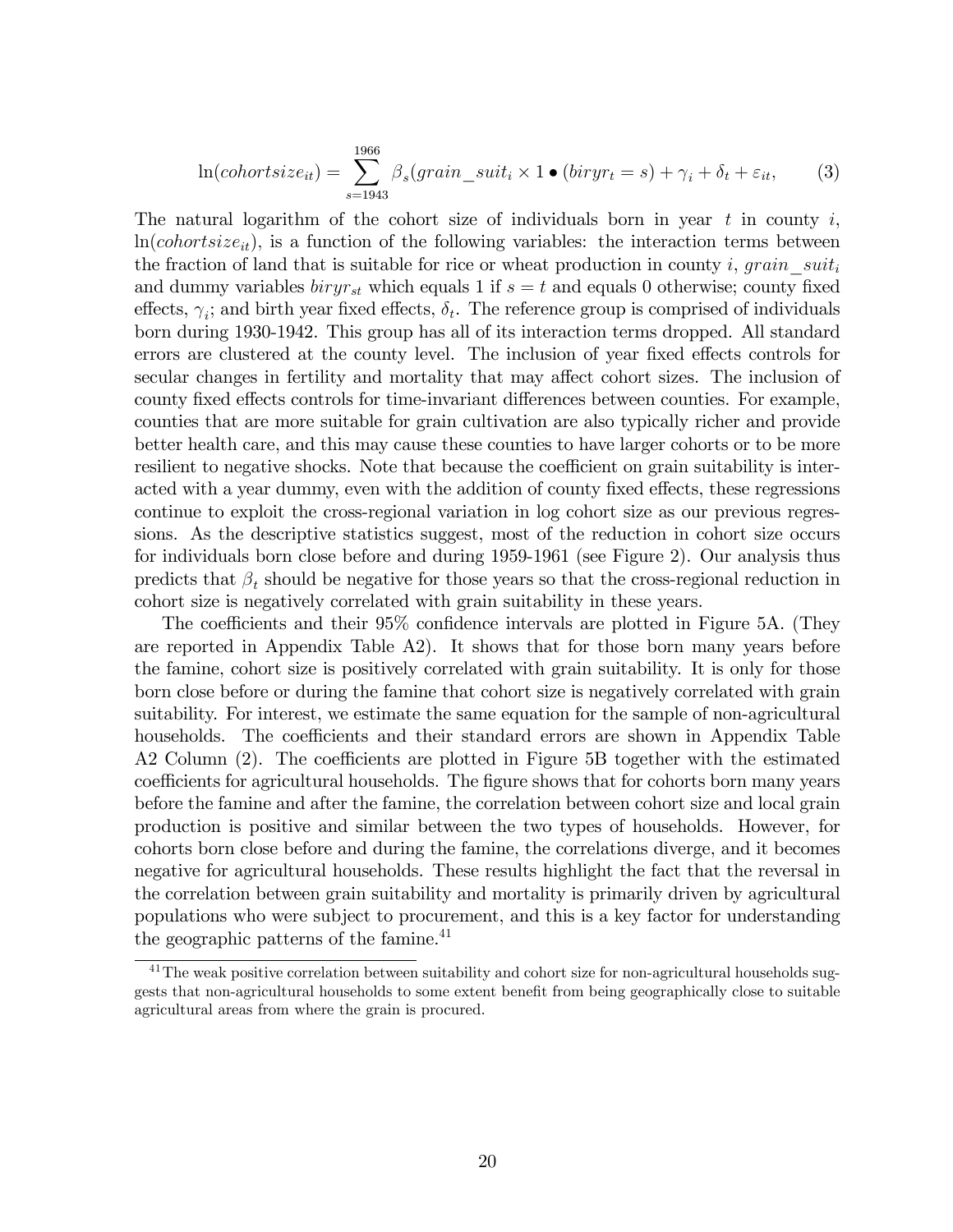$$\ln(cohortsize_{it}) = \sum_{s=1943}^{1966} \beta_s (grain\_suit_i \times 1 \bullet (biryr_t = s) + \gamma_i + \delta_t + \varepsilon_{it}, \qquad (3)$$

The natural logarithm of the cohort size of individuals born in year $t$ in county $i$, $\ln(cohortsize_{it})$, is a function of the following variables: the interaction terms between the fraction of land that is suitable for rice or wheat production in county $i$, $grain\_suit_i$ and dummy variables $biryr_{st}$ which equals 1 if $s = t$ and equals 0 otherwise; county fixed effects, $\gamma_i$; and birth year fixed effects, $\delta_t$. The reference group is comprised of individuals born during 1930-1942. This group has all of its interaction terms dropped. All standard errors are clustered at the county level. The inclusion of year fixed effects controls for secular changes in fertility and mortality that may affect cohort sizes. The inclusion of county fixed effects controls for time-invariant differences between counties. For example, counties that are more suitable for grain cultivation are also typically richer and provide better health care, and this may cause these counties to have larger cohorts or to be more resilient to negative shocks. Note that because the coefficient on grain suitability is interacted with a year dummy, even with the addition of county fixed effects, these regressions continue to exploit the cross-regional variation in log cohort size as our previous regressions. As the descriptive statistics suggest, most of the reduction in cohort size occurs for individuals born close before and during 1959-1961 (see Figure 2). Our analysis thus predicts that $\beta_t$ should be negative for those years so that the cross-regional reduction in cohort size is negatively correlated with grain suitability in these years.

The coefficients and their 95% confidence intervals are plotted in Figure 5A. (They are reported in Appendix Table A2). It shows that for those born many years before the famine, cohort size is positively correlated with grain suitability. It is only for those born close before or during the famine that cohort size is negatively correlated with grain suitability. For interest, we estimate the same equation for the sample of non-agricultural households. The coefficients and their standard errors are shown in Appendix Table A2 Column (2). The coefficients are plotted in Figure 5B together with the estimated coefficients for agricultural households. The figure shows that for cohorts born many years before the famine and after the famine, the correlation between cohort size and local grain production is positive and similar between the two types of households. However, for cohorts born close before and during the famine, the correlations diverge, and it becomes negative for agricultural households. These results highlight the fact that the reversal in the correlation between grain suitability and mortality is primarily driven by agricultural populations who were subject to procurement, and this is a key factor for understanding the geographic patterns of the famine.[41]

[41] The weak positive correlation between suitability and cohort size for non-agricultural households suggests that non-agricultural households to some extent benefit from being geographically close to suitable agricultural areas from where the grain is procured.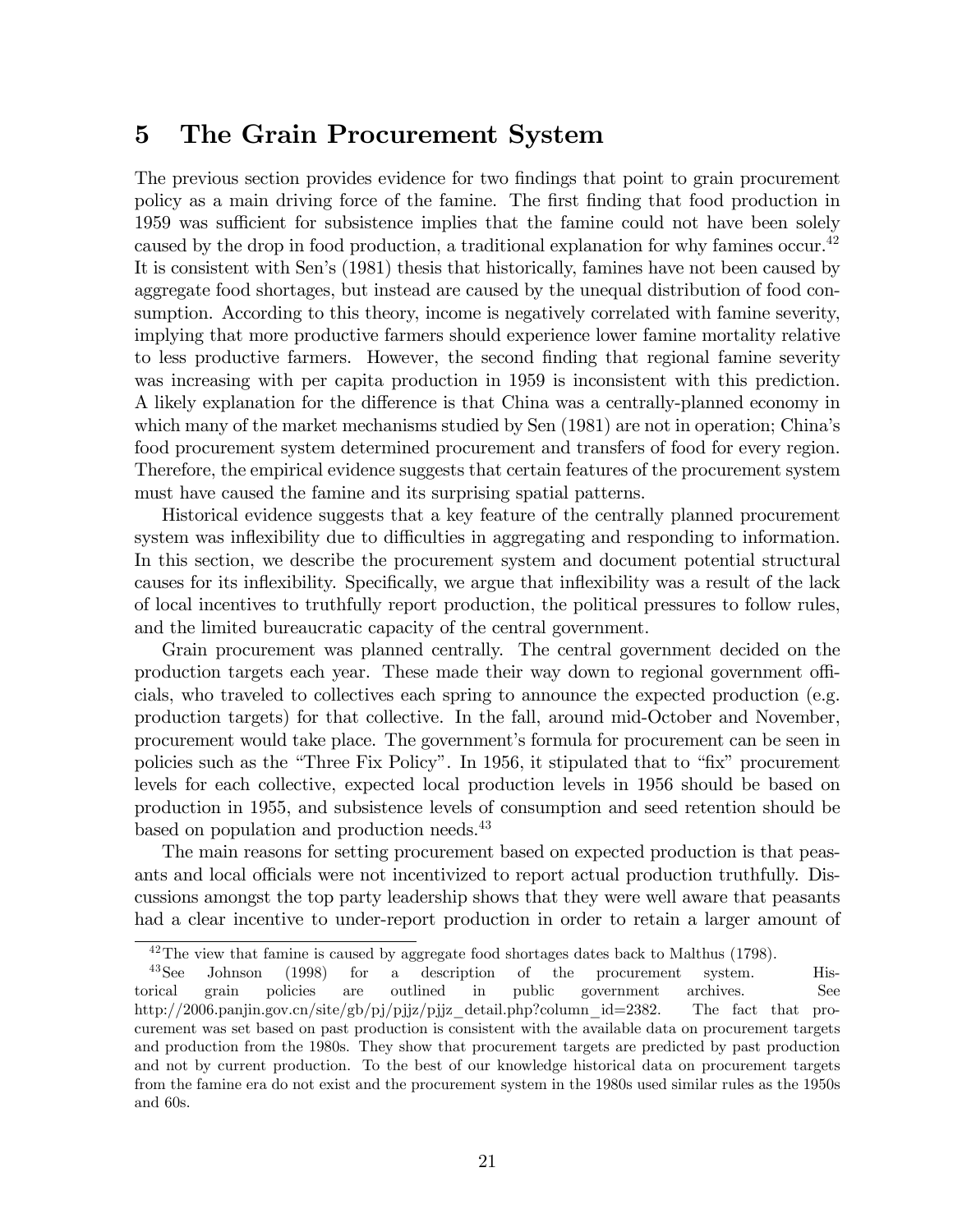## 5 The Grain Procurement System

The previous section provides evidence for two findings that point to grain procurement policy as a main driving force of the famine. The first finding that food production in 1959 was sufficient for subsistence implies that the famine could not have been solely caused by the drop in food production, a traditional explanation for why famines occur.[42] It is consistent with Sen's (1981) thesis that historically, famines have not been caused by aggregate food shortages, but instead are caused by the unequal distribution of food consumption. According to this theory, income is negatively correlated with famine severity, implying that more productive farmers should experience lower famine mortality relative to less productive farmers. However, the second finding that regional famine severity was increasing with per capita production in 1959 is inconsistent with this prediction. A likely explanation for the difference is that China was a centrally-planned economy in which many of the market mechanisms studied by Sen (1981) are not in operation; China's food procurement system determined procurement and transfers of food for every region. Therefore, the empirical evidence suggests that certain features of the procurement system must have caused the famine and its surprising spatial patterns.

Historical evidence suggests that a key feature of the centrally planned procurement system was inflexibility due to difficulties in aggregating and responding to information. In this section, we describe the procurement system and document potential structural causes for its inflexibility. Specifically, we argue that inflexibility was a result of the lack of local incentives to truthfully report production, the political pressures to follow rules, and the limited bureaucratic capacity of the central government.

Grain procurement was planned centrally. The central government decided on the production targets each year. These made their way down to regional government officials, who traveled to collectives each spring to announce the expected production (e.g. production targets) for that collective. In the fall, around mid-October and November, procurement would take place. The government's formula for procurement can be seen in policies such as the "Three Fix Policy". In 1956, it stipulated that to "fix" procurement levels for each collective, expected local production levels in 1956 should be based on production in 1955, and subsistence levels of consumption and seed retention should be based on population and production needs.[43]

The main reasons for setting procurement based on expected production is that peasants and local officials were not incentivized to report actual production truthfully. Discussions amongst the top party leadership shows that they were well aware that peasants had a clear incentive to under-report production in order to retain a larger amount of

[42] The view that famine is caused by aggregate food shortages dates back to Malthus (1798).

[43] See Johnson (1998) for a description of the procurement system. Historical grain policies are outlined in public government archives. See http://2006.panjin.gov.cn/site/gb/pj/pjjz/pjjz_detail.php?column_id=2382. The fact that procurement was set based on past production is consistent with the available data on procurement targets and production from the 1980s. They show that procurement targets are predicted by past production and not by current production. To the best of our knowledge historical data on procurement targets from the famine era do not exist and the procurement system in the 1980s used similar rules as the 1950s and 60s.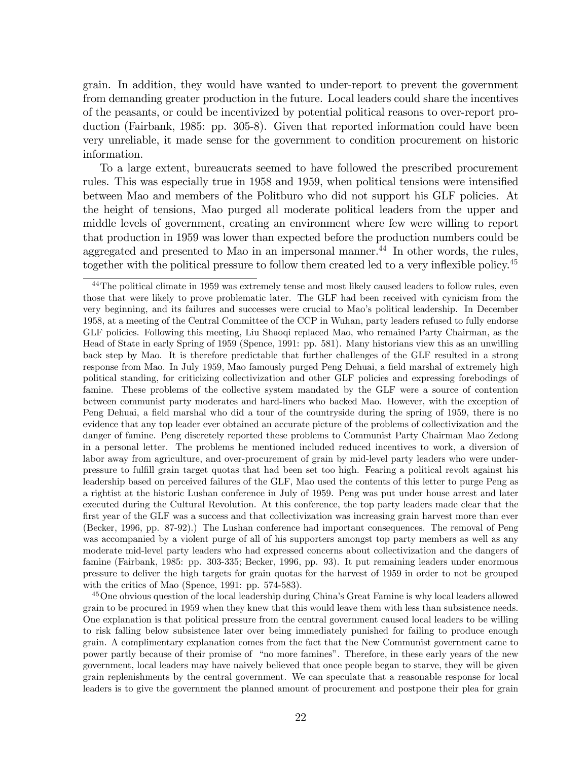grain. In addition, they would have wanted to under-report to prevent the government from demanding greater production in the future. Local leaders could share the incentives of the peasants, or could be incentivized by potential political reasons to over-report production (Fairbank, 1985: pp. 305-8). Given that reported information could have been very unreliable, it made sense for the government to condition procurement on historic information.

To a large extent, bureaucrats seemed to have followed the prescribed procurement rules. This was especially true in 1958 and 1959, when political tensions were intensified between Mao and members of the Politburo who did not support his GLF policies. At the height of tensions, Mao purged all moderate political leaders from the upper and middle levels of government, creating an environment where few were willing to report that production in 1959 was lower than expected before the production numbers could be aggregated and presented to Mao in an impersonal manner.[44] In other words, the rules, together with the political pressure to follow them created led to a very inflexible policy.[45]

[44] The political climate in 1959 was extremely tense and most likely caused leaders to follow rules, even those that were likely to prove problematic later. The GLF had been received with cynicism from the very beginning, and its failures and successes were crucial to Mao's political leadership. In December 1958, at a meeting of the Central Committee of the CCP in Wuhan, party leaders refused to fully endorse GLF policies. Following this meeting, Liu Shaoqi replaced Mao, who remained Party Chairman, as the Head of State in early Spring of 1959 (Spence, 1991: pp. 581). Many historians view this as an unwilling back step by Mao. It is therefore predictable that further challenges of the GLF resulted in a strong response from Mao. In July 1959, Mao famously purged Peng Dehuai, a field marshal of extremely high political standing, for criticizing collectivization and other GLF policies and expressing forebodings of famine. These problems of the collective system mandated by the GLF were a source of contention between communist party moderates and hard-liners who backed Mao. However, with the exception of Peng Dehuai, a field marshal who did a tour of the countryside during the spring of 1959, there is no evidence that any top leader ever obtained an accurate picture of the problems of collectivization and the danger of famine. Peng discretely reported these problems to Communist Party Chairman Mao Zedong in a personal letter. The problems he mentioned included reduced incentives to work, a diversion of labor away from agriculture, and over-procurement of grain by mid-level party leaders who were under-pressure to fulfill grain target quotas that had been set too high. Fearing a political revolt against his leadership based on perceived failures of the GLF, Mao used the contents of this letter to purge Peng as a rightist at the historic Lushan conference in July of 1959. Peng was put under house arrest and later executed during the Cultural Revolution. At this conference, the top party leaders made clear that the first year of the GLF was a success and that collectivization was increasing grain harvest more than ever (Becker, 1996, pp. 87-92).) The Lushan conference had important consequences. The removal of Peng was accompanied by a violent purge of all of his supporters amongst top party members as well as any moderate mid-level party leaders who had expressed concerns about collectivization and the dangers of famine (Fairbank, 1985: pp. 303-335; Becker, 1996, pp. 93). It put remaining leaders under enormous pressure to deliver the high targets for grain quotas for the harvest of 1959 in order to not be grouped with the critics of Mao (Spence, 1991: pp. 574-583).

[45] One obvious question of the local leadership during China's Great Famine is why local leaders allowed grain to be procured in 1959 when they knew that this would leave them with less than subsistence needs. One explanation is that political pressure from the central government caused local leaders to be willing to risk falling below subsistence later over being immediately punished for failing to produce enough grain. A complimentary explanation comes from the fact that the New Communist government came to power partly because of their promise of "no more famines". Therefore, in these early years of the new government, local leaders may have naively believed that once people began to starve, they will be given grain replenishments by the central government. We can speculate that a reasonable response for local leaders is to give the government the planned amount of procurement and postpone their plea for grain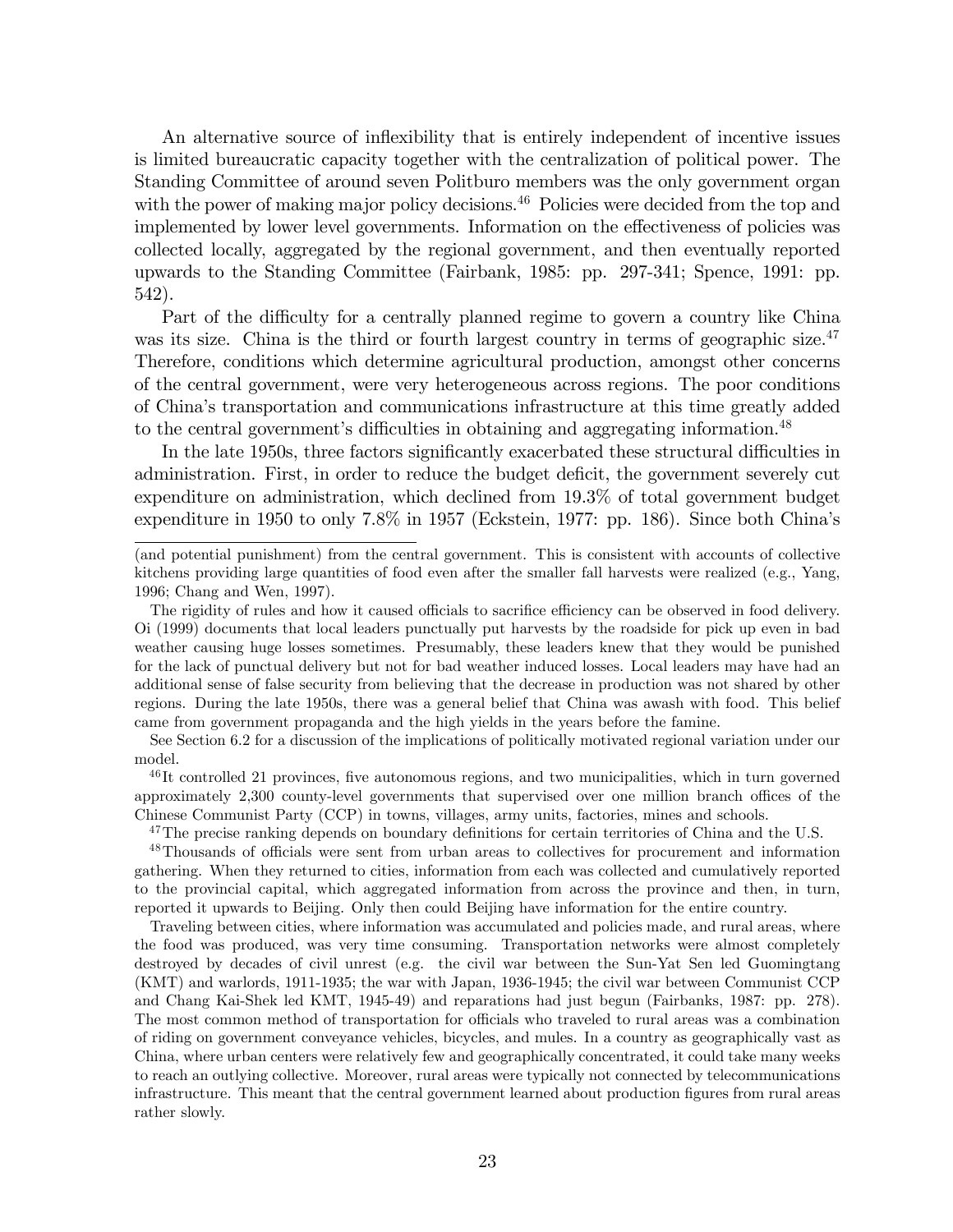An alternative source of inflexibility that is entirely independent of incentive issues is limited bureaucratic capacity together with the centralization of political power. The Standing Committee of around seven Politburo members was the only government organ with the power of making major policy decisions.[46] Policies were decided from the top and implemented by lower level governments. Information on the effectiveness of policies was collected locally, aggregated by the regional government, and then eventually reported upwards to the Standing Committee (Fairbank, 1985: pp. 297-341; Spence, 1991: pp. 542).

Part of the difficulty for a centrally planned regime to govern a country like China was its size. China is the third or fourth largest country in terms of geographic size.[47] Therefore, conditions which determine agricultural production, amongst other concerns of the central government, were very heterogeneous across regions. The poor conditions of China's transportation and communications infrastructure at this time greatly added to the central government's difficulties in obtaining and aggregating information.[48]

In the late 1950s, three factors significantly exacerbated these structural difficulties in administration. First, in order to reduce the budget deficit, the government severely cut expenditure on administration, which declined from 19.3% of total government budget expenditure in 1950 to only 7.8% in 1957 (Eckstein, 1977: pp. 186). Since both China's

---

(and potential punishment) from the central government. This is consistent with accounts of collective kitchens providing large quantities of food even after the smaller fall harvests were realized (e.g., Yang, 1996; Chang and Wen, 1997).

The rigidity of rules and how it caused officials to sacrifice efficiency can be observed in food delivery. Oi (1999) documents that local leaders punctually put harvests by the roadside for pick up even in bad weather causing huge losses sometimes. Presumably, these leaders knew that they would be punished for the lack of punctual delivery but not for bad weather induced losses. Local leaders may have had an additional sense of false security from believing that the decrease in production was not shared by other regions. During the late 1950s, there was a general belief that China was awash with food. This belief came from government propaganda and the high yields in the years before the famine.

See Section 6.2 for a discussion of the implications of politically motivated regional variation under our model.

[46] It controlled 21 provinces, five autonomous regions, and two municipalities, which in turn governed approximately 2,300 county-level governments that supervised over one million branch offices of the Chinese Communist Party (CCP) in towns, villages, army units, factories, mines and schools.

[47] The precise ranking depends on boundary definitions for certain territories of China and the U.S.

[48] Thousands of officials were sent from urban areas to collectives for procurement and information gathering. When they returned to cities, information from each was collected and cumulatively reported to the provincial capital, which aggregated information from across the province and then, in turn, reported it upwards to Beijing. Only then could Beijing have information for the entire country.

Traveling between cities, where information was accumulated and policies made, and rural areas, where the food was produced, was very time consuming. Transportation networks were almost completely destroyed by decades of civil unrest (e.g. the civil war between the Sun-Yat Sen led Guomingtang (KMT) and warlords, 1911-1935; the war with Japan, 1936-1945; the civil war between Communist CCP and Chang Kai-Shek led KMT, 1945-49) and reparations had just begun (Fairbanks, 1987: pp. 278). The most common method of transportation for officials who traveled to rural areas was a combination of riding on government conveyance vehicles, bicycles, and mules. In a country as geographically vast as China, where urban centers were relatively few and geographically concentrated, it could take many weeks to reach an outlying collective. Moreover, rural areas were typically not connected by telecommunications infrastructure. This meant that the central government learned about production figures from rural areas rather slowly.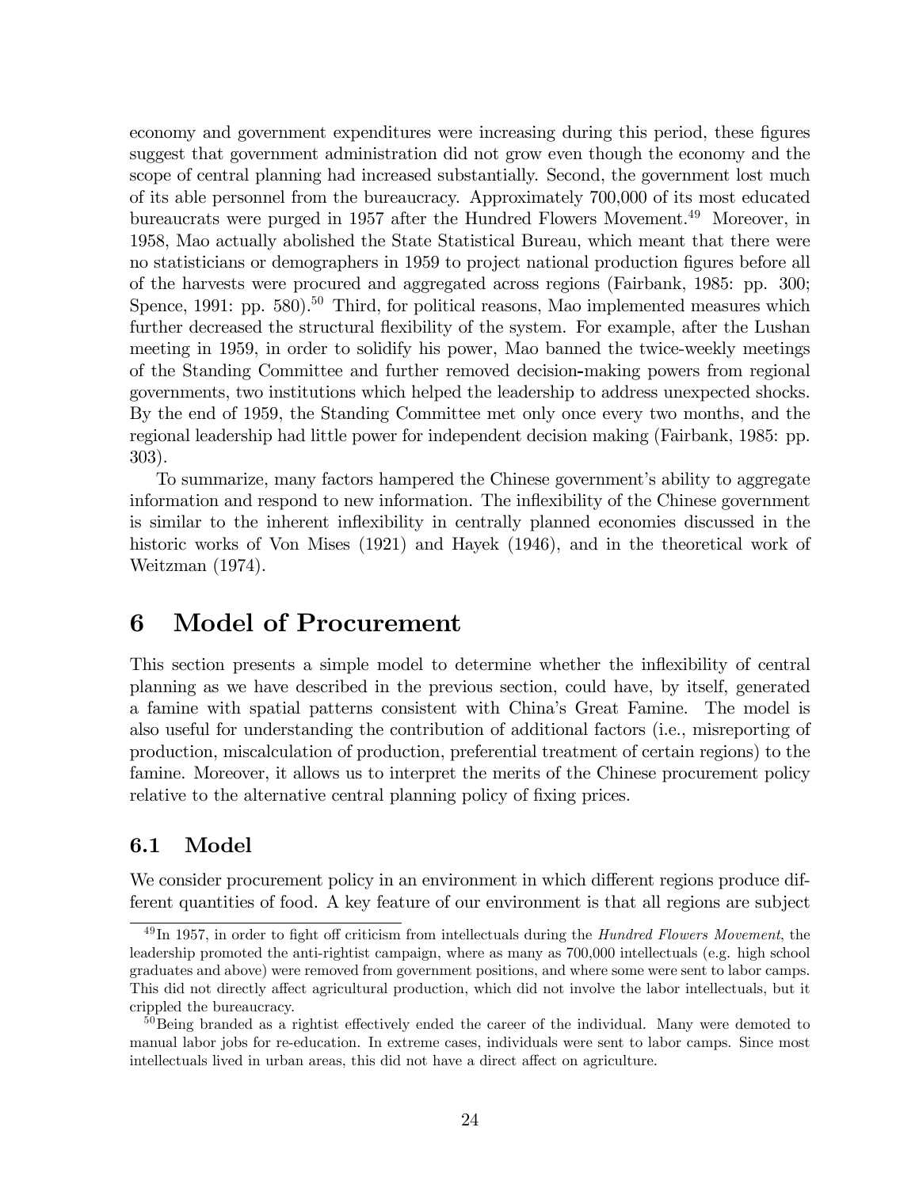economy and government expenditures were increasing during this period, these figures suggest that government administration did not grow even though the economy and the scope of central planning had increased substantially. Second, the government lost much of its able personnel from the bureaucracy. Approximately 700,000 of its most educated bureaucrats were purged in 1957 after the Hundred Flowers Movement.[49] Moreover, in 1958, Mao actually abolished the State Statistical Bureau, which meant that there were no statisticians or demographers in 1959 to project national production figures before all of the harvests were procured and aggregated across regions (Fairbank, 1985: pp. 300; Spence, 1991: pp. 580).[50] Third, for political reasons, Mao implemented measures which further decreased the structural flexibility of the system. For example, after the Lushan meeting in 1959, in order to solidify his power, Mao banned the twice-weekly meetings of the Standing Committee and further removed decision-making powers from regional governments, two institutions which helped the leadership to address unexpected shocks. By the end of 1959, the Standing Committee met only once every two months, and the regional leadership had little power for independent decision making (Fairbank, 1985: pp. 303).

To summarize, many factors hampered the Chinese government's ability to aggregate information and respond to new information. The inflexibility of the Chinese government is similar to the inherent inflexibility in centrally planned economies discussed in the historic works of Von Mises (1921) and Hayek (1946), and in the theoretical work of Weitzman (1974).

# 6 Model of Procurement

This section presents a simple model to determine whether the inflexibility of central planning as we have described in the previous section, could have, by itself, generated a famine with spatial patterns consistent with China's Great Famine. The model is also useful for understanding the contribution of additional factors (i.e., misreporting of production, miscalculation of production, preferential treatment of certain regions) to the famine. Moreover, it allows us to interpret the merits of the Chinese procurement policy relative to the alternative central planning policy of fixing prices.

## 6.1 Model

We consider procurement policy in an environment in which different regions produce different quantities of food. A key feature of our environment is that all regions are subject

[49] In 1957, in order to fight off criticism from intellectuals during the *Hundred Flowers Movement*, the leadership promoted the anti-rightist campaign, where as many as 700,000 intellectuals (e.g. high school graduates and above) were removed from government positions, and where some were sent to labor camps. This did not directly affect agricultural production, which did not involve the labor intellectuals, but it crippled the bureaucracy.

[50] Being branded as a rightist effectively ended the career of the individual. Many were demoted to manual labor jobs for re-education. In extreme cases, individuals were sent to labor camps. Since most intellectuals lived in urban areas, this did not have a direct affect on agriculture.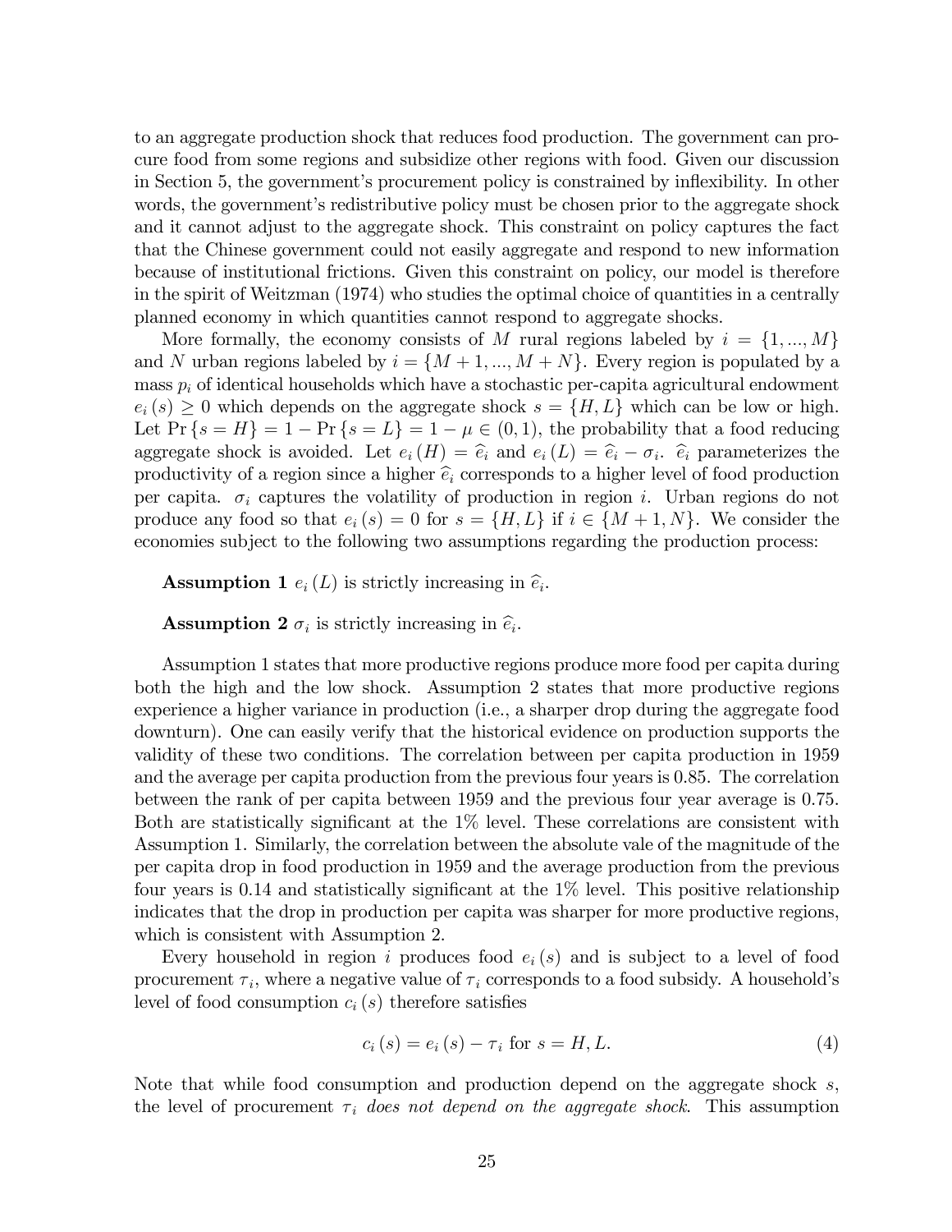to an aggregate production shock that reduces food production. The government can procure food from some regions and subsidize other regions with food. Given our discussion in Section 5, the government's procurement policy is constrained by inflexibility. In other words, the government's redistributive policy must be chosen prior to the aggregate shock and it cannot adjust to the aggregate shock. This constraint on policy captures the fact that the Chinese government could not easily aggregate and respond to new information because of institutional frictions. Given this constraint on policy, our model is therefore in the spirit of Weitzman (1974) who studies the optimal choice of quantities in a centrally planned economy in which quantities cannot respond to aggregate shocks.

More formally, the economy consists of $M$ rural regions labeled by $i = \{1, ..., M\}$ and $N$ urban regions labeled by $i = \{M+1, ..., M+N\}$. Every region is populated by a mass $p_i$ of identical households which have a stochastic per-capita agricultural endowment $e_i(s) \geq 0$ which depends on the aggregate shock $s = \{H, L\}$ which can be low or high. Let $\Pr\{s = H\} = 1 - \Pr\{s = L\} = 1 - \mu \in (0, 1)$, the probability that a food reducing aggregate shock is avoided. Let $e_i(H) = \widehat{e}_i$ and $e_i(L) = \widehat{e}_i - \sigma_i$. $\widehat{e}_i$ parameterizes the productivity of a region since a higher $\widehat{e}_i$ corresponds to a higher level of food production per capita. $\sigma_i$ captures the volatility of production in region $i$. Urban regions do not produce any food so that $e_i(s) = 0$ for $s = \{H, L\}$ if $i \in \{M+1, N\}$. We consider the economies subject to the following two assumptions regarding the production process:

**Assumption 1** $e_i(L)$ is strictly increasing in $\widehat{e}_i$.

**Assumption 2** $\sigma_i$ is strictly increasing in $\widehat{e}_i$.

Assumption 1 states that more productive regions produce more food per capita during both the high and the low shock. Assumption 2 states that more productive regions experience a higher variance in production (i.e., a sharper drop during the aggregate food downturn). One can easily verify that the historical evidence on production supports the validity of these two conditions. The correlation between per capita production in 1959 and the average per capita production from the previous four years is 0.85. The correlation between the rank of per capita between 1959 and the previous four year average is 0.75. Both are statistically significant at the 1% level. These correlations are consistent with Assumption 1. Similarly, the correlation between the absolute vale of the magnitude of the per capita drop in food production in 1959 and the average production from the previous four years is 0.14 and statistically significant at the 1% level. This positive relationship indicates that the drop in production per capita was sharper for more productive regions, which is consistent with Assumption 2.

Every household in region $i$ produces food $e_i(s)$ and is subject to a level of food procurement $\tau_i$, where a negative value of $\tau_i$ corresponds to a food subsidy. A household's level of food consumption $c_i(s)$ therefore satisfies

$$c_i(s) = e_i(s) - \tau_i \text{ for } s = H, L. \tag{4}$$

Note that while food consumption and production depend on the aggregate shock $s$, the level of procurement $\tau_i$ *does not depend on the aggregate shock*. This assumption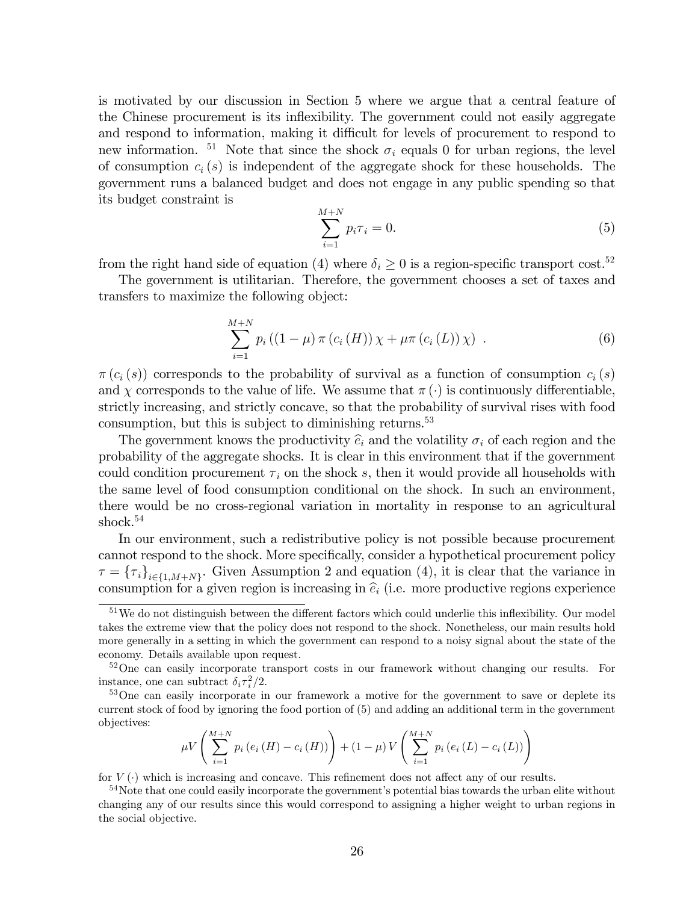is motivated by our discussion in Section 5 where we argue that a central feature of the Chinese procurement is its inflexibility. The government could not easily aggregate and respond to information, making it difficult for levels of procurement to respond to new information. [51] Note that since the shock $\sigma_i$ equals 0 for urban regions, the level of consumption $c_i(s)$ is independent of the aggregate shock for these households. The government runs a balanced budget and does not engage in any public spending so that its budget constraint is

$$\sum_{i=1}^{M+N} p_i \tau_i = 0. \tag{5}$$

from the right hand side of equation (4) where $\delta_i \geq 0$ is a region-specific transport cost.[52]

The government is utilitarian. Therefore, the government chooses a set of taxes and transfers to maximize the following object:

$$\sum_{i=1}^{M+N} p_i \left( (1-\mu) \pi \left( c_i(H) \right) \chi + \mu \pi \left( c_i(L) \right) \chi \right) . \tag{6}$$

$\pi(c_i(s))$ corresponds to the probability of survival as a function of consumption $c_i(s)$ and $\chi$ corresponds to the value of life. We assume that $\pi(\cdot)$ is continuously differentiable, strictly increasing, and strictly concave, so that the probability of survival rises with food consumption, but this is subject to diminishing returns.[53]

The government knows the productivity $\widehat{e}_i$ and the volatility $\sigma_i$ of each region and the probability of the aggregate shocks. It is clear in this environment that if the government could condition procurement $\tau_i$ on the shock $s$, then it would provide all households with the same level of food consumption conditional on the shock. In such an environment, there would be no cross-regional variation in mortality in response to an agricultural shock.[54]

In our environment, such a redistributive policy is not possible because procurement cannot respond to the shock. More specifically, consider a hypothetical procurement policy $\tau = \{\tau_i\}_{i \in \{1, M+N\}}$. Given Assumption 2 and equation (4), it is clear that the variance in consumption for a given region is increasing in $\widehat{e}_i$ (i.e. more productive regions experience

---

[51] We do not distinguish between the different factors which could underlie this inflexibility. Our model takes the extreme view that the policy does not respond to the shock. Nonetheless, our main results hold more generally in a setting in which the government can respond to a noisy signal about the state of the economy. Details available upon request.

[52] One can easily incorporate transport costs in our framework without changing our results. For instance, one can subtract $\delta_i \tau_i^2 / 2$.

[53] One can easily incorporate in our framework a motive for the government to save or deplete its current stock of food by ignoring the food portion of (5) and adding an additional term in the government objectives:

$$\mu V \left( \sum_{i=1}^{M+N} p_i \left( e_i(H) - c_i(H) \right) \right) + (1-\mu) V \left( \sum_{i=1}^{M+N} p_i \left( e_i(L) - c_i(L) \right) \right)$$

for $V(\cdot)$ which is increasing and concave. This refinement does not affect any of our results.

[54] Note that one could easily incorporate the government's potential bias towards the urban elite without changing any of our results since this would correspond to assigning a higher weight to urban regions in the social objective.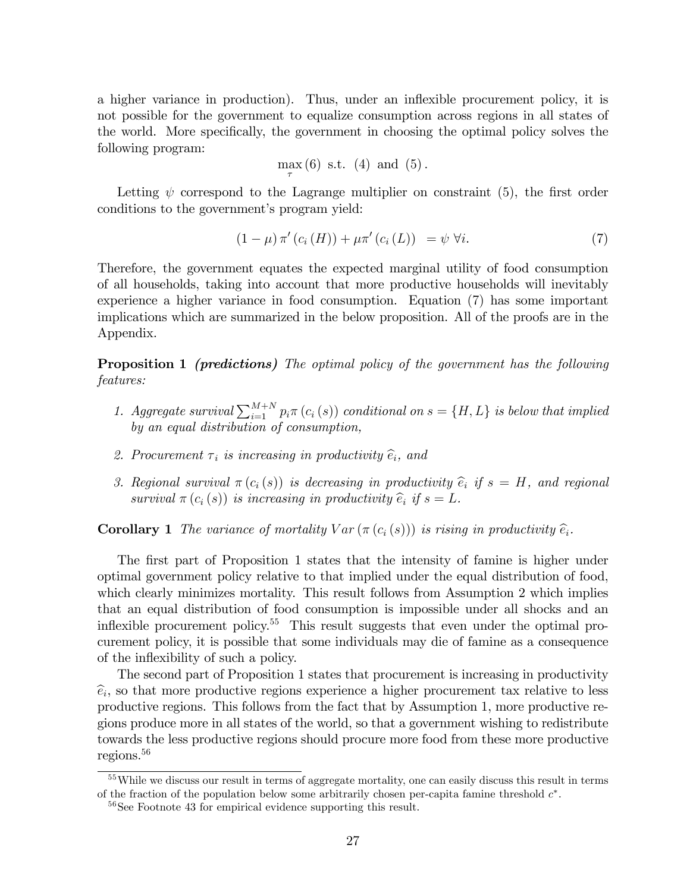a higher variance in production). Thus, under an inflexible procurement policy, it is not possible for the government to equalize consumption across regions in all states of the world. More specifically, the government in choosing the optimal policy solves the following program:

$$\max_{\tau} (6) \text{ s.t. } (4) \text{ and } (5).$$

Letting $\psi$ correspond to the Lagrange multiplier on constraint (5), the first order conditions to the government's program yield:

$$(1-\mu)\,\pi'(c_i(H)) + \mu\pi'(c_i(L)) \;\; = \psi \;\forall i. \tag{7}$$

Therefore, the government equates the expected marginal utility of food consumption of all households, taking into account that more productive households will inevitably experience a higher variance in food consumption. Equation (7) has some important implications which are summarized in the below proposition. All of the proofs are in the Appendix.

**Proposition 1** ***(predictions)*** *The optimal policy of the government has the following features:*

1. *Aggregate survival* $\sum_{i=1}^{M+N} p_i \pi(c_i(s))$ *conditional on* $s = \{H, L\}$ *is below that implied by an equal distribution of consumption,*
2. *Procurement* $\tau_i$ *is increasing in productivity* $\widehat{e}_i$*, and*
3. *Regional survival* $\pi(c_i(s))$ *is decreasing in productivity* $\widehat{e}_i$ *if* $s = H$*, and regional survival* $\pi(c_i(s))$ *is increasing in productivity* $\widehat{e}_i$ *if* $s = L$*.*

**Corollary 1** *The variance of mortality* $Var(\pi(c_i(s)))$ *is rising in productivity* $\widehat{e}_i$*.*

The first part of Proposition 1 states that the intensity of famine is higher under optimal government policy relative to that implied under the equal distribution of food, which clearly minimizes mortality. This result follows from Assumption 2 which implies that an equal distribution of food consumption is impossible under all shocks and an inflexible procurement policy.[55] This result suggests that even under the optimal procurement policy, it is possible that some individuals may die of famine as a consequence of the inflexibility of such a policy.

The second part of Proposition 1 states that procurement is increasing in productivity $\widehat{e}_i$, so that more productive regions experience a higher procurement tax relative to less productive regions. This follows from the fact that by Assumption 1, more productive regions produce more in all states of the world, so that a government wishing to redistribute towards the less productive regions should procure more food from these more productive regions.[56]

[55] While we discuss our result in terms of aggregate mortality, one can easily discuss this result in terms of the fraction of the population below some arbitrarily chosen per-capita famine threshold $c^*$.

[56] See Footnote 43 for empirical evidence supporting this result.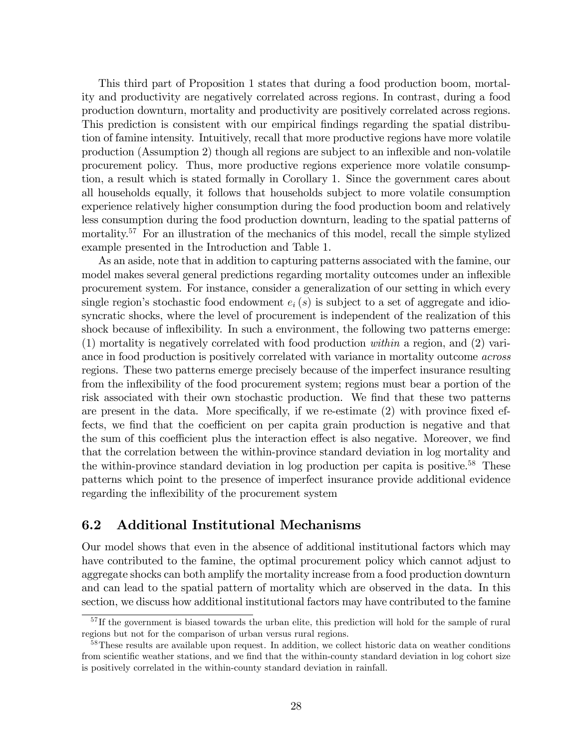This third part of Proposition 1 states that during a food production boom, mortality and productivity are negatively correlated across regions. In contrast, during a food production downturn, mortality and productivity are positively correlated across regions. This prediction is consistent with our empirical findings regarding the spatial distribution of famine intensity. Intuitively, recall that more productive regions have more volatile production (Assumption 2) though all regions are subject to an inflexible and non-volatile procurement policy. Thus, more productive regions experience more volatile consumption, a result which is stated formally in Corollary 1. Since the government cares about all households equally, it follows that households subject to more volatile consumption experience relatively higher consumption during the food production boom and relatively less consumption during the food production downturn, leading to the spatial patterns of mortality.[57] For an illustration of the mechanics of this model, recall the simple stylized example presented in the Introduction and Table 1.

As an aside, note that in addition to capturing patterns associated with the famine, our model makes several general predictions regarding mortality outcomes under an inflexible procurement system. For instance, consider a generalization of our setting in which every single region's stochastic food endowment $e_i(s)$ is subject to a set of aggregate and idiosyncratic shocks, where the level of procurement is independent of the realization of this shock because of inflexibility. In such a environment, the following two patterns emerge: (1) mortality is negatively correlated with food production *within* a region, and (2) variance in food production is positively correlated with variance in mortality outcome *across* regions. These two patterns emerge precisely because of the imperfect insurance resulting from the inflexibility of the food procurement system; regions must bear a portion of the risk associated with their own stochastic production. We find that these two patterns are present in the data. More specifically, if we re-estimate (2) with province fixed effects, we find that the coefficient on per capita grain production is negative and that the sum of this coefficient plus the interaction effect is also negative. Moreover, we find that the correlation between the within-province standard deviation in log mortality and the within-province standard deviation in log production per capita is positive.[58] These patterns which point to the presence of imperfect insurance provide additional evidence regarding the inflexibility of the procurement system

## 6.2 Additional Institutional Mechanisms

Our model shows that even in the absence of additional institutional factors which may have contributed to the famine, the optimal procurement policy which cannot adjust to aggregate shocks can both amplify the mortality increase from a food production downturn and can lead to the spatial pattern of mortality which are observed in the data. In this section, we discuss how additional institutional factors may have contributed to the famine

[57] If the government is biased towards the urban elite, this prediction will hold for the sample of rural regions but not for the comparison of urban versus rural regions.

[58] These results are available upon request. In addition, we collect historic data on weather conditions from scientific weather stations, and we find that the within-county standard deviation in log cohort size is positively correlated in the within-county standard deviation in rainfall.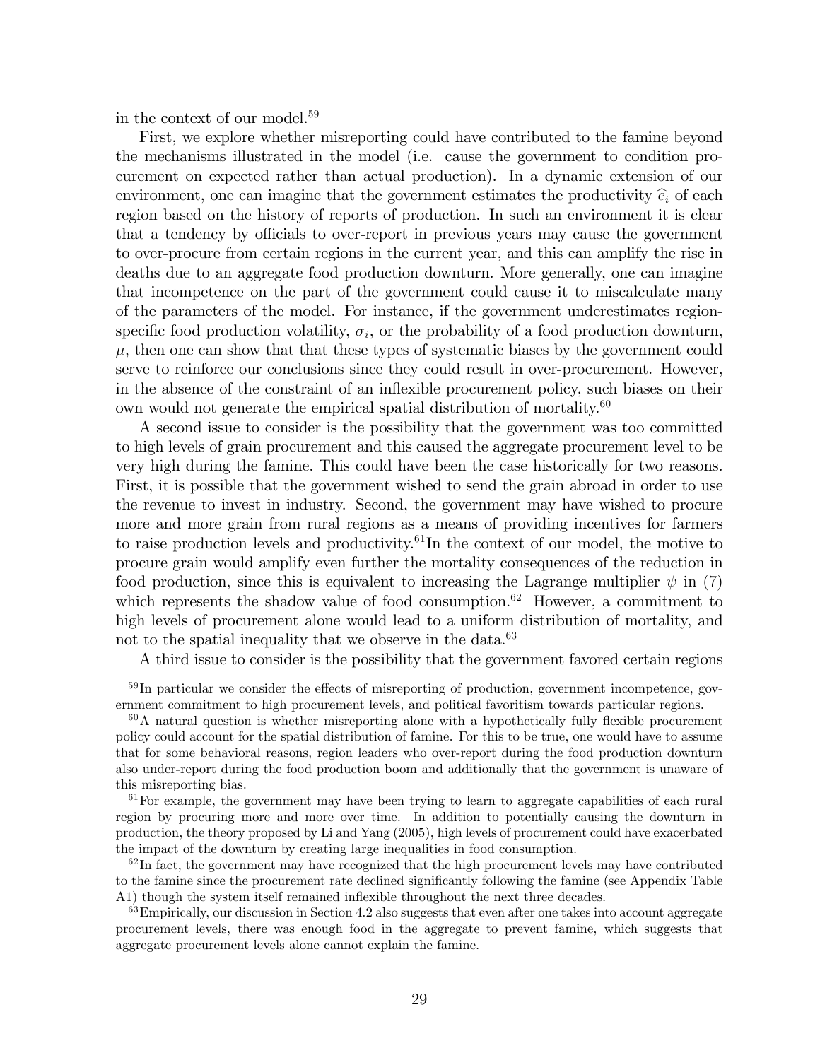in the context of our model.[59]

First, we explore whether misreporting could have contributed to the famine beyond the mechanisms illustrated in the model (i.e. cause the government to condition procurement on expected rather than actual production). In a dynamic extension of our environment, one can imagine that the government estimates the productivity $\widehat{e}_i$ of each region based on the history of reports of production. In such an environment it is clear that a tendency by officials to over-report in previous years may cause the government to over-procure from certain regions in the current year, and this can amplify the rise in deaths due to an aggregate food production downturn. More generally, one can imagine that incompetence on the part of the government could cause it to miscalculate many of the parameters of the model. For instance, if the government underestimates region-specific food production volatility, $\sigma_i$, or the probability of a food production downturn, $\mu$, then one can show that that these types of systematic biases by the government could serve to reinforce our conclusions since they could result in over-procurement. However, in the absence of the constraint of an inflexible procurement policy, such biases on their own would not generate the empirical spatial distribution of mortality.[60]

A second issue to consider is the possibility that the government was too committed to high levels of grain procurement and this caused the aggregate procurement level to be very high during the famine. This could have been the case historically for two reasons. First, it is possible that the government wished to send the grain abroad in order to use the revenue to invest in industry. Second, the government may have wished to procure more and more grain from rural regions as a means of providing incentives for farmers to raise production levels and productivity.[61] In the context of our model, the motive to procure grain would amplify even further the mortality consequences of the reduction in food production, since this is equivalent to increasing the Lagrange multiplier $\psi$ in (7) which represents the shadow value of food consumption.[62] However, a commitment to high levels of procurement alone would lead to a uniform distribution of mortality, and not to the spatial inequality that we observe in the data.[63]

A third issue to consider is the possibility that the government favored certain regions

---

[59] In particular we consider the effects of misreporting of production, government incompetence, government commitment to high procurement levels, and political favoritism towards particular regions.

[60] A natural question is whether misreporting alone with a hypothetically fully flexible procurement policy could account for the spatial distribution of famine. For this to be true, one would have to assume that for some behavioral reasons, region leaders who over-report during the food production downturn also under-report during the food production boom and additionally that the government is unaware of this misreporting bias.

[61] For example, the government may have been trying to learn to aggregate capabilities of each rural region by procuring more and more over time. In addition to potentially causing the downturn in production, the theory proposed by Li and Yang (2005), high levels of procurement could have exacerbated the impact of the downturn by creating large inequalities in food consumption.

[62] In fact, the government may have recognized that the high procurement levels may have contributed to the famine since the procurement rate declined significantly following the famine (see Appendix Table A1) though the system itself remained inflexible throughout the next three decades.

[63] Empirically, our discussion in Section 4.2 also suggests that even after one takes into account aggregate procurement levels, there was enough food in the aggregate to prevent famine, which suggests that aggregate procurement levels alone cannot explain the famine.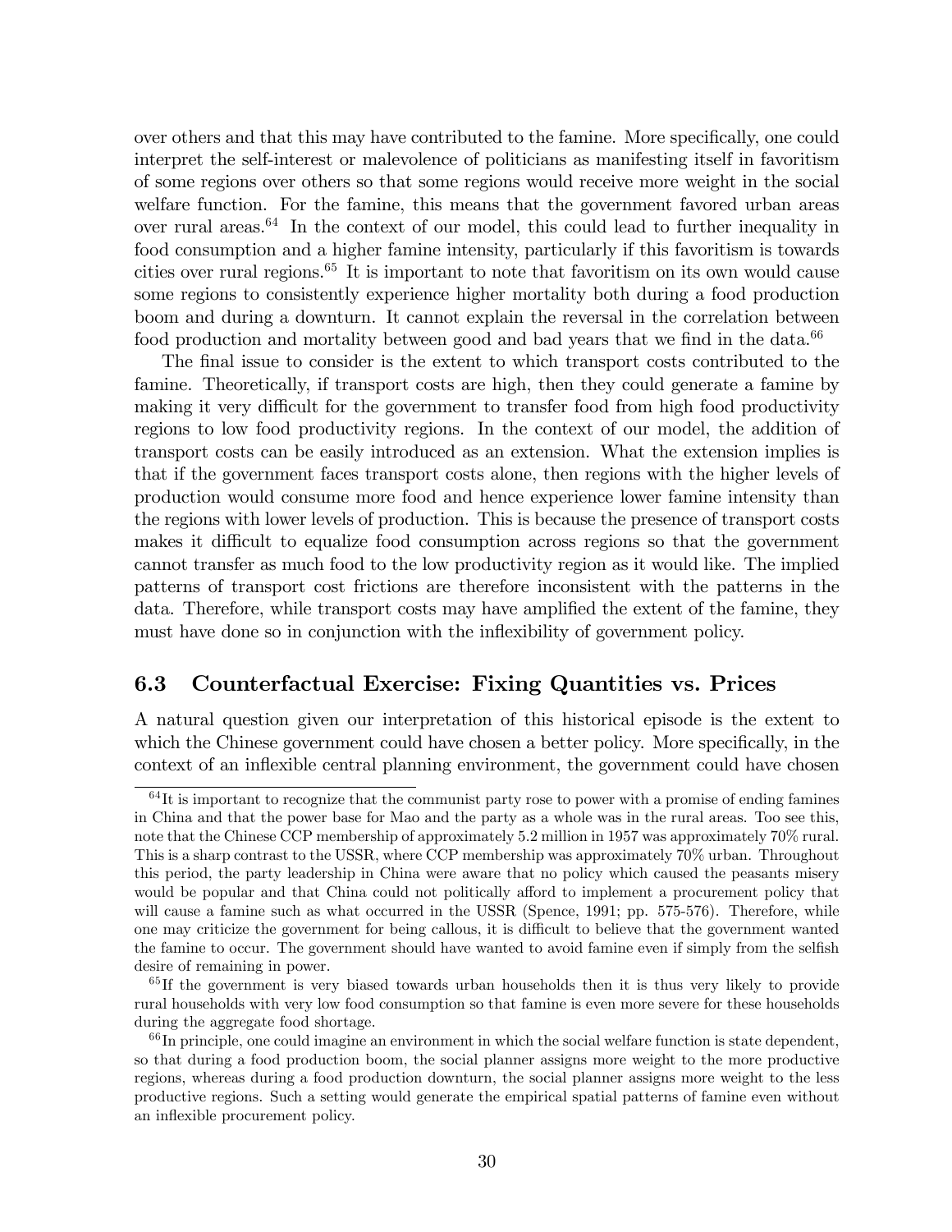over others and that this may have contributed to the famine. More specifically, one could interpret the self-interest or malevolence of politicians as manifesting itself in favoritism of some regions over others so that some regions would receive more weight in the social welfare function. For the famine, this means that the government favored urban areas over rural areas.[64] In the context of our model, this could lead to further inequality in food consumption and a higher famine intensity, particularly if this favoritism is towards cities over rural regions.[65] It is important to note that favoritism on its own would cause some regions to consistently experience higher mortality both during a food production boom and during a downturn. It cannot explain the reversal in the correlation between food production and mortality between good and bad years that we find in the data.[66]

The final issue to consider is the extent to which transport costs contributed to the famine. Theoretically, if transport costs are high, then they could generate a famine by making it very difficult for the government to transfer food from high food productivity regions to low food productivity regions. In the context of our model, the addition of transport costs can be easily introduced as an extension. What the extension implies is that if the government faces transport costs alone, then regions with the higher levels of production would consume more food and hence experience lower famine intensity than the regions with lower levels of production. This is because the presence of transport costs makes it difficult to equalize food consumption across regions so that the government cannot transfer as much food to the low productivity region as it would like. The implied patterns of transport cost frictions are therefore inconsistent with the patterns in the data. Therefore, while transport costs may have amplified the extent of the famine, they must have done so in conjunction with the inflexibility of government policy.

### 6.3 Counterfactual Exercise: Fixing Quantities vs. Prices

A natural question given our interpretation of this historical episode is the extent to which the Chinese government could have chosen a better policy. More specifically, in the context of an inflexible central planning environment, the government could have chosen

---

[64] It is important to recognize that the communist party rose to power with a promise of ending famines in China and that the power base for Mao and the party as a whole was in the rural areas. Too see this, note that the Chinese CCP membership of approximately 5.2 million in 1957 was approximately 70% rural. This is a sharp contrast to the USSR, where CCP membership was approximately 70% urban. Throughout this period, the party leadership in China were aware that no policy which caused the peasants misery would be popular and that China could not politically afford to implement a procurement policy that will cause a famine such as what occurred in the USSR (Spence, 1991; pp. 575-576). Therefore, while one may criticize the government for being callous, it is difficult to believe that the government wanted the famine to occur. The government should have wanted to avoid famine even if simply from the selfish desire of remaining in power.

[65] If the government is very biased towards urban households then it is thus very likely to provide rural households with very low food consumption so that famine is even more severe for these households during the aggregate food shortage.

[66] In principle, one could imagine an environment in which the social welfare function is state dependent, so that during a food production boom, the social planner assigns more weight to the more productive regions, whereas during a food production downturn, the social planner assigns more weight to the less productive regions. Such a setting would generate the empirical spatial patterns of famine even without an inflexible procurement policy.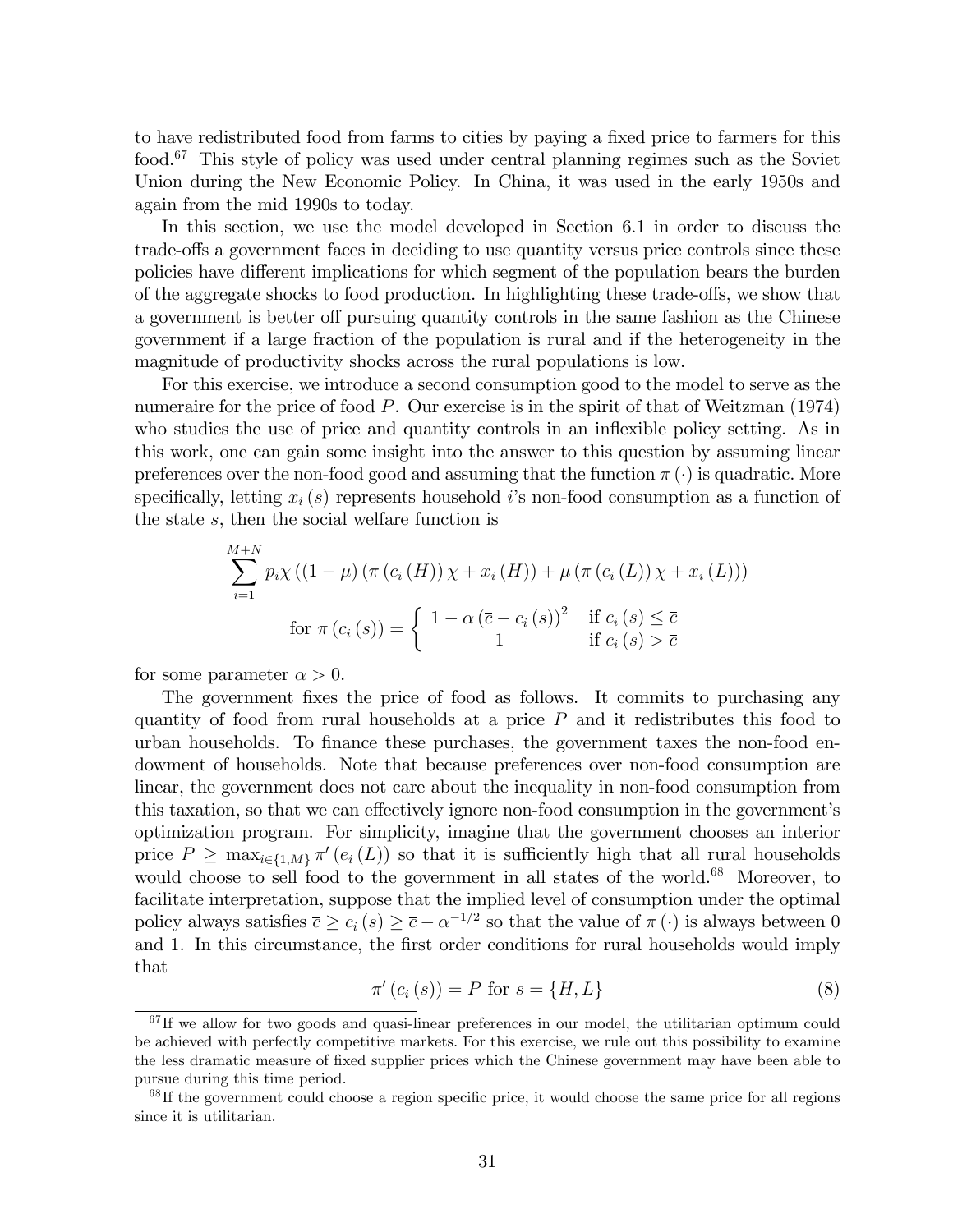to have redistributed food from farms to cities by paying a fixed price to farmers for this food.[67] This style of policy was used under central planning regimes such as the Soviet Union during the New Economic Policy. In China, it was used in the early 1950s and again from the mid 1990s to today.

In this section, we use the model developed in Section 6.1 in order to discuss the trade-offs a government faces in deciding to use quantity versus price controls since these policies have different implications for which segment of the population bears the burden of the aggregate shocks to food production. In highlighting these trade-offs, we show that a government is better off pursuing quantity controls in the same fashion as the Chinese government if a large fraction of the population is rural and if the heterogeneity in the magnitude of productivity shocks across the rural populations is low.

For this exercise, we introduce a second consumption good to the model to serve as the numeraire for the price of food $P$. Our exercise is in the spirit of that of Weitzman (1974) who studies the use of price and quantity controls in an inflexible policy setting. As in this work, one can gain some insight into the answer to this question by assuming linear preferences over the non-food good and assuming that the function $\pi(\cdot)$ is quadratic. More specifically, letting $x_i(s)$ represents household $i$'s non-food consumption as a function of the state $s$, then the social welfare function is

$$\sum_{i=1}^{M+N} p_i \chi \left( (1-\mu) \left( \pi(c_i(H)) \chi + x_i(H) \right) + \mu \left( \pi(c_i(L)) \chi + x_i(L) \right) \right)$$

$$\text{for } \pi(c_i(s)) = \begin{cases} 1 - \alpha (\bar{c} - c_i(s))^2 & \text{if } c_i(s) \leq \bar{c} \\ 1 & \text{if } c_i(s) > \bar{c} \end{cases}$$

for some parameter $\alpha > 0$.

The government fixes the price of food as follows. It commits to purchasing any quantity of food from rural households at a price $P$ and it redistributes this food to urban households. To finance these purchases, the government taxes the non-food endowment of households. Note that because preferences over non-food consumption are linear, the government does not care about the inequality in non-food consumption from this taxation, so that we can effectively ignore non-food consumption in the government's optimization program. For simplicity, imagine that the government chooses an interior price $P \geq \max_{i \in \{1,M\}} \pi'(e_i(L))$ so that it is sufficiently high that all rural households would choose to sell food to the government in all states of the world.[68] Moreover, to facilitate interpretation, suppose that the implied level of consumption under the optimal policy always satisfies $\bar{c} \geq c_i(s) \geq \bar{c} - \alpha^{-1/2}$ so that the value of $\pi(\cdot)$ is always between 0 and 1. In this circumstance, the first order conditions for rural households would imply that

$$\pi'(c_i(s)) = P \text{ for } s = \{H, L\} \tag{8}$$

[67] If we allow for two goods and quasi-linear preferences in our model, the utilitarian optimum could be achieved with perfectly competitive markets. For this exercise, we rule out this possibility to examine the less dramatic measure of fixed supplier prices which the Chinese government may have been able to pursue during this time period.

[68] If the government could choose a region specific price, it would choose the same price for all regions since it is utilitarian.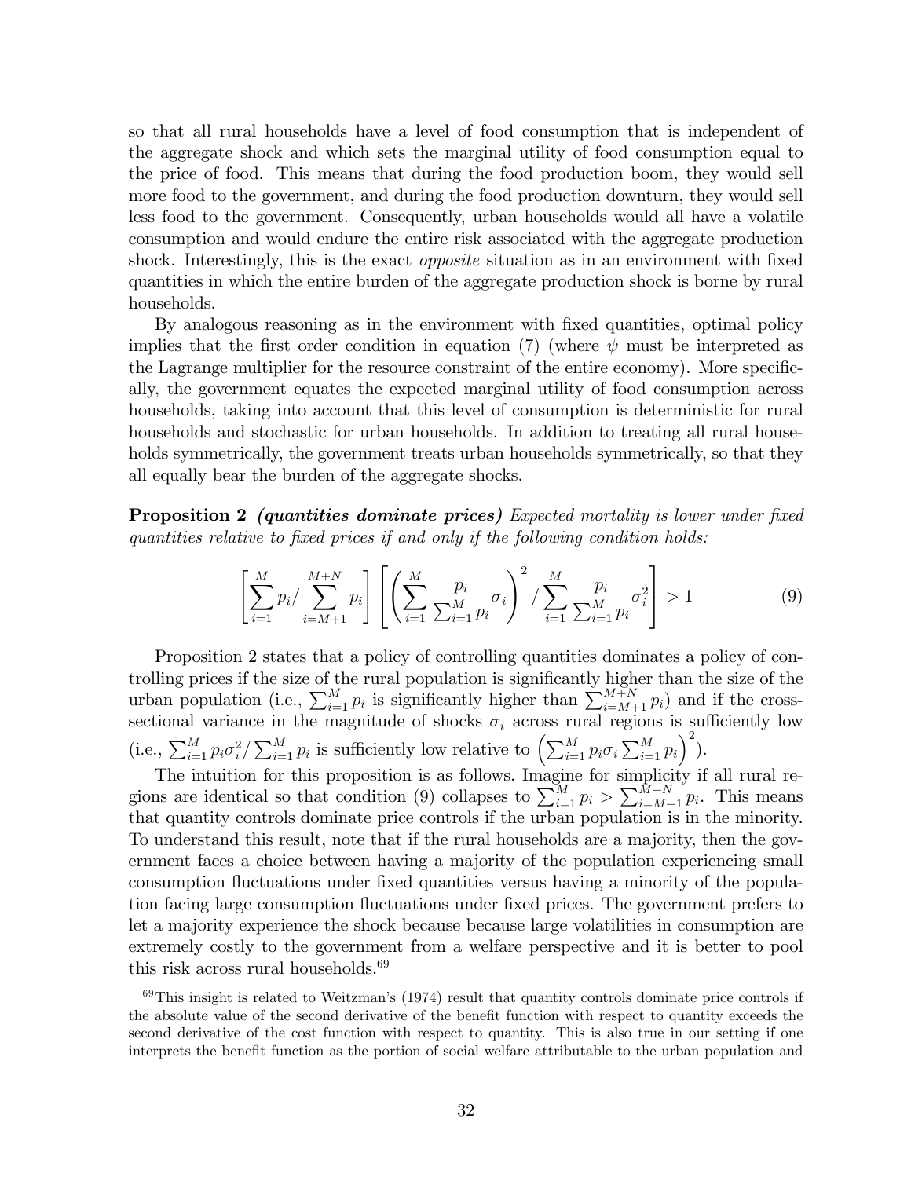so that all rural households have a level of food consumption that is independent of the aggregate shock and which sets the marginal utility of food consumption equal to the price of food. This means that during the food production boom, they would sell more food to the government, and during the food production downturn, they would sell less food to the government. Consequently, urban households would all have a volatile consumption and would endure the entire risk associated with the aggregate production shock. Interestingly, this is the exact *opposite* situation as in an environment with fixed quantities in which the entire burden of the aggregate production shock is borne by rural households.

By analogous reasoning as in the environment with fixed quantities, optimal policy implies that the first order condition in equation (7) (where $\psi$ must be interpreted as the Lagrange multiplier for the resource constraint of the entire economy). More specifically, the government equates the expected marginal utility of food consumption across households, taking into account that this level of consumption is deterministic for rural households and stochastic for urban households. In addition to treating all rural households symmetrically, the government treats urban households symmetrically, so that they all equally bear the burden of the aggregate shocks.

**Proposition 2** ***(quantities dominate prices)*** *Expected mortality is lower under fixed quantities relative to fixed prices if and only if the following condition holds:*

$$\left[\sum_{i=1}^{M} p_i / \sum_{i=M+1}^{M+N} p_i\right]\left[\left(\sum_{i=1}^{M} \frac{p_i}{\sum_{i=1}^{M} p_i}\sigma_i\right)^2 / \sum_{i=1}^{M} \frac{p_i}{\sum_{i=1}^{M} p_i}\sigma_i^2\right] > 1 \tag{9}$$

Proposition 2 states that a policy of controlling quantities dominates a policy of controlling prices if the size of the rural population is significantly higher than the size of the urban population (i.e., $\sum_{i=1}^{M} p_i$ is significantly higher than $\sum_{i=M+1}^{M+N} p_i$) and if the cross-sectional variance in the magnitude of shocks $\sigma_i$ across rural regions is sufficiently low (i.e., $\sum_{i=1}^{M} p_i\sigma_i^2 / \sum_{i=1}^{M} p_i$ is sufficiently low relative to $\left(\sum_{i=1}^{M} p_i\sigma_i \sum_{i=1}^{M} p_i\right)^2$).

The intuition for this proposition is as follows. Imagine for simplicity if all rural regions are identical so that condition (9) collapses to $\sum_{i=1}^{M} p_i > \sum_{i=M+1}^{M+N} p_i$. This means that quantity controls dominate price controls if the urban population is in the minority. To understand this result, note that if the rural households are a majority, then the government faces a choice between having a majority of the population experiencing small consumption fluctuations under fixed quantities versus having a minority of the population facing large consumption fluctuations under fixed prices. The government prefers to let a majority experience the shock because because large volatilities in consumption are extremely costly to the government from a welfare perspective and it is better to pool this risk across rural households.[69]

[69] This insight is related to Weitzman's (1974) result that quantity controls dominate price controls if the absolute value of the second derivative of the benefit function with respect to quantity exceeds the second derivative of the cost function with respect to quantity. This is also true in our setting if one interprets the benefit function as the portion of social welfare attributable to the urban population and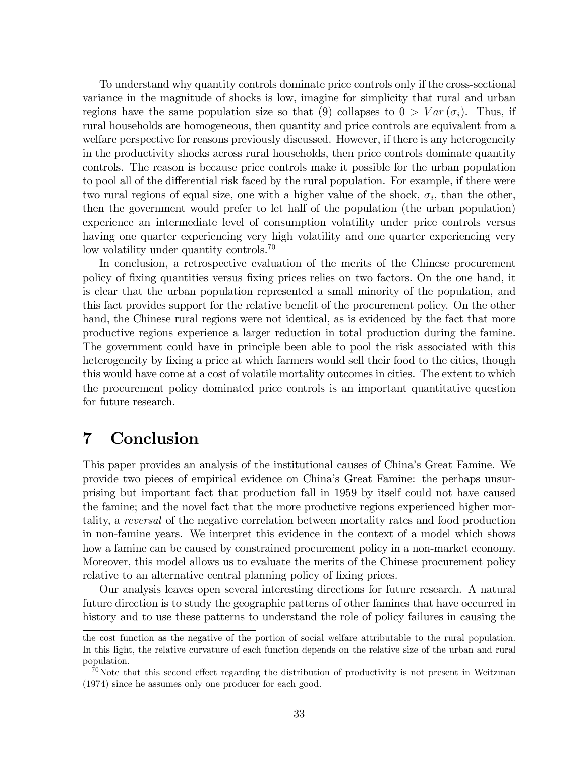To understand why quantity controls dominate price controls only if the cross-sectional variance in the magnitude of shocks is low, imagine for simplicity that rural and urban regions have the same population size so that (9) collapses to $0 > Var(\sigma_i)$. Thus, if rural households are homogeneous, then quantity and price controls are equivalent from a welfare perspective for reasons previously discussed. However, if there is any heterogeneity in the productivity shocks across rural households, then price controls dominate quantity controls. The reason is because price controls make it possible for the urban population to pool all of the differential risk faced by the rural population. For example, if there were two rural regions of equal size, one with a higher value of the shock, $\sigma_i$, than the other, then the government would prefer to let half of the population (the urban population) experience an intermediate level of consumption volatility under price controls versus having one quarter experiencing very high volatility and one quarter experiencing very low volatility under quantity controls.[70]

In conclusion, a retrospective evaluation of the merits of the Chinese procurement policy of fixing quantities versus fixing prices relies on two factors. On the one hand, it is clear that the urban population represented a small minority of the population, and this fact provides support for the relative benefit of the procurement policy. On the other hand, the Chinese rural regions were not identical, as is evidenced by the fact that more productive regions experience a larger reduction in total production during the famine. The government could have in principle been able to pool the risk associated with this heterogeneity by fixing a price at which farmers would sell their food to the cities, though this would have come at a cost of volatile mortality outcomes in cities. The extent to which the procurement policy dominated price controls is an important quantitative question for future research.

# 7 Conclusion

This paper provides an analysis of the institutional causes of China's Great Famine. We provide two pieces of empirical evidence on China's Great Famine: the perhaps unsurprising but important fact that production fall in 1959 by itself could not have caused the famine; and the novel fact that the more productive regions experienced higher mortality, a *reversal* of the negative correlation between mortality rates and food production in non-famine years. We interpret this evidence in the context of a model which shows how a famine can be caused by constrained procurement policy in a non-market economy. Moreover, this model allows us to evaluate the merits of the Chinese procurement policy relative to an alternative central planning policy of fixing prices.

Our analysis leaves open several interesting directions for future research. A natural future direction is to study the geographic patterns of other famines that have occurred in history and to use these patterns to understand the role of policy failures in causing the

the cost function as the negative of the portion of social welfare attributable to the rural population. In this light, the relative curvature of each function depends on the relative size of the urban and rural population.

[70] Note that this second effect regarding the distribution of productivity is not present in Weitzman (1974) since he assumes only one producer for each good.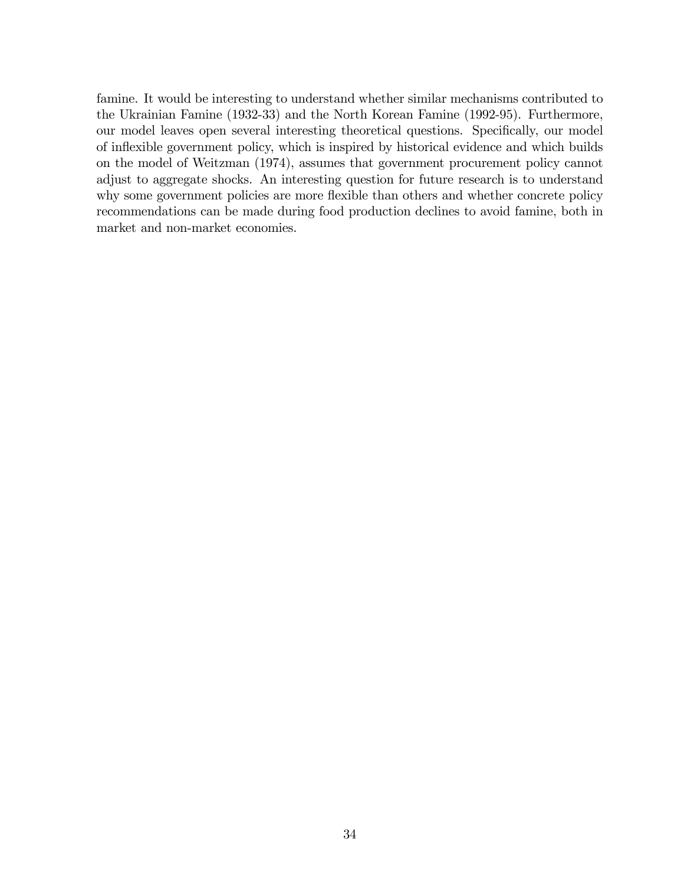famine. It would be interesting to understand whether similar mechanisms contributed to the Ukrainian Famine (1932-33) and the North Korean Famine (1992-95). Furthermore, our model leaves open several interesting theoretical questions. Specifically, our model of inflexible government policy, which is inspired by historical evidence and which builds on the model of Weitzman (1974), assumes that government procurement policy cannot adjust to aggregate shocks. An interesting question for future research is to understand why some government policies are more flexible than others and whether concrete policy recommendations can be made during food production declines to avoid famine, both in market and non-market economies.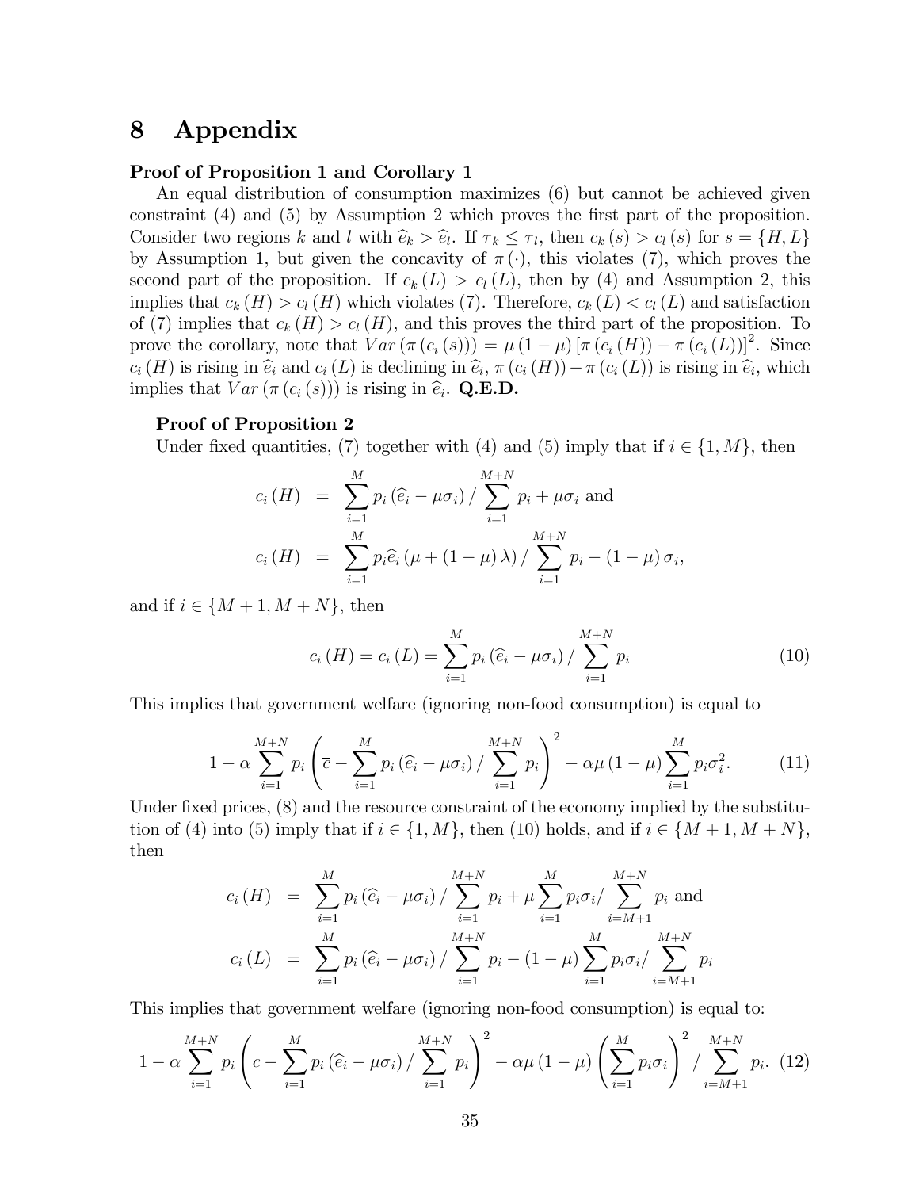# 8 Appendix

**Proof of Proposition 1 and Corollary 1**

An equal distribution of consumption maximizes (6) but cannot be achieved given constraint (4) and (5) by Assumption 2 which proves the first part of the proposition. Consider two regions $k$ and $l$ with $\widehat{e}_k > \widehat{e}_l$. If $\tau_k \leq \tau_l$, then $c_k(s) > c_l(s)$ for $s = \{H, L\}$ by Assumption 1, but given the concavity of $\pi(\cdot)$, this violates (7), which proves the second part of the proposition. If $c_k(L) > c_l(L)$, then by (4) and Assumption 2, this implies that $c_k(H) > c_l(H)$ which violates (7). Therefore, $c_k(L) < c_l(L)$ and satisfaction of (7) implies that $c_k(H) > c_l(H)$, and this proves the third part of the proposition. To prove the corollary, note that $Var(\pi(c_i(s))) = \mu(1-\mu)[\pi(c_i(H)) - \pi(c_i(L))]^2$. Since $c_i(H)$ is rising in $\widehat{e}_i$ and $c_i(L)$ is declining in $\widehat{e}_i$, $\pi(c_i(H)) - \pi(c_i(L))$ is rising in $\widehat{e}_i$, which implies that $Var(\pi(c_i(s)))$ is rising in $\widehat{e}_i$. **Q.E.D.**

**Proof of Proposition 2**

Under fixed quantities, (7) together with (4) and (5) imply that if $i \in \{1, M\}$, then

$$
\begin{aligned}
c_i(H) &= \sum_{i=1}^{M} p_i(\widehat{e}_i - \mu\sigma_i) / \sum_{i=1}^{M+N} p_i + \mu\sigma_i \text{ and} \\
c_i(H) &= \sum_{i=1}^{M} p_i \widehat{e}_i(\mu + (1-\mu)\lambda) / \sum_{i=1}^{M+N} p_i - (1-\mu)\sigma_i,
\end{aligned}
$$

and if $i \in \{M+1, M+N\}$, then

$$
c_i(H) = c_i(L) = \sum_{i=1}^{M} p_i(\widehat{e}_i - \mu\sigma_i) / \sum_{i=1}^{M+N} p_i \tag{10}
$$

This implies that government welfare (ignoring non-food consumption) is equal to

$$
1 - \alpha \sum_{i=1}^{M+N} p_i \left( \bar{c} - \sum_{i=1}^{M} p_i(\widehat{e}_i - \mu\sigma_i) / \sum_{i=1}^{M+N} p_i \right)^2 - \alpha\mu(1-\mu) \sum_{i=1}^{M} p_i \sigma_i^2. \tag{11}
$$

Under fixed prices, (8) and the resource constraint of the economy implied by the substitution of (4) into (5) imply that if $i \in \{1, M\}$, then (10) holds, and if $i \in \{M+1, M+N\}$, then

$$
\begin{aligned}
c_i(H) &= \sum_{i=1}^{M} p_i(\widehat{e}_i - \mu\sigma_i) / \sum_{i=1}^{M+N} p_i + \mu \sum_{i=1}^{M} p_i\sigma_i / \sum_{i=M+1}^{M+N} p_i \text{ and} \\
c_i(L) &= \sum_{i=1}^{M} p_i(\widehat{e}_i - \mu\sigma_i) / \sum_{i=1}^{M+N} p_i - (1-\mu) \sum_{i=1}^{M} p_i\sigma_i / \sum_{i=M+1}^{M+N} p_i
\end{aligned}
$$

This implies that government welfare (ignoring non-food consumption) is equal to:

$$
1 - \alpha \sum_{i=1}^{M+N} p_i \left( \bar{c} - \sum_{i=1}^{M} p_i(\widehat{e}_i - \mu\sigma_i) / \sum_{i=1}^{M+N} p_i \right)^2 - \alpha\mu(1-\mu) \left( \sum_{i=1}^{M} p_i\sigma_i \right)^2 / \sum_{i=M+1}^{M+N} p_i. \tag{12}
$$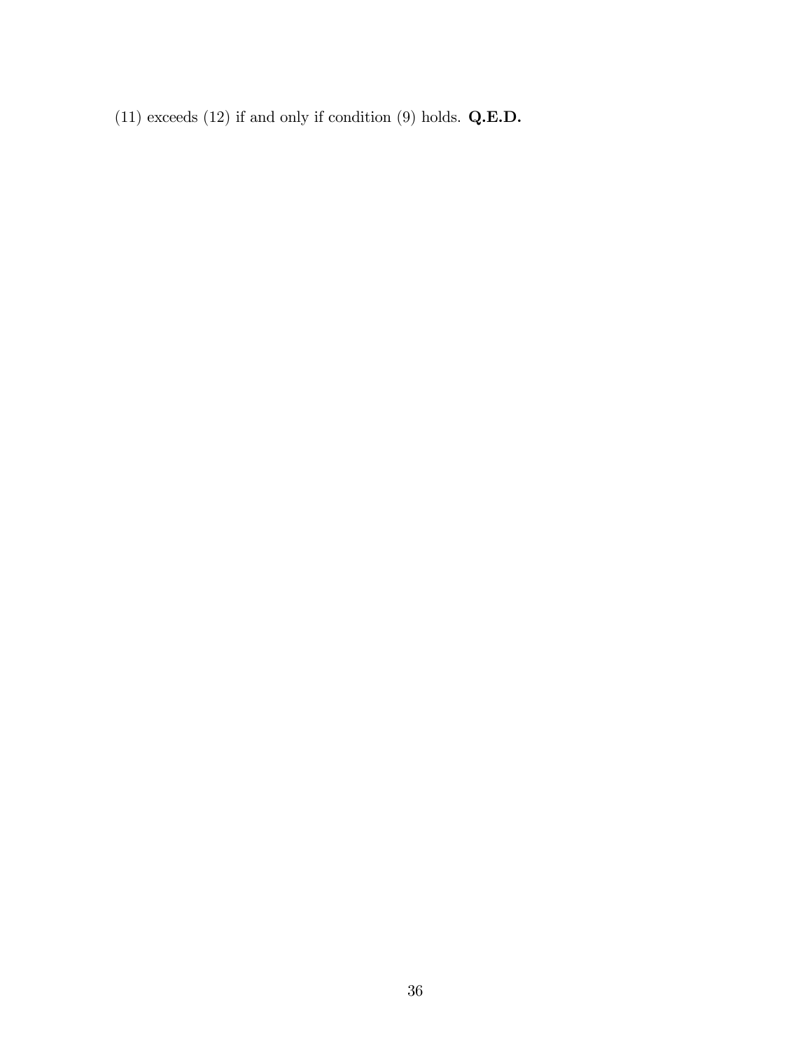(11) exceeds (12) if and only if condition (9) holds. **Q.E.D.**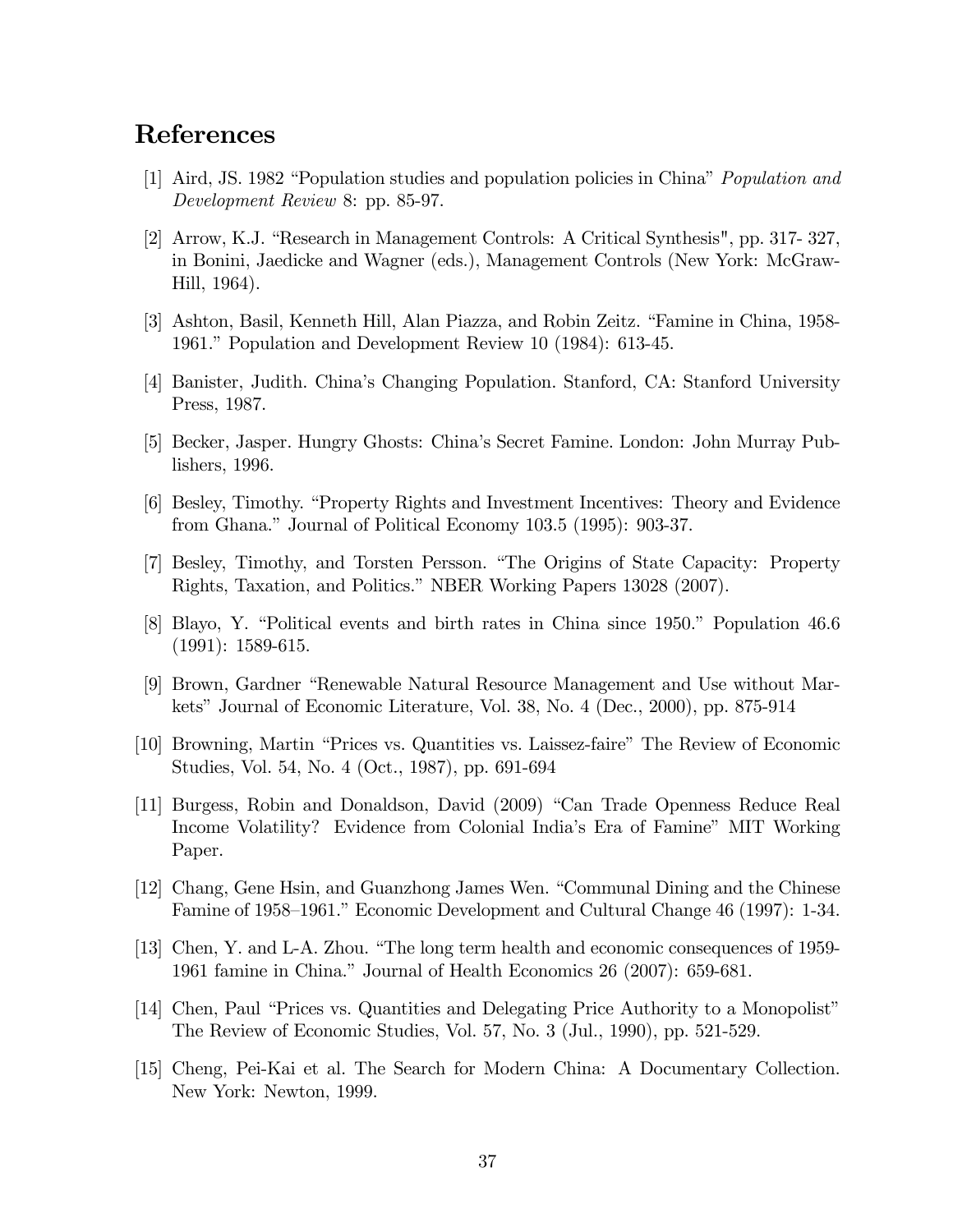# References

[1] Aird, JS. 1982 "Population studies and population policies in China" *Population and Development Review* 8: pp. 85-97.

[2] Arrow, K.J. "Research in Management Controls: A Critical Synthesis", pp. 317- 327, in Bonini, Jaedicke and Wagner (eds.), Management Controls (New York: McGraw-Hill, 1964).

[3] Ashton, Basil, Kenneth Hill, Alan Piazza, and Robin Zeitz. "Famine in China, 1958-1961." Population and Development Review 10 (1984): 613-45.

[4] Banister, Judith. China's Changing Population. Stanford, CA: Stanford University Press, 1987.

[5] Becker, Jasper. Hungry Ghosts: China's Secret Famine. London: John Murray Publishers, 1996.

[6] Besley, Timothy. "Property Rights and Investment Incentives: Theory and Evidence from Ghana." Journal of Political Economy 103.5 (1995): 903-37.

[7] Besley, Timothy, and Torsten Persson. "The Origins of State Capacity: Property Rights, Taxation, and Politics." NBER Working Papers 13028 (2007).

[8] Blayo, Y. "Political events and birth rates in China since 1950." Population 46.6 (1991): 1589-615.

[9] Brown, Gardner "Renewable Natural Resource Management and Use without Markets" Journal of Economic Literature, Vol. 38, No. 4 (Dec., 2000), pp. 875-914

[10] Browning, Martin "Prices vs. Quantities vs. Laissez-faire" The Review of Economic Studies, Vol. 54, No. 4 (Oct., 1987), pp. 691-694

[11] Burgess, Robin and Donaldson, David (2009) "Can Trade Openness Reduce Real Income Volatility? Evidence from Colonial India's Era of Famine" MIT Working Paper.

[12] Chang, Gene Hsin, and Guanzhong James Wen. "Communal Dining and the Chinese Famine of 1958–1961." Economic Development and Cultural Change 46 (1997): 1-34.

[13] Chen, Y. and L-A. Zhou. "The long term health and economic consequences of 1959-1961 famine in China." Journal of Health Economics 26 (2007): 659-681.

[14] Chen, Paul "Prices vs. Quantities and Delegating Price Authority to a Monopolist" The Review of Economic Studies, Vol. 57, No. 3 (Jul., 1990), pp. 521-529.

[15] Cheng, Pei-Kai et al. The Search for Modern China: A Documentary Collection. New York: Newton, 1999.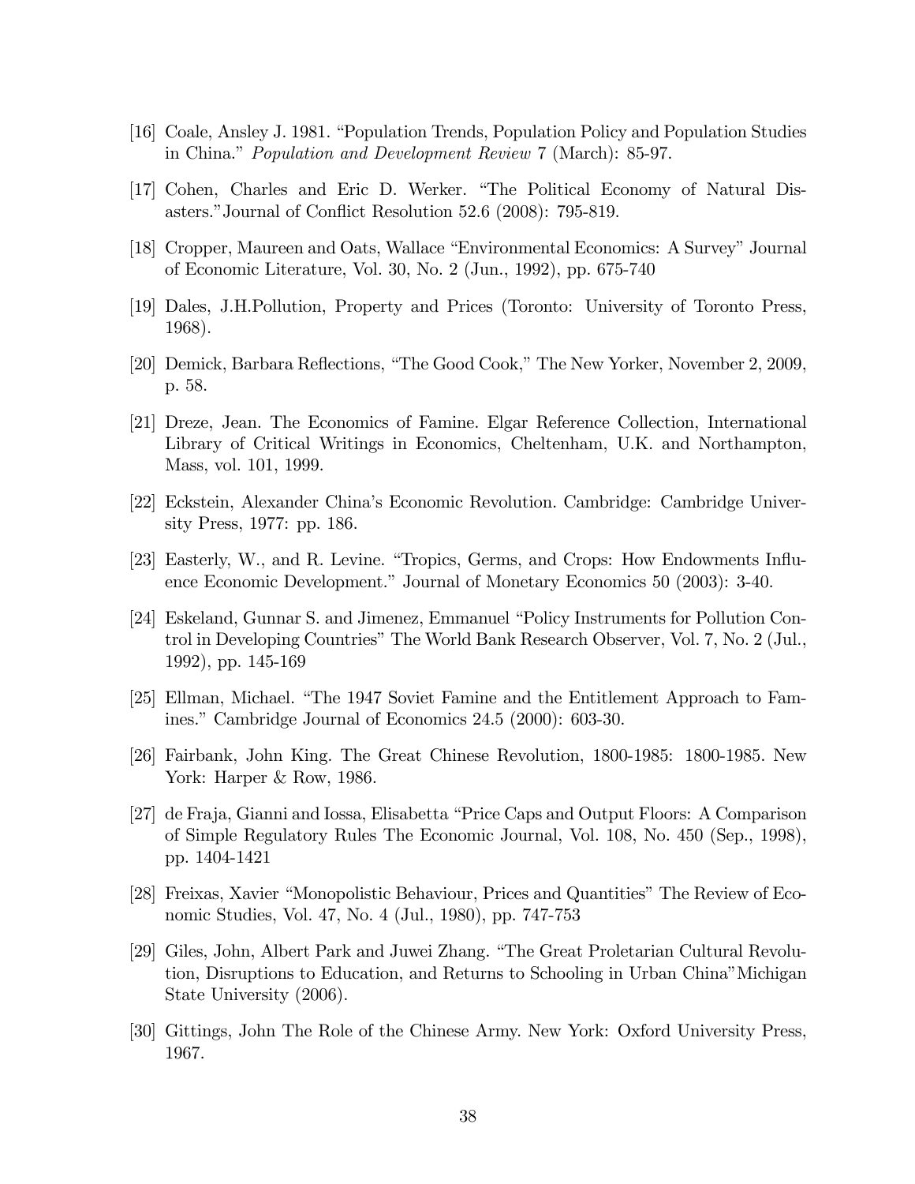[16] Coale, Ansley J. 1981. "Population Trends, Population Policy and Population Studies in China." *Population and Development Review* 7 (March): 85-97.

[17] Cohen, Charles and Eric D. Werker. "The Political Economy of Natural Disasters."Journal of Conflict Resolution 52.6 (2008): 795-819.

[18] Cropper, Maureen and Oats, Wallace "Environmental Economics: A Survey" Journal of Economic Literature, Vol. 30, No. 2 (Jun., 1992), pp. 675-740

[19] Dales, J.H.Pollution, Property and Prices (Toronto: University of Toronto Press, 1968).

[20] Demick, Barbara Reflections, "The Good Cook," The New Yorker, November 2, 2009, p. 58.

[21] Dreze, Jean. The Economics of Famine. Elgar Reference Collection, International Library of Critical Writings in Economics, Cheltenham, U.K. and Northampton, Mass, vol. 101, 1999.

[22] Eckstein, Alexander China's Economic Revolution. Cambridge: Cambridge University Press, 1977: pp. 186.

[23] Easterly, W., and R. Levine. "Tropics, Germs, and Crops: How Endowments Influence Economic Development." Journal of Monetary Economics 50 (2003): 3-40.

[24] Eskeland, Gunnar S. and Jimenez, Emmanuel "Policy Instruments for Pollution Control in Developing Countries" The World Bank Research Observer, Vol. 7, No. 2 (Jul., 1992), pp. 145-169

[25] Ellman, Michael. "The 1947 Soviet Famine and the Entitlement Approach to Famines." Cambridge Journal of Economics 24.5 (2000): 603-30.

[26] Fairbank, John King. The Great Chinese Revolution, 1800-1985: 1800-1985. New York: Harper & Row, 1986.

[27] de Fraja, Gianni and Iossa, Elisabetta "Price Caps and Output Floors: A Comparison of Simple Regulatory Rules The Economic Journal, Vol. 108, No. 450 (Sep., 1998), pp. 1404-1421

[28] Freixas, Xavier "Monopolistic Behaviour, Prices and Quantities" The Review of Economic Studies, Vol. 47, No. 4 (Jul., 1980), pp. 747-753

[29] Giles, John, Albert Park and Juwei Zhang. "The Great Proletarian Cultural Revolution, Disruptions to Education, and Returns to Schooling in Urban China"Michigan State University (2006).

[30] Gittings, John The Role of the Chinese Army. New York: Oxford University Press, 1967.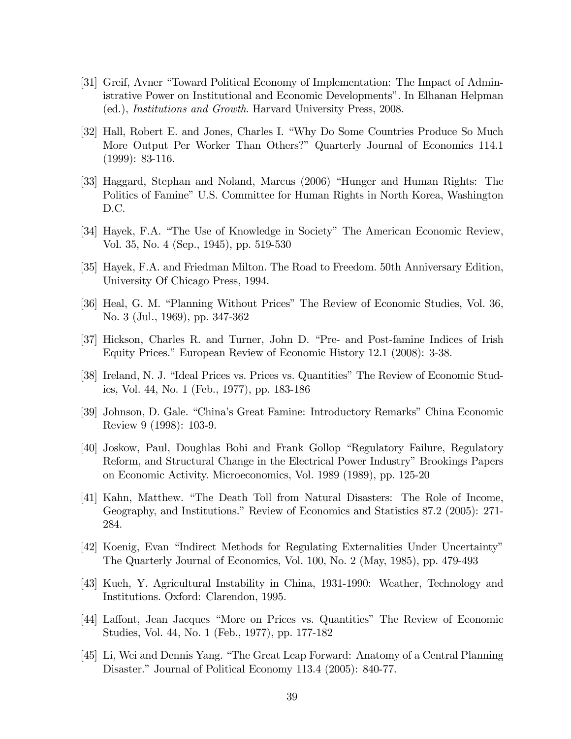[31] Greif, Avner "Toward Political Economy of Implementation: The Impact of Administrative Power on Institutional and Economic Developments". In Elhanan Helpman (ed.), *Institutions and Growth*. Harvard University Press, 2008.

[32] Hall, Robert E. and Jones, Charles I. "Why Do Some Countries Produce So Much More Output Per Worker Than Others?" Quarterly Journal of Economics 114.1 (1999): 83-116.

[33] Haggard, Stephan and Noland, Marcus (2006) "Hunger and Human Rights: The Politics of Famine" U.S. Committee for Human Rights in North Korea, Washington D.C.

[34] Hayek, F.A. "The Use of Knowledge in Society" The American Economic Review, Vol. 35, No. 4 (Sep., 1945), pp. 519-530

[35] Hayek, F.A. and Friedman Milton. The Road to Freedom. 50th Anniversary Edition, University Of Chicago Press, 1994.

[36] Heal, G. M. "Planning Without Prices" The Review of Economic Studies, Vol. 36, No. 3 (Jul., 1969), pp. 347-362

[37] Hickson, Charles R. and Turner, John D. "Pre- and Post-famine Indices of Irish Equity Prices." European Review of Economic History 12.1 (2008): 3-38.

[38] Ireland, N. J. "Ideal Prices vs. Prices vs. Quantities" The Review of Economic Studies, Vol. 44, No. 1 (Feb., 1977), pp. 183-186

[39] Johnson, D. Gale. "China's Great Famine: Introductory Remarks" China Economic Review 9 (1998): 103-9.

[40] Joskow, Paul, Doughlas Bohi and Frank Gollop "Regulatory Failure, Regulatory Reform, and Structural Change in the Electrical Power Industry" Brookings Papers on Economic Activity. Microeconomics, Vol. 1989 (1989), pp. 125-20

[41] Kahn, Matthew. "The Death Toll from Natural Disasters: The Role of Income, Geography, and Institutions." Review of Economics and Statistics 87.2 (2005): 271-284.

[42] Koenig, Evan "Indirect Methods for Regulating Externalities Under Uncertainty" The Quarterly Journal of Economics, Vol. 100, No. 2 (May, 1985), pp. 479-493

[43] Kueh, Y. Agricultural Instability in China, 1931-1990: Weather, Technology and Institutions. Oxford: Clarendon, 1995.

[44] Laffont, Jean Jacques "More on Prices vs. Quantities" The Review of Economic Studies, Vol. 44, No. 1 (Feb., 1977), pp. 177-182

[45] Li, Wei and Dennis Yang. "The Great Leap Forward: Anatomy of a Central Planning Disaster." Journal of Political Economy 113.4 (2005): 840-77.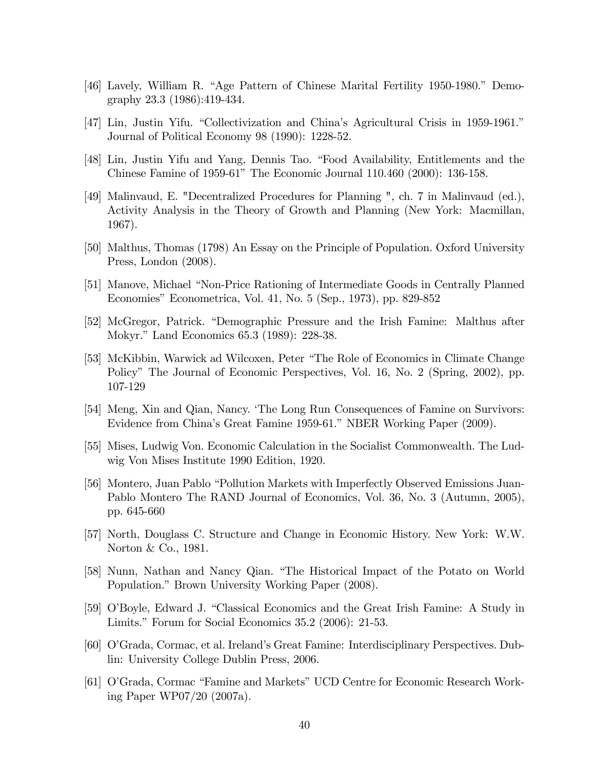[46] Lavely, William R. “Age Pattern of Chinese Marital Fertility 1950-1980.” Demography 23.3 (1986):419-434.

[47] Lin, Justin Yifu. “Collectivization and China’s Agricultural Crisis in 1959-1961.” Journal of Political Economy 98 (1990): 1228-52.

[48] Lin, Justin Yifu and Yang, Dennis Tao. “Food Availability, Entitlements and the Chinese Famine of 1959-61” The Economic Journal 110.460 (2000): 136-158.

[49] Malinvaud, E. "Decentralized Procedures for Planning ", ch. 7 in Malinvaud (ed.), Activity Analysis in the Theory of Growth and Planning (New York: Macmillan, 1967).

[50] Malthus, Thomas (1798) An Essay on the Principle of Population. Oxford University Press, London (2008).

[51] Manove, Michael “Non-Price Rationing of Intermediate Goods in Centrally Planned Economies” Econometrica, Vol. 41, No. 5 (Sep., 1973), pp. 829-852

[52] McGregor, Patrick. “Demographic Pressure and the Irish Famine: Malthus after Mokyr.” Land Economics 65.3 (1989): 228-38.

[53] McKibbin, Warwick ad Wilcoxen, Peter “The Role of Economics in Climate Change Policy” The Journal of Economic Perspectives, Vol. 16, No. 2 (Spring, 2002), pp. 107-129

[54] Meng, Xin and Qian, Nancy. ‘The Long Run Consequences of Famine on Survivors: Evidence from China’s Great Famine 1959-61.” NBER Working Paper (2009).

[55] Mises, Ludwig Von. Economic Calculation in the Socialist Commonwealth. The Ludwig Von Mises Institute 1990 Edition, 1920.

[56] Montero, Juan Pablo “Pollution Markets with Imperfectly Observed Emissions Juan-Pablo Montero The RAND Journal of Economics, Vol. 36, No. 3 (Autumn, 2005), pp. 645-660

[57] North, Douglass C. Structure and Change in Economic History. New York: W.W. Norton & Co., 1981.

[58] Nunn, Nathan and Nancy Qian. “The Historical Impact of the Potato on World Population.” Brown University Working Paper (2008).

[59] O’Boyle, Edward J. “Classical Economics and the Great Irish Famine: A Study in Limits.” Forum for Social Economics 35.2 (2006): 21-53.

[60] O’Grada, Cormac, et al. Ireland’s Great Famine: Interdisciplinary Perspectives. Dublin: University College Dublin Press, 2006.

[61] O’Grada, Cormac “Famine and Markets” UCD Centre for Economic Research Working Paper WP07/20 (2007a).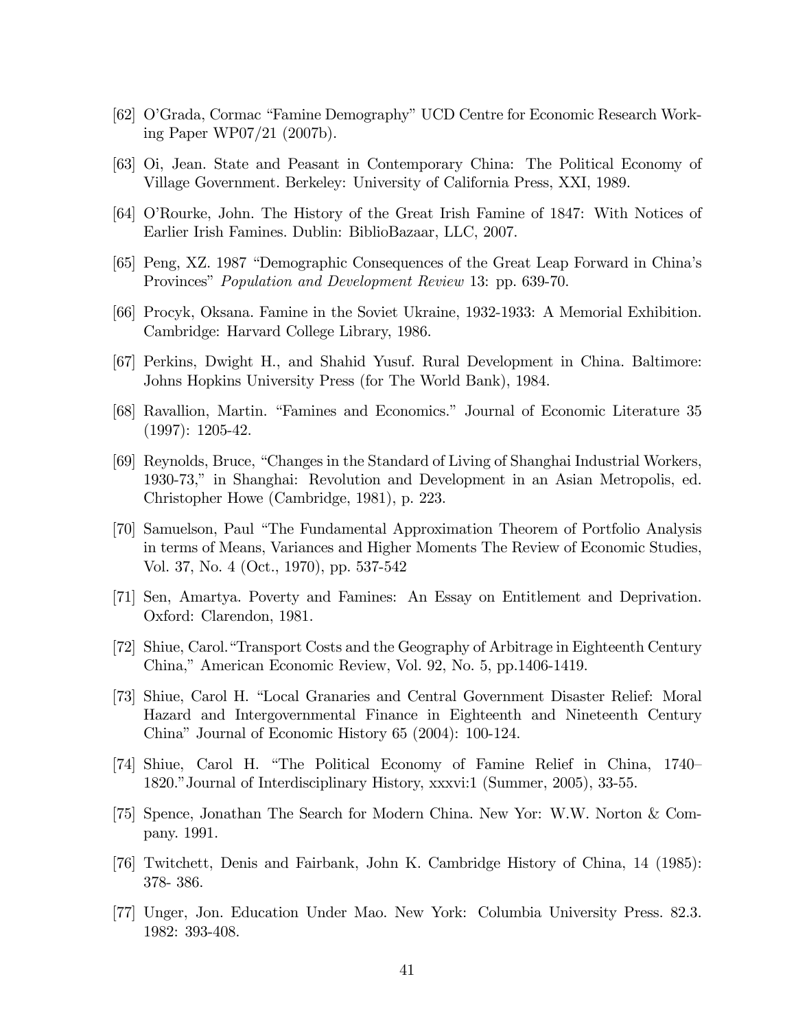[62] O'Grada, Cormac "Famine Demography" UCD Centre for Economic Research Working Paper WP07/21 (2007b).

[63] Oi, Jean. State and Peasant in Contemporary China: The Political Economy of Village Government. Berkeley: University of California Press, XXI, 1989.

[64] O'Rourke, John. The History of the Great Irish Famine of 1847: With Notices of Earlier Irish Famines. Dublin: BiblioBazaar, LLC, 2007.

[65] Peng, XZ. 1987 "Demographic Consequences of the Great Leap Forward in China's Provinces" *Population and Development Review* 13: pp. 639-70.

[66] Procyk, Oksana. Famine in the Soviet Ukraine, 1932-1933: A Memorial Exhibition. Cambridge: Harvard College Library, 1986.

[67] Perkins, Dwight H., and Shahid Yusuf. Rural Development in China. Baltimore: Johns Hopkins University Press (for The World Bank), 1984.

[68] Ravallion, Martin. "Famines and Economics." Journal of Economic Literature 35 (1997): 1205-42.

[69] Reynolds, Bruce, "Changes in the Standard of Living of Shanghai Industrial Workers, 1930-73," in Shanghai: Revolution and Development in an Asian Metropolis, ed. Christopher Howe (Cambridge, 1981), p. 223.

[70] Samuelson, Paul "The Fundamental Approximation Theorem of Portfolio Analysis in terms of Means, Variances and Higher Moments The Review of Economic Studies, Vol. 37, No. 4 (Oct., 1970), pp. 537-542

[71] Sen, Amartya. Poverty and Famines: An Essay on Entitlement and Deprivation. Oxford: Clarendon, 1981.

[72] Shiue, Carol."Transport Costs and the Geography of Arbitrage in Eighteenth Century China," American Economic Review, Vol. 92, No. 5, pp.1406-1419.

[73] Shiue, Carol H. "Local Granaries and Central Government Disaster Relief: Moral Hazard and Intergovernmental Finance in Eighteenth and Nineteenth Century China" Journal of Economic History 65 (2004): 100-124.

[74] Shiue, Carol H. "The Political Economy of Famine Relief in China, 1740–1820."Journal of Interdisciplinary History, xxxvi:1 (Summer, 2005), 33-55.

[75] Spence, Jonathan The Search for Modern China. New Yor: W.W. Norton & Company. 1991.

[76] Twitchett, Denis and Fairbank, John K. Cambridge History of China, 14 (1985): 378- 386.

[77] Unger, Jon. Education Under Mao. New York: Columbia University Press. 82.3. 1982: 393-408.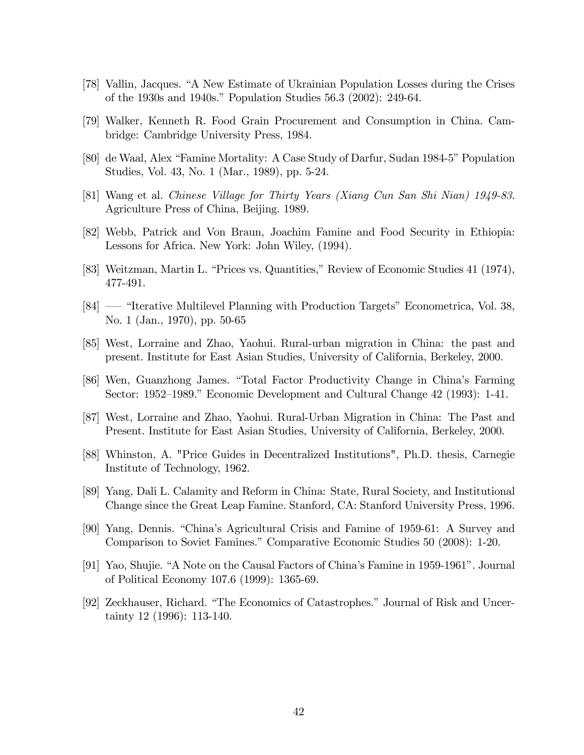[78] Vallin, Jacques. "A New Estimate of Ukrainian Population Losses during the Crises of the 1930s and 1940s." Population Studies 56.3 (2002): 249-64.

[79] Walker, Kenneth R. Food Grain Procurement and Consumption in China. Cambridge: Cambridge University Press, 1984.

[80] de Waal, Alex "Famine Mortality: A Case Study of Darfur, Sudan 1984-5" Population Studies, Vol. 43, No. 1 (Mar., 1989), pp. 5-24.

[81] Wang et al. *Chinese Village for Thirty Years (Xiang Cun San Shi Nian) 1949-83*. Agriculture Press of China, Beijing. 1989.

[82] Webb, Patrick and Von Braun, Joachim Famine and Food Security in Ethiopia: Lessons for Africa. New York: John Wiley, (1994).

[83] Weitzman, Martin L. "Prices vs. Quantities," Review of Economic Studies 41 (1974), 477-491.

[84] —— "Iterative Multilevel Planning with Production Targets" Econometrica, Vol. 38, No. 1 (Jan., 1970), pp. 50-65

[85] West, Lorraine and Zhao, Yaohui. Rural-urban migration in China: the past and present. Institute for East Asian Studies, University of California, Berkeley, 2000.

[86] Wen, Guanzhong James. "Total Factor Productivity Change in China's Farming Sector: 1952–1989." Economic Development and Cultural Change 42 (1993): 1-41.

[87] West, Lorraine and Zhao, Yaohui. Rural-Urban Migration in China: The Past and Present. Institute for East Asian Studies, University of California, Berkeley, 2000.

[88] Whinston, A. "Price Guides in Decentralized Institutions", Ph.D. thesis, Carnegie Institute of Technology, 1962.

[89] Yang, Dali L. Calamity and Reform in China: State, Rural Society, and Institutional Change since the Great Leap Famine. Stanford, CA: Stanford University Press, 1996.

[90] Yang, Dennis. "China's Agricultural Crisis and Famine of 1959-61: A Survey and Comparison to Soviet Famines." Comparative Economic Studies 50 (2008): 1-20.

[91] Yao, Shujie. "A Note on the Causal Factors of China's Famine in 1959-1961". Journal of Political Economy 107.6 (1999): 1365-69.

[92] Zeckhauser, Richard. "The Economics of Catastrophes." Journal of Risk and Uncertainty 12 (1996): 113-140.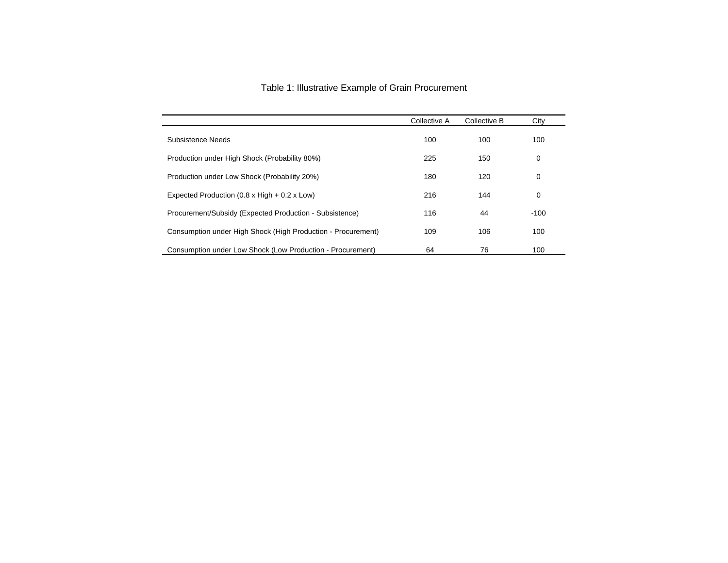Table 1: Illustrative Example of Grain Procurement

| | Collective A | Collective B | City |
|---|---|---|---|
| Subsistence Needs | 100 | 100 | 100 |
| Production under High Shock (Probability 80%) | 225 | 150 | 0 |
| Production under Low Shock (Probability 20%) | 180 | 120 | 0 |
| Expected Production (0.8 x High + 0.2 x Low) | 216 | 144 | 0 |
| Procurement/Subsidy (Expected Production - Subsistence) | 116 | 44 | -100 |
| Consumption under High Shock (High Production - Procurement) | 109 | 106 | 100 |
| Consumption under Low Shock (Low Production - Procurement) | 64 | 76 | 100 |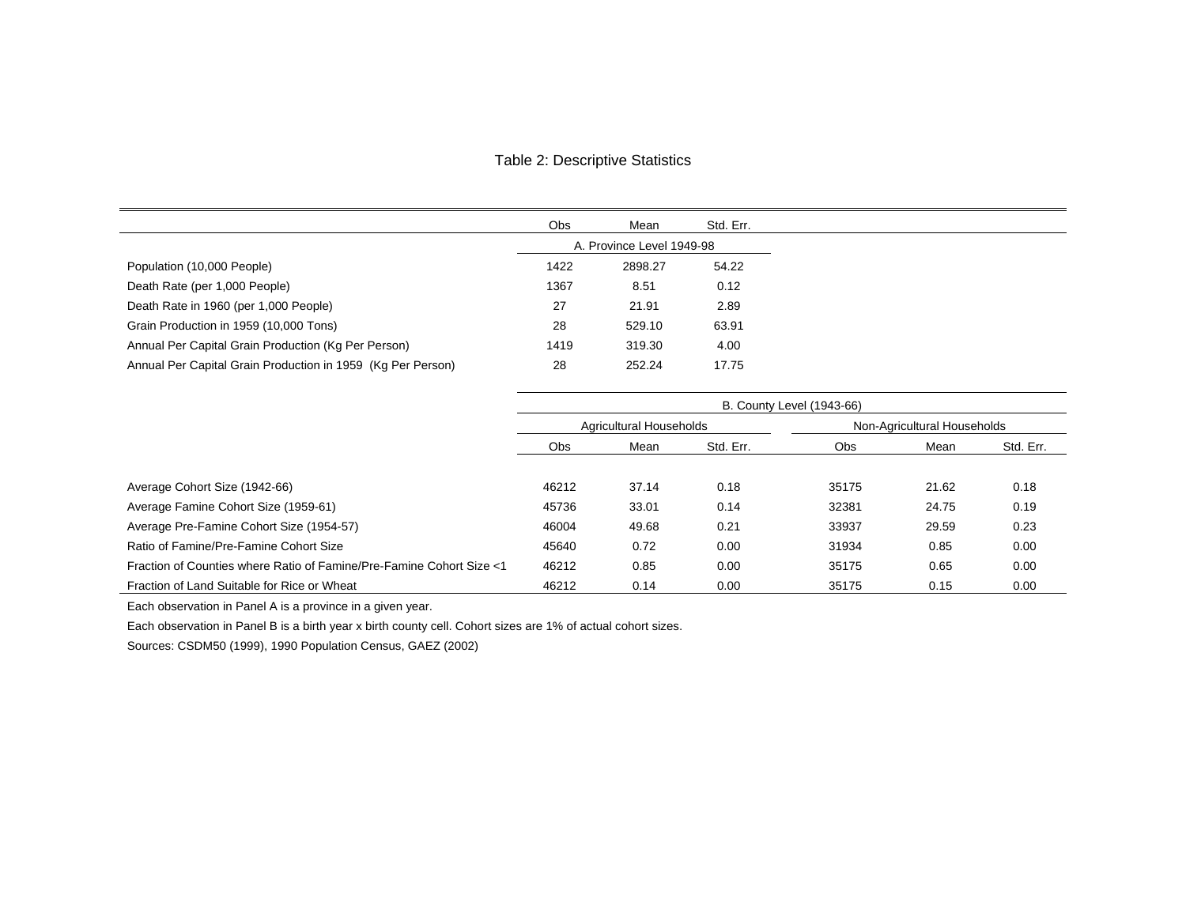Table 2: Descriptive Statistics

| | Obs | Mean | Std. Err. | | | |
|---|---|---|---|---|---|---|
| | A. Province Level 1949-98 | | | | | |
| Population (10,000 People) | 1422 | 2898.27 | 54.22 | | | |
| Death Rate (per 1,000 People) | 1367 | 8.51 | 0.12 | | | |
| Death Rate in 1960 (per 1,000 People) | 27 | 21.91 | 2.89 | | | |
| Grain Production in 1959 (10,000 Tons) | 28 | 529.10 | 63.91 | | | |
| Annual Per Capital Grain Production (Kg Per Person) | 1419 | 319.30 | 4.00 | | | |
| Annual Per Capital Grain Production in 1959 (Kg Per Person) | 28 | 252.24 | 17.75 | | | |
| | B. County Level (1943-66) | | | | | |
| | Agricultural Households | | | Non-Agricultural Households | | |
| | Obs | Mean | Std. Err. | Obs | Mean | Std. Err. |
| Average Cohort Size (1942-66) | 46212 | 37.14 | 0.18 | 35175 | 21.62 | 0.18 |
| Average Famine Cohort Size (1959-61) | 45736 | 33.01 | 0.14 | 32381 | 24.75 | 0.19 |
| Average Pre-Famine Cohort Size (1954-57) | 46004 | 49.68 | 0.21 | 33937 | 29.59 | 0.23 |
| Ratio of Famine/Pre-Famine Cohort Size | 45640 | 0.72 | 0.00 | 31934 | 0.85 | 0.00 |
| Fraction of Counties where Ratio of Famine/Pre-Famine Cohort Size <1 | 46212 | 0.85 | 0.00 | 35175 | 0.65 | 0.00 |
| Fraction of Land Suitable for Rice or Wheat | 46212 | 0.14 | 0.00 | 35175 | 0.15 | 0.00 |

Each observation in Panel A is a province in a given year.

Each observation in Panel B is a birth year x birth county cell. Cohort sizes are 1% of actual cohort sizes.

Sources: CSDM50 (1999), 1990 Population Census, GAEZ (2002)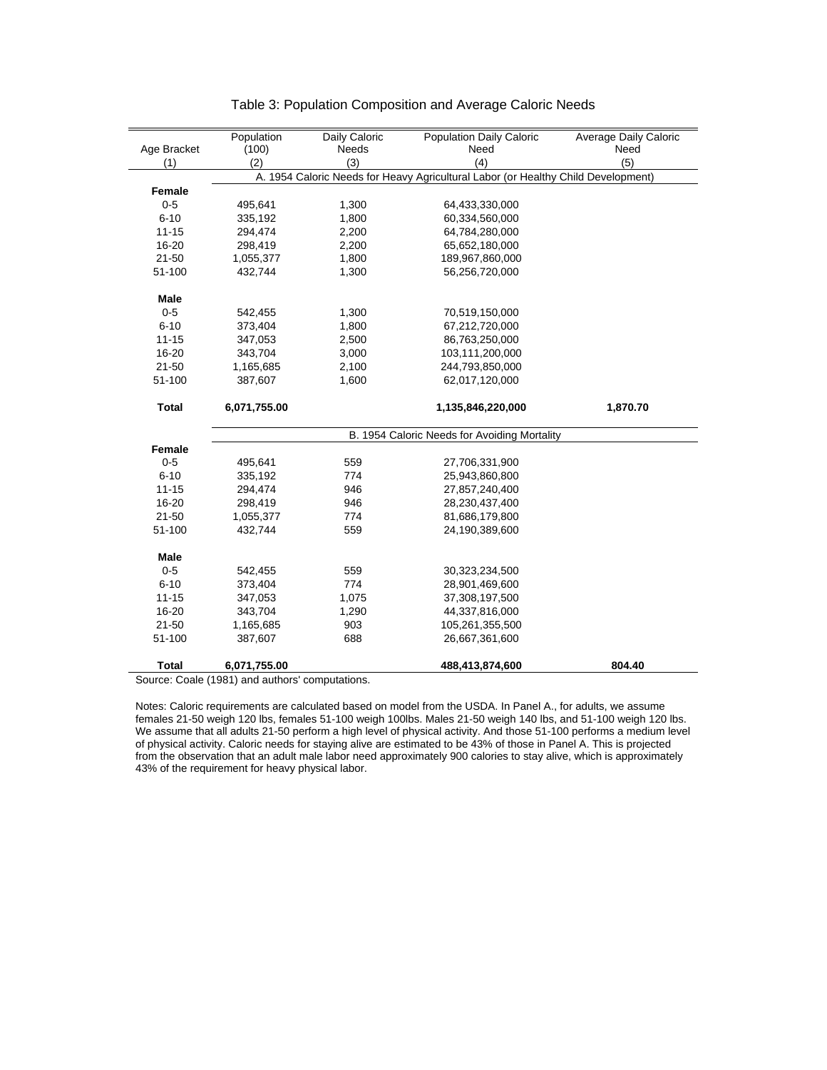# Table 3: Population Composition and Average Caloric Needs

| Age Bracket | Population (100) | Daily Caloric Needs | Population Daily Caloric Need | Average Daily Caloric Need |
|---|---|---|---|---|
| (1) | (2) | (3) | (4) | (5) |
| | A. 1954 Caloric Needs for Heavy Agricultural Labor (or Healthy Child Development) | | | |
| **Female** | | | | |
| 0-5 | 495,641 | 1,300 | 64,433,330,000 | |
| 6-10 | 335,192 | 1,800 | 60,334,560,000 | |
| 11-15 | 294,474 | 2,200 | 64,784,280,000 | |
| 16-20 | 298,419 | 2,200 | 65,652,180,000 | |
| 21-50 | 1,055,377 | 1,800 | 189,967,860,000 | |
| 51-100 | 432,744 | 1,300 | 56,256,720,000 | |
| **Male** | | | | |
| 0-5 | 542,455 | 1,300 | 70,519,150,000 | |
| 6-10 | 373,404 | 1,800 | 67,212,720,000 | |
| 11-15 | 347,053 | 2,500 | 86,763,250,000 | |
| 16-20 | 343,704 | 3,000 | 103,111,200,000 | |
| 21-50 | 1,165,685 | 2,100 | 244,793,850,000 | |
| 51-100 | 387,607 | 1,600 | 62,017,120,000 | |
| **Total** | **6,071,755.00** | | **1,135,846,220,000** | **1,870.70** |
| | B. 1954 Caloric Needs for Avoiding Mortality | | | |
| **Female** | | | | |
| 0-5 | 495,641 | 559 | 27,706,331,900 | |
| 6-10 | 335,192 | 774 | 25,943,860,800 | |
| 11-15 | 294,474 | 946 | 27,857,240,400 | |
| 16-20 | 298,419 | 946 | 28,230,437,400 | |
| 21-50 | 1,055,377 | 774 | 81,686,179,800 | |
| 51-100 | 432,744 | 559 | 24,190,389,600 | |
| **Male** | | | | |
| 0-5 | 542,455 | 559 | 30,323,234,500 | |
| 6-10 | 373,404 | 774 | 28,901,469,600 | |
| 11-15 | 347,053 | 1,075 | 37,308,197,500 | |
| 16-20 | 343,704 | 1,290 | 44,337,816,000 | |
| 21-50 | 1,165,685 | 903 | 105,261,355,500 | |
| 51-100 | 387,607 | 688 | 26,667,361,600 | |
| **Total** | **6,071,755.00** | | **488,413,874,600** | **804.40** |

Source: Coale (1981) and authors' computations.

Notes: Caloric requirements are calculated based on model from the USDA. In Panel A., for adults, we assume females 21-50 weigh 120 lbs, females 51-100 weigh 100lbs. Males 21-50 weigh 140 lbs, and 51-100 weigh 120 lbs. We assume that all adults 21-50 perform a high level of physical activity. And those 51-100 performs a medium level of physical activity. Caloric needs for staying alive are estimated to be 43% of those in Panel A. This is projected from the observation that an adult male labor need approximately 900 calories to stay alive, which is approximately 43% of the requirement for heavy physical labor.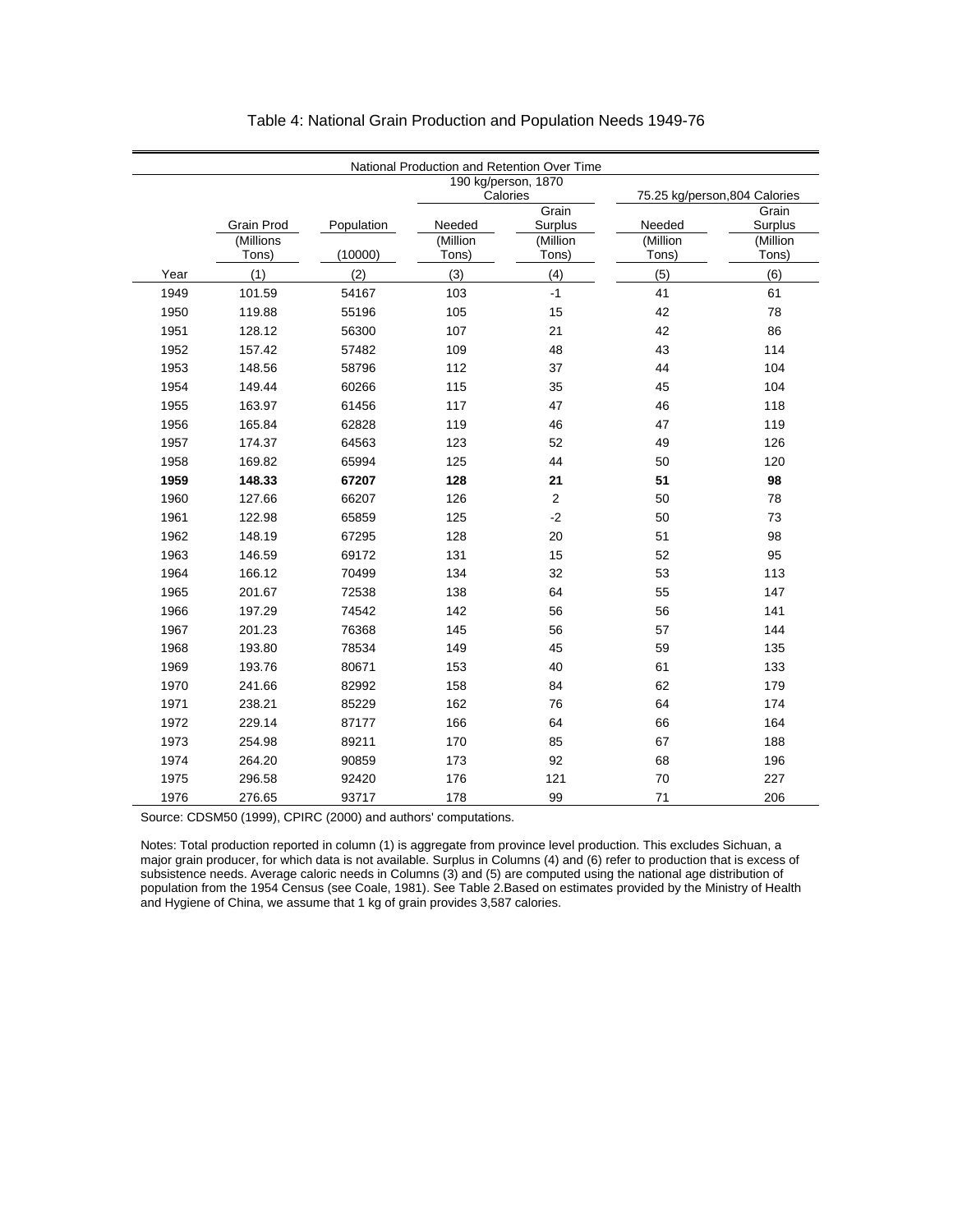# Table 4: National Grain Production and Population Needs 1949-76

| National Production and Retention Over Time | | | | | | |
|---|---|---|---|---|---|---|
| | | | 190 kg/person, 1870 Calories | | 75.25 kg/person,804 Calories | |
| | Grain Prod | Population | Needed | Grain Surplus | Needed | Grain Surplus |
| | (Millions Tons) | (10000) | (Million Tons) | (Million Tons) | (Million Tons) | (Million Tons) |
| Year | (1) | (2) | (3) | (4) | (5) | (6) |
| 1949 | 101.59 | 54167 | 103 | -1 | 41 | 61 |
| 1950 | 119.88 | 55196 | 105 | 15 | 42 | 78 |
| 1951 | 128.12 | 56300 | 107 | 21 | 42 | 86 |
| 1952 | 157.42 | 57482 | 109 | 48 | 43 | 114 |
| 1953 | 148.56 | 58796 | 112 | 37 | 44 | 104 |
| 1954 | 149.44 | 60266 | 115 | 35 | 45 | 104 |
| 1955 | 163.97 | 61456 | 117 | 47 | 46 | 118 |
| 1956 | 165.84 | 62828 | 119 | 46 | 47 | 119 |
| 1957 | 174.37 | 64563 | 123 | 52 | 49 | 126 |
| 1958 | 169.82 | 65994 | 125 | 44 | 50 | 120 |
| **1959** | **148.33** | **67207** | **128** | **21** | **51** | **98** |
| 1960 | 127.66 | 66207 | 126 | 2 | 50 | 78 |
| 1961 | 122.98 | 65859 | 125 | -2 | 50 | 73 |
| 1962 | 148.19 | 67295 | 128 | 20 | 51 | 98 |
| 1963 | 146.59 | 69172 | 131 | 15 | 52 | 95 |
| 1964 | 166.12 | 70499 | 134 | 32 | 53 | 113 |
| 1965 | 201.67 | 72538 | 138 | 64 | 55 | 147 |
| 1966 | 197.29 | 74542 | 142 | 56 | 56 | 141 |
| 1967 | 201.23 | 76368 | 145 | 56 | 57 | 144 |
| 1968 | 193.80 | 78534 | 149 | 45 | 59 | 135 |
| 1969 | 193.76 | 80671 | 153 | 40 | 61 | 133 |
| 1970 | 241.66 | 82992 | 158 | 84 | 62 | 179 |
| 1971 | 238.21 | 85229 | 162 | 76 | 64 | 174 |
| 1972 | 229.14 | 87177 | 166 | 64 | 66 | 164 |
| 1973 | 254.98 | 89211 | 170 | 85 | 67 | 188 |
| 1974 | 264.20 | 90859 | 173 | 92 | 68 | 196 |
| 1975 | 296.58 | 92420 | 176 | 121 | 70 | 227 |
| 1976 | 276.65 | 93717 | 178 | 99 | 71 | 206 |

Source: CDSM50 (1999), CPIRC (2000) and authors' computations.

Notes: Total production reported in column (1) is aggregate from province level production. This excludes Sichuan, a major grain producer, for which data is not available. Surplus in Columns (4) and (6) refer to production that is excess of subsistence needs. Average caloric needs in Columns (3) and (5) are computed using the national age distribution of population from the 1954 Census (see Coale, 1981). See Table 2.Based on estimates provided by the Ministry of Health and Hygiene of China, we assume that 1 kg of grain provides 3,587 calories.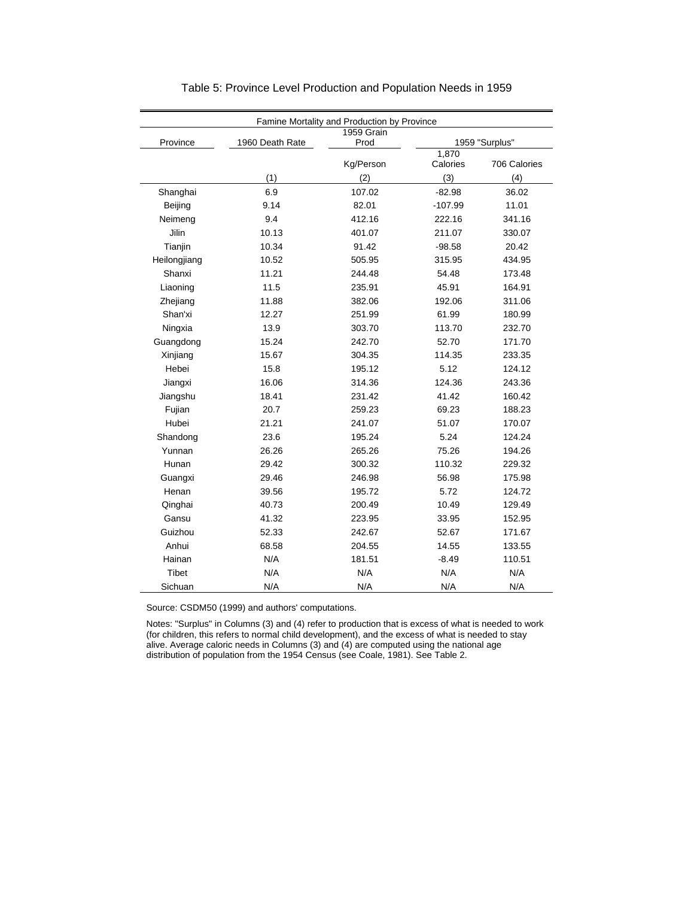# Table 5: Province Level Production and Population Needs in 1959

| Famine Mortality and Production by Province | | | | |
|---|---|---|---|---|
| Province | 1960 Death Rate | 1959 Grain Prod | 1959 "Surplus" | |
| | | Kg/Person | 1,870 Calories | 706 Calories |
| | (1) | (2) | (3) | (4) |
| Shanghai | 6.9 | 107.02 | -82.98 | 36.02 |
| Beijing | 9.14 | 82.01 | -107.99 | 11.01 |
| Neimeng | 9.4 | 412.16 | 222.16 | 341.16 |
| Jilin | 10.13 | 401.07 | 211.07 | 330.07 |
| Tianjin | 10.34 | 91.42 | -98.58 | 20.42 |
| Heilongjiang | 10.52 | 505.95 | 315.95 | 434.95 |
| Shanxi | 11.21 | 244.48 | 54.48 | 173.48 |
| Liaoning | 11.5 | 235.91 | 45.91 | 164.91 |
| Zhejiang | 11.88 | 382.06 | 192.06 | 311.06 |
| Shan'xi | 12.27 | 251.99 | 61.99 | 180.99 |
| Ningxia | 13.9 | 303.70 | 113.70 | 232.70 |
| Guangdong | 15.24 | 242.70 | 52.70 | 171.70 |
| Xinjiang | 15.67 | 304.35 | 114.35 | 233.35 |
| Hebei | 15.8 | 195.12 | 5.12 | 124.12 |
| Jiangxi | 16.06 | 314.36 | 124.36 | 243.36 |
| Jiangshu | 18.41 | 231.42 | 41.42 | 160.42 |
| Fujian | 20.7 | 259.23 | 69.23 | 188.23 |
| Hubei | 21.21 | 241.07 | 51.07 | 170.07 |
| Shandong | 23.6 | 195.24 | 5.24 | 124.24 |
| Yunnan | 26.26 | 265.26 | 75.26 | 194.26 |
| Hunan | 29.42 | 300.32 | 110.32 | 229.32 |
| Guangxi | 29.46 | 246.98 | 56.98 | 175.98 |
| Henan | 39.56 | 195.72 | 5.72 | 124.72 |
| Qinghai | 40.73 | 200.49 | 10.49 | 129.49 |
| Gansu | 41.32 | 223.95 | 33.95 | 152.95 |
| Guizhou | 52.33 | 242.67 | 52.67 | 171.67 |
| Anhui | 68.58 | 204.55 | 14.55 | 133.55 |
| Hainan | N/A | 181.51 | -8.49 | 110.51 |
| Tibet | N/A | N/A | N/A | N/A |
| Sichuan | N/A | N/A | N/A | N/A |

Source: CSDM50 (1999) and authors' computations.

Notes: "Surplus" in Columns (3) and (4) refer to production that is excess of what is needed to work (for children, this refers to normal child development), and the excess of what is needed to stay alive. Average caloric needs in Columns (3) and (4) are computed using the national age distribution of population from the 1954 Census (see Coale, 1981). See Table 2.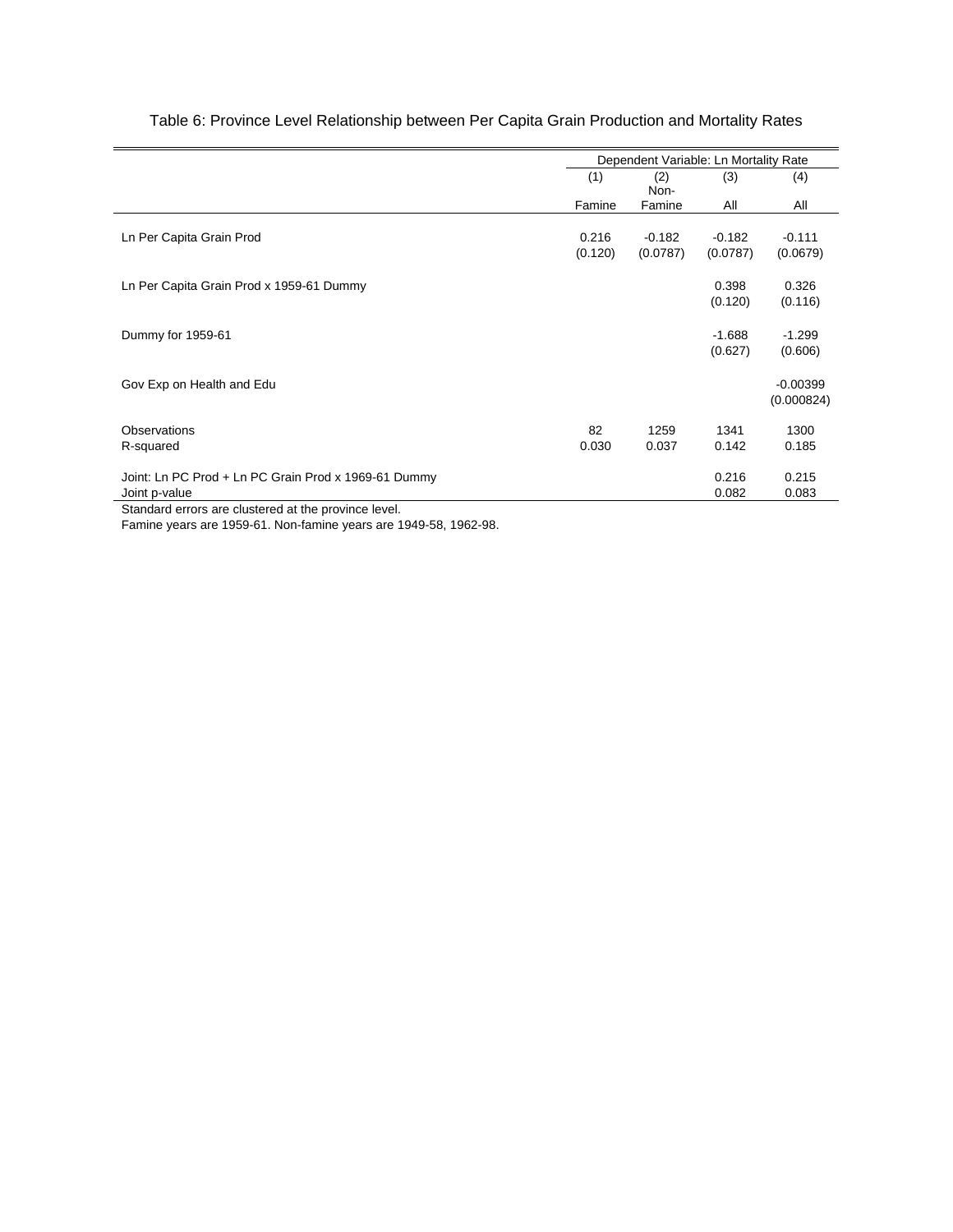Table 6: Province Level Relationship between Per Capita Grain Production and Mortality Rates

| | Dependent Variable: Ln Mortality Rate | | | |
|---|---|---|---|---|
| | (1) | (2) | (3) | (4) |
| | Famine | Non-Famine | All | All |
| Ln Per Capita Grain Prod | 0.216 | -0.182 | -0.182 | -0.111 |
| | (0.120) | (0.0787) | (0.0787) | (0.0679) |
| Ln Per Capita Grain Prod x 1959-61 Dummy | | | 0.398 | 0.326 |
| | | | (0.120) | (0.116) |
| Dummy for 1959-61 | | | -1.688 | -1.299 |
| | | | (0.627) | (0.606) |
| Gov Exp on Health and Edu | | | | -0.00399 |
| | | | | (0.000824) |
| Observations | 82 | 1259 | 1341 | 1300 |
| R-squared | 0.030 | 0.037 | 0.142 | 0.185 |
| Joint: Ln PC Prod + Ln PC Grain Prod x 1969-61 Dummy | | | 0.216 | 0.215 |
| Joint p-value | | | 0.082 | 0.083 |

Standard errors are clustered at the province level.
Famine years are 1959-61. Non-famine years are 1949-58, 1962-98.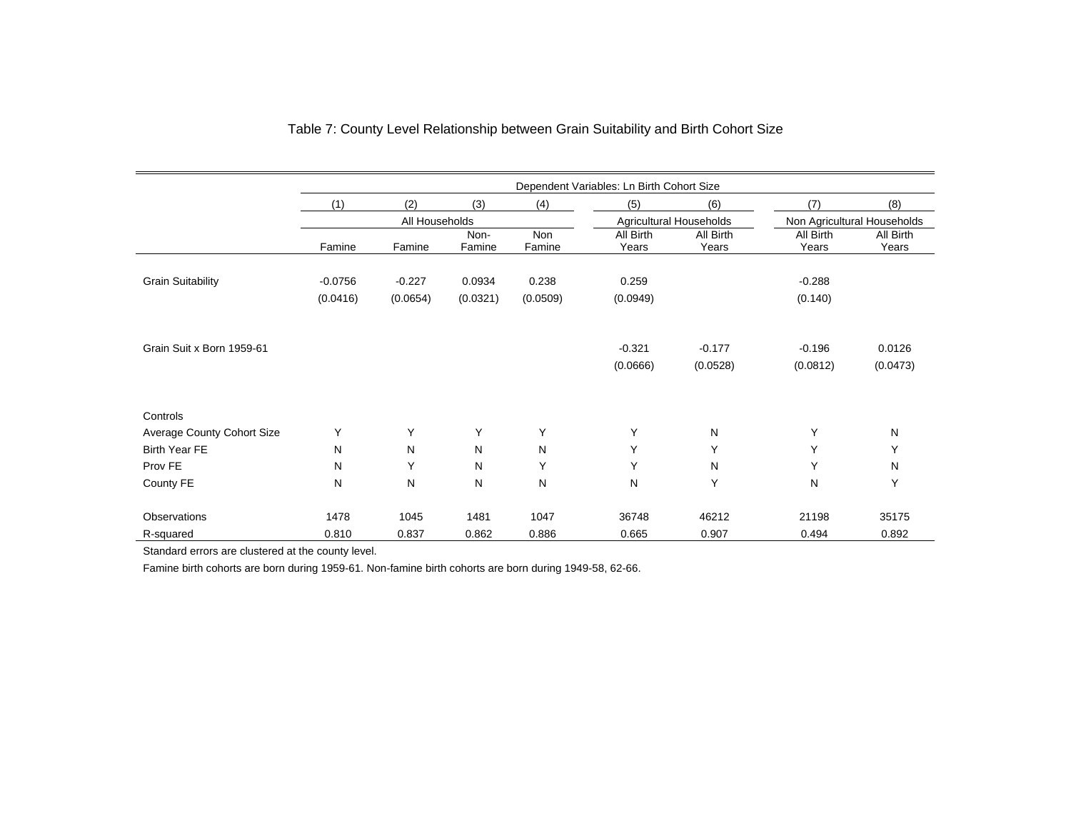# Table 7: County Level Relationship between Grain Suitability and Birth Cohort Size

| | Dependent Variables: Ln Birth Cohort Size | | | | | | | |
|---|---|---|---|---|---|---|---|---|
| | (1) | (2) | (3) | (4) | (5) | (6) | (7) | (8) |
| | All Households | | | | Agricultural Households | | Non Agricultural Households | |
| | Famine | Famine | Non-Famine | Non Famine | All Birth Years | All Birth Years | All Birth Years | All Birth Years |
| Grain Suitability | -0.0756 | -0.227 | 0.0934 | 0.238 | 0.259 | | -0.288 | |
| | (0.0416) | (0.0654) | (0.0321) | (0.0509) | (0.0949) | | (0.140) | |
| Grain Suit x Born 1959-61 | | | | | -0.321 | -0.177 | -0.196 | 0.0126 |
| | | | | | (0.0666) | (0.0528) | (0.0812) | (0.0473) |
| Controls | | | | | | | | |
| Average County Cohort Size | Y | Y | Y | Y | Y | N | Y | N |
| Birth Year FE | N | N | N | N | Y | Y | Y | Y |
| Prov FE | N | Y | N | Y | Y | N | Y | N |
| County FE | N | N | N | N | N | Y | N | Y |
| Observations | 1478 | 1045 | 1481 | 1047 | 36748 | 46212 | 21198 | 35175 |
| R-squared | 0.810 | 0.837 | 0.862 | 0.886 | 0.665 | 0.907 | 0.494 | 0.892 |

Standard errors are clustered at the county level.

Famine birth cohorts are born during 1959-61. Non-famine birth cohorts are born during 1949-58, 62-66.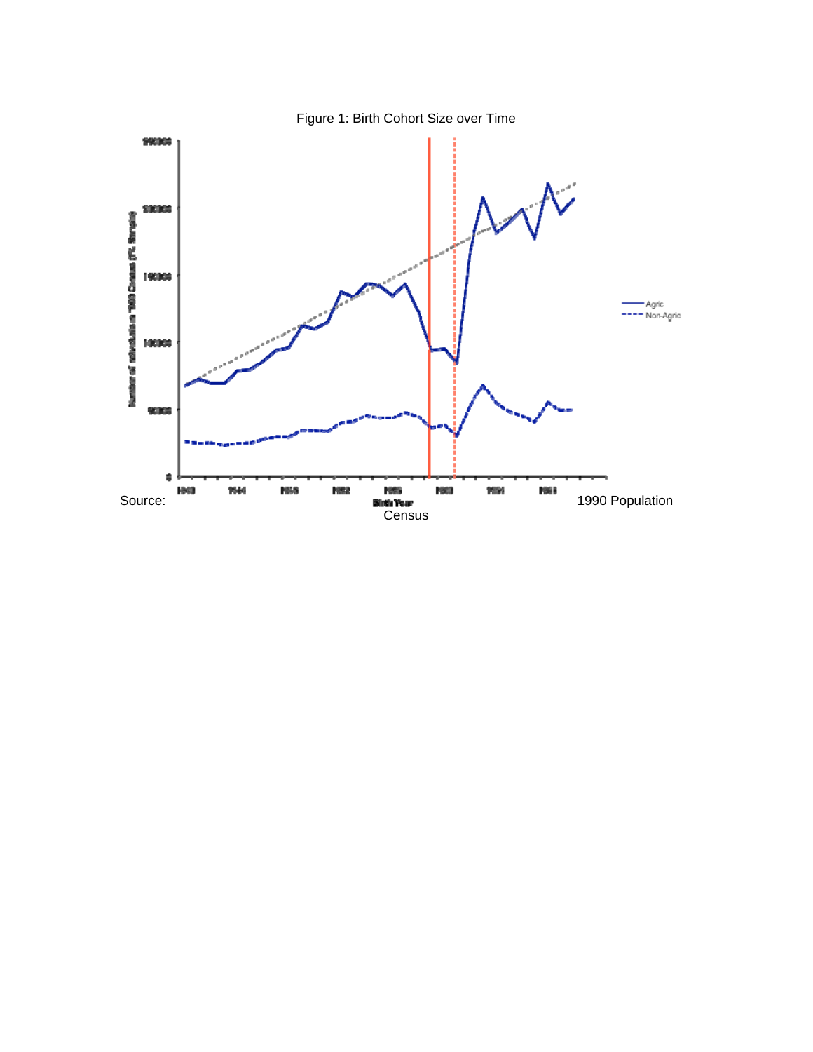Figure 1: Birth Cohort Size over Time

Source: 1990 Population Census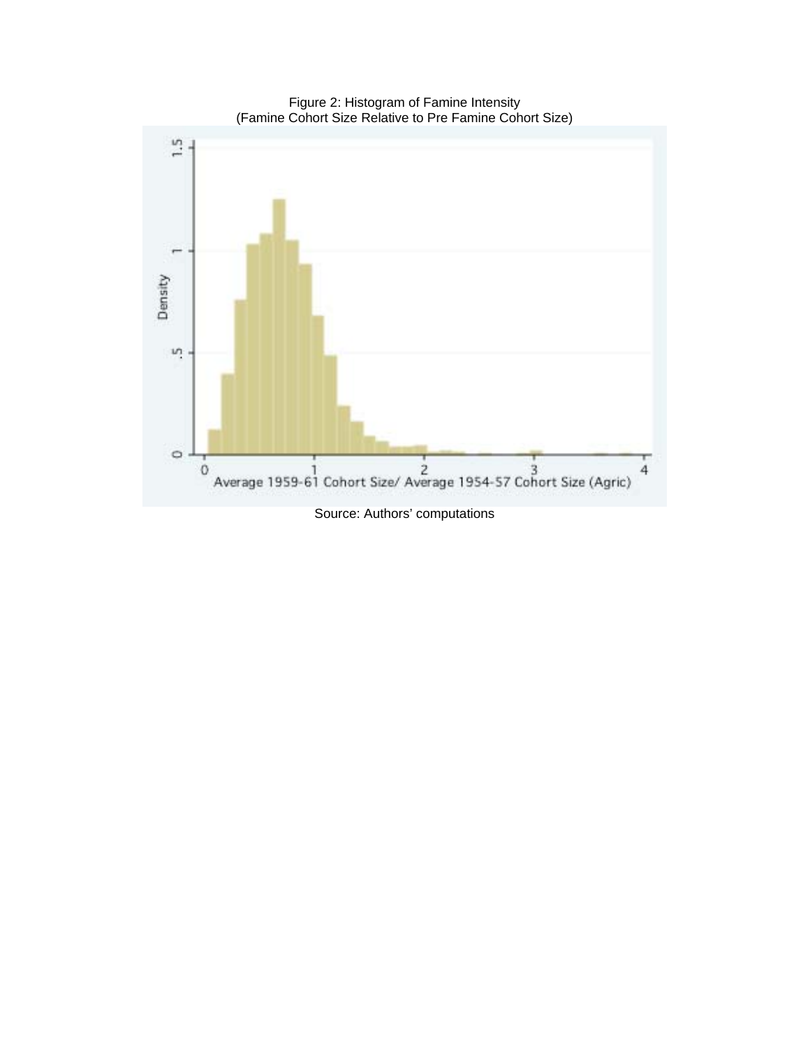Figure 2: Histogram of Famine Intensity
(Famine Cohort Size Relative to Pre Famine Cohort Size)

Source: Authors' computations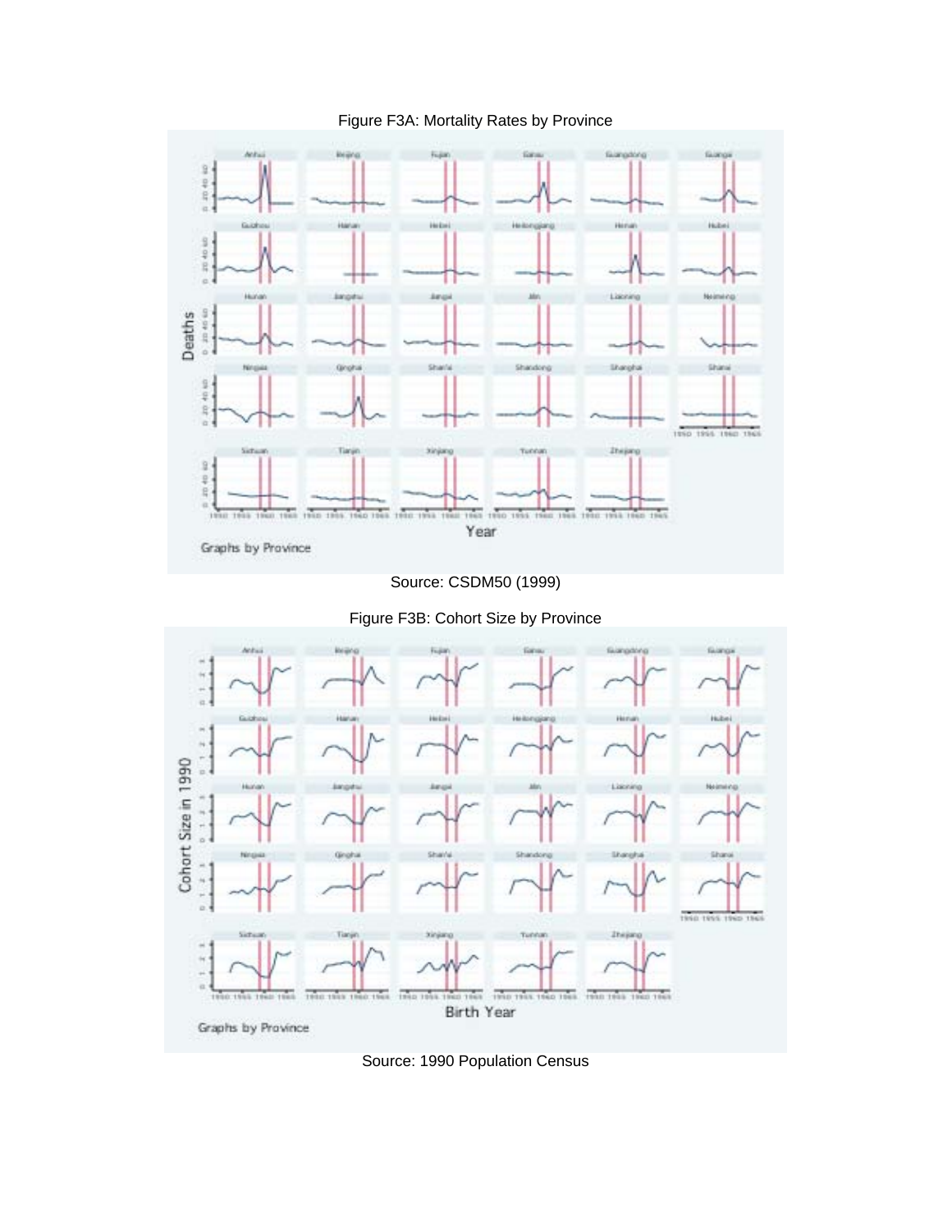Figure F3A: Mortality Rates by Province

Source: CSDM50 (1999)

Figure F3B: Cohort Size by Province

Source: 1990 Population Census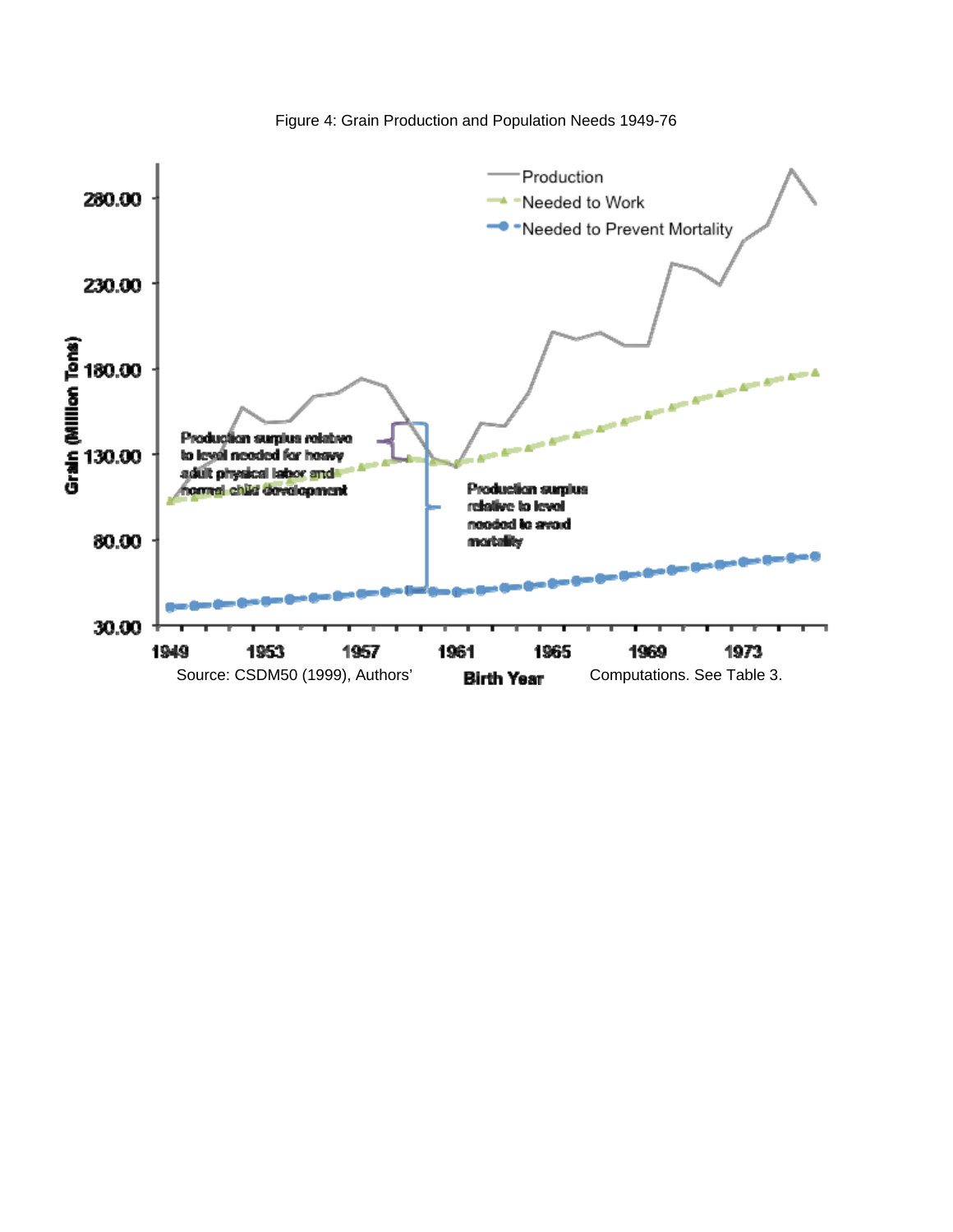Figure 4: Grain Production and Population Needs 1949-76

Source: CSDM50 (1999), Authors' Computations. See Table 3.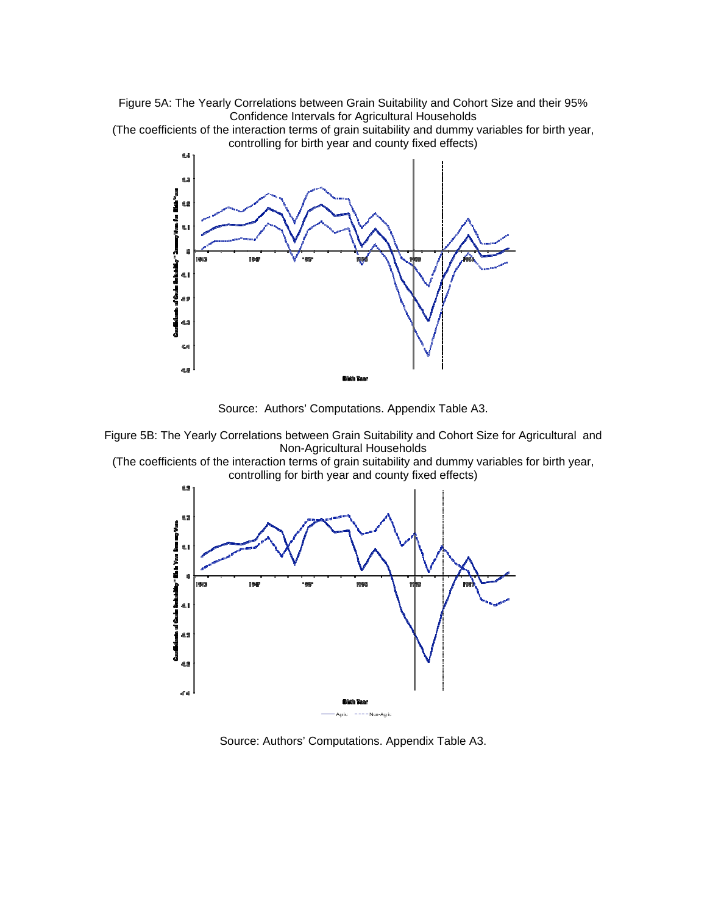Figure 5A: The Yearly Correlations between Grain Suitability and Cohort Size and their 95% Confidence Intervals for Agricultural Households
(The coefficients of the interaction terms of grain suitability and dummy variables for birth year, controlling for birth year and county fixed effects)

Source: Authors' Computations. Appendix Table A3.

Figure 5B: The Yearly Correlations between Grain Suitability and Cohort Size for Agricultural and Non-Agricultural Households
(The coefficients of the interaction terms of grain suitability and dummy variables for birth year, controlling for birth year and county fixed effects)

Source: Authors' Computations. Appendix Table A3.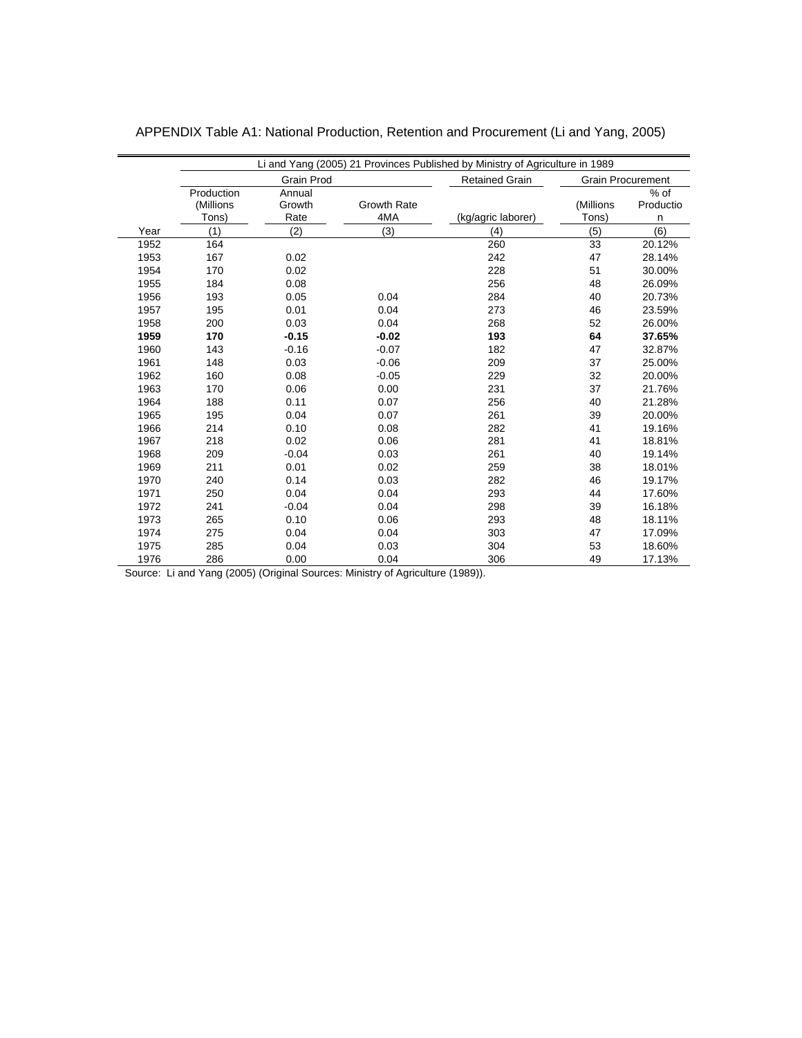APPENDIX Table A1: National Production, Retention and Procurement (Li and Yang, 2005)

| | Li and Yang (2005) 21 Provinces Published by Ministry of Agriculture in 1989 | | | | | |
|---|---|---|---|---|---|---|
| | Grain Prod | | | Retained Grain | Grain Procurement | |
| | Production (Millions Tons) | Annual Growth Rate | Growth Rate 4MA | (kg/agric laborer) | (Millions Tons) | % of Production |
| Year | (1) | (2) | (3) | (4) | (5) | (6) |
| 1952 | 164 | | | 260 | 33 | 20.12% |
| 1953 | 167 | 0.02 | | 242 | 47 | 28.14% |
| 1954 | 170 | 0.02 | | 228 | 51 | 30.00% |
| 1955 | 184 | 0.08 | | 256 | 48 | 26.09% |
| 1956 | 193 | 0.05 | 0.04 | 284 | 40 | 20.73% |
| 1957 | 195 | 0.01 | 0.04 | 273 | 46 | 23.59% |
| 1958 | 200 | 0.03 | 0.04 | 268 | 52 | 26.00% |
| **1959** | **170** | **-0.15** | **-0.02** | **193** | **64** | **37.65%** |
| 1960 | 143 | -0.16 | -0.07 | 182 | 47 | 32.87% |
| 1961 | 148 | 0.03 | -0.06 | 209 | 37 | 25.00% |
| 1962 | 160 | 0.08 | -0.05 | 229 | 32 | 20.00% |
| 1963 | 170 | 0.06 | 0.00 | 231 | 37 | 21.76% |
| 1964 | 188 | 0.11 | 0.07 | 256 | 40 | 21.28% |
| 1965 | 195 | 0.04 | 0.07 | 261 | 39 | 20.00% |
| 1966 | 214 | 0.10 | 0.08 | 282 | 41 | 19.16% |
| 1967 | 218 | 0.02 | 0.06 | 281 | 41 | 18.81% |
| 1968 | 209 | -0.04 | 0.03 | 261 | 40 | 19.14% |
| 1969 | 211 | 0.01 | 0.02 | 259 | 38 | 18.01% |
| 1970 | 240 | 0.14 | 0.03 | 282 | 46 | 19.17% |
| 1971 | 250 | 0.04 | 0.04 | 293 | 44 | 17.60% |
| 1972 | 241 | -0.04 | 0.04 | 298 | 39 | 16.18% |
| 1973 | 265 | 0.10 | 0.06 | 293 | 48 | 18.11% |
| 1974 | 275 | 0.04 | 0.04 | 303 | 47 | 17.09% |
| 1975 | 285 | 0.04 | 0.03 | 304 | 53 | 18.60% |
| 1976 | 286 | 0.00 | 0.04 | 306 | 49 | 17.13% |

Source: Li and Yang (2005) (Original Sources: Ministry of Agriculture (1989)).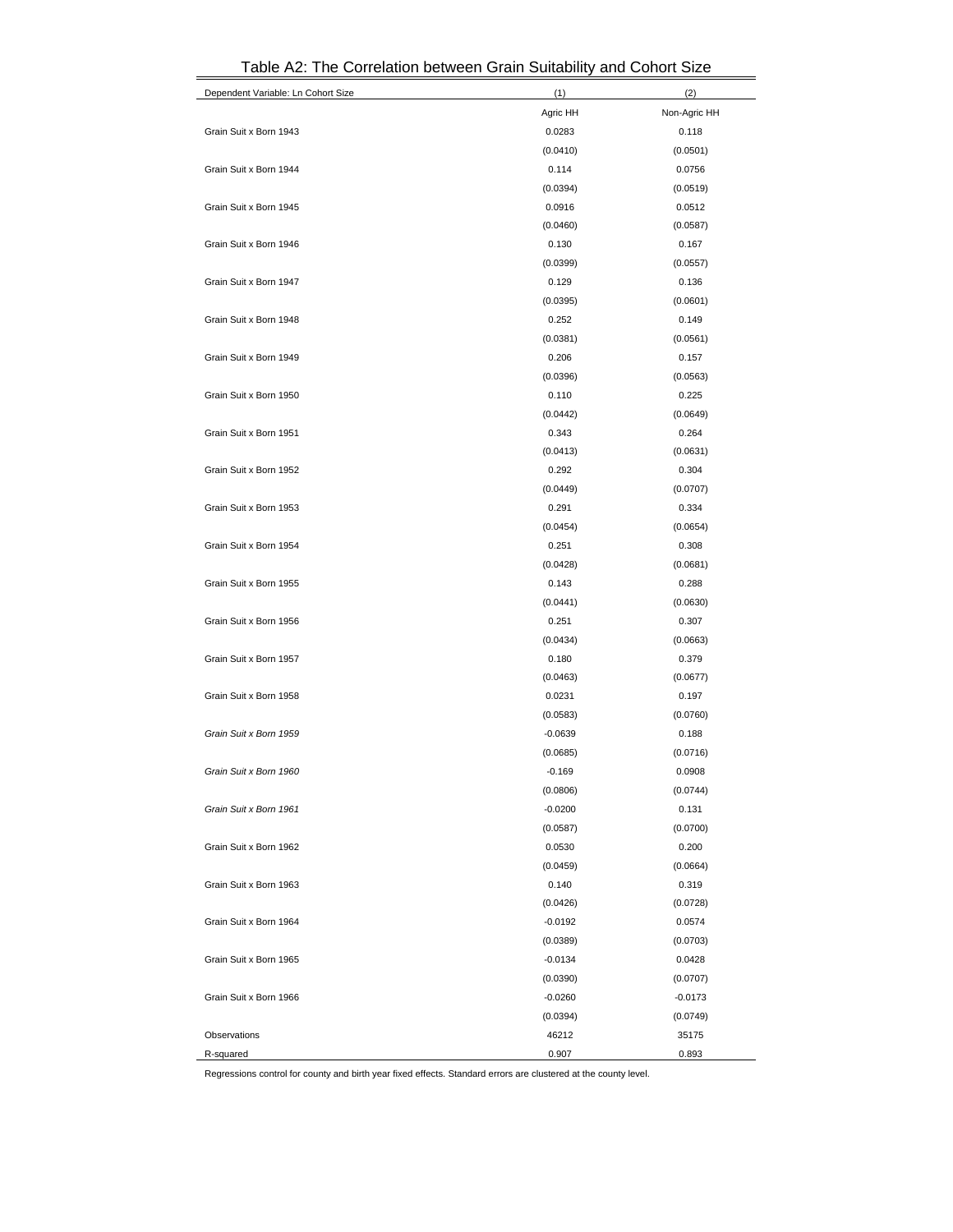# Table A2: The Correlation between Grain Suitability and Cohort Size

| Dependent Variable: Ln Cohort Size | (1) | (2) |
|---|---|---|
| | Agric HH | Non-Agric HH |
| Grain Suit x Born 1943 | 0.0283 | 0.118 |
| | (0.0410) | (0.0501) |
| Grain Suit x Born 1944 | 0.114 | 0.0756 |
| | (0.0394) | (0.0519) |
| Grain Suit x Born 1945 | 0.0916 | 0.0512 |
| | (0.0460) | (0.0587) |
| Grain Suit x Born 1946 | 0.130 | 0.167 |
| | (0.0399) | (0.0557) |
| Grain Suit x Born 1947 | 0.129 | 0.136 |
| | (0.0395) | (0.0601) |
| Grain Suit x Born 1948 | 0.252 | 0.149 |
| | (0.0381) | (0.0561) |
| Grain Suit x Born 1949 | 0.206 | 0.157 |
| | (0.0396) | (0.0563) |
| Grain Suit x Born 1950 | 0.110 | 0.225 |
| | (0.0442) | (0.0649) |
| Grain Suit x Born 1951 | 0.343 | 0.264 |
| | (0.0413) | (0.0631) |
| Grain Suit x Born 1952 | 0.292 | 0.304 |
| | (0.0449) | (0.0707) |
| Grain Suit x Born 1953 | 0.291 | 0.334 |
| | (0.0454) | (0.0654) |
| Grain Suit x Born 1954 | 0.251 | 0.308 |
| | (0.0428) | (0.0681) |
| Grain Suit x Born 1955 | 0.143 | 0.288 |
| | (0.0441) | (0.0630) |
| Grain Suit x Born 1956 | 0.251 | 0.307 |
| | (0.0434) | (0.0663) |
| Grain Suit x Born 1957 | 0.180 | 0.379 |
| | (0.0463) | (0.0677) |
| Grain Suit x Born 1958 | 0.0231 | 0.197 |
| | (0.0583) | (0.0760) |
| *Grain Suit x Born 1959* | -0.0639 | 0.188 |
| | (0.0685) | (0.0716) |
| *Grain Suit x Born 1960* | -0.169 | 0.0908 |
| | (0.0806) | (0.0744) |
| *Grain Suit x Born 1961* | -0.0200 | 0.131 |
| | (0.0587) | (0.0700) |
| Grain Suit x Born 1962 | 0.0530 | 0.200 |
| | (0.0459) | (0.0664) |
| Grain Suit x Born 1963 | 0.140 | 0.319 |
| | (0.0426) | (0.0728) |
| Grain Suit x Born 1964 | -0.0192 | 0.0574 |
| | (0.0389) | (0.0703) |
| Grain Suit x Born 1965 | -0.0134 | 0.0428 |
| | (0.0390) | (0.0707) |
| Grain Suit x Born 1966 | -0.0260 | -0.0173 |
| | (0.0394) | (0.0749) |
| Observations | 46212 | 35175 |
| R-squared | 0.907 | 0.893 |

Regressions control for county and birth year fixed effects. Standard errors are clustered at the county level.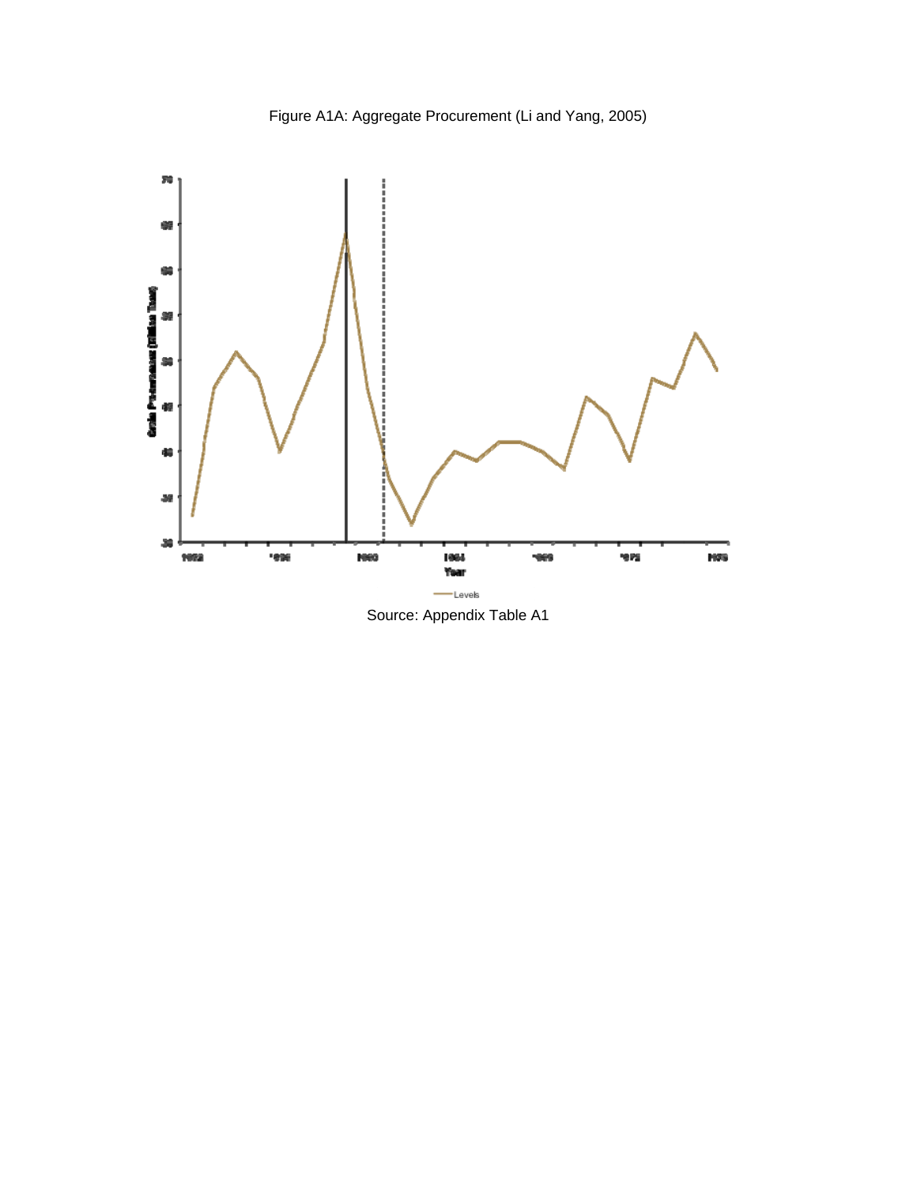Figure A1A: Aggregate Procurement (Li and Yang, 2005)

Source: Appendix Table A1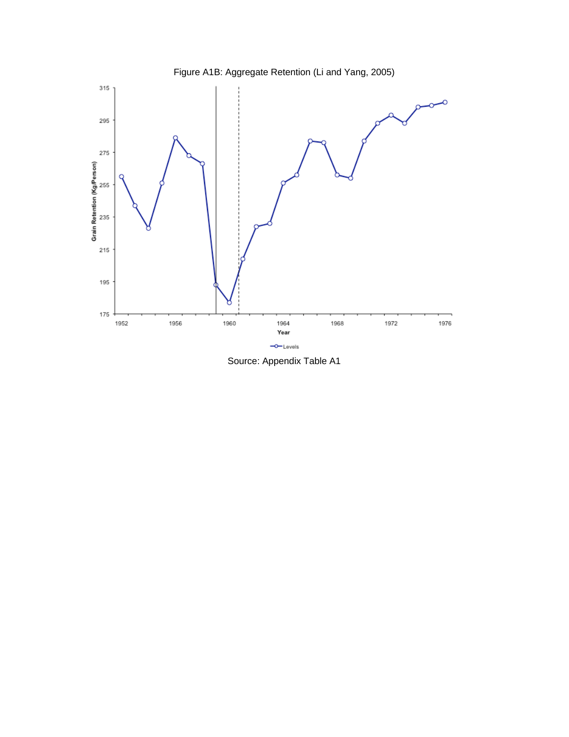Figure A1B: Aggregate Retention (Li and Yang, 2005)

Source: Appendix Table A1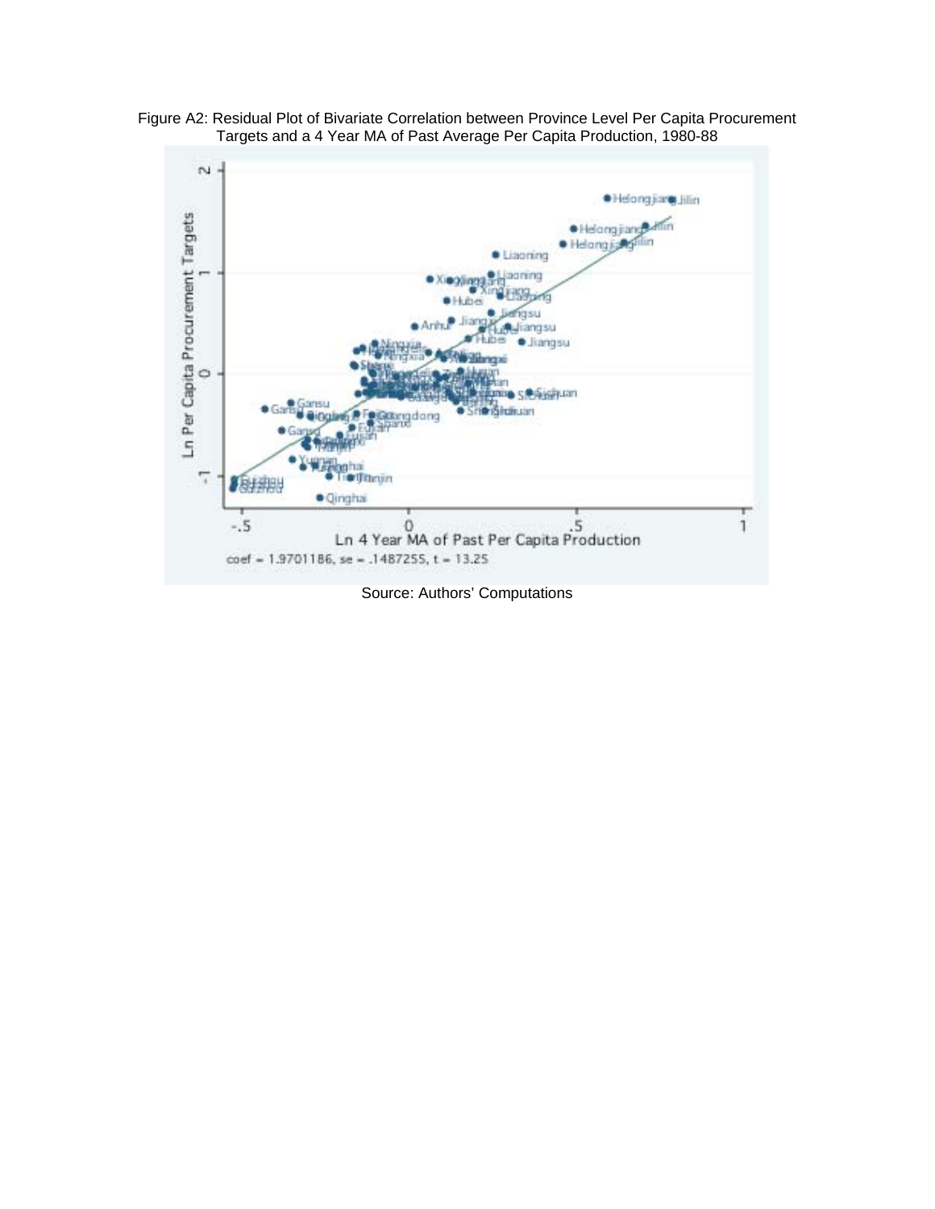Figure A2: Residual Plot of Bivariate Correlation between Province Level Per Capita Procurement Targets and a 4 Year MA of Past Average Per Capita Production, 1980-88

coef = 1.9701186, se = .1487255, t = 13.25

Source: Authors' Computations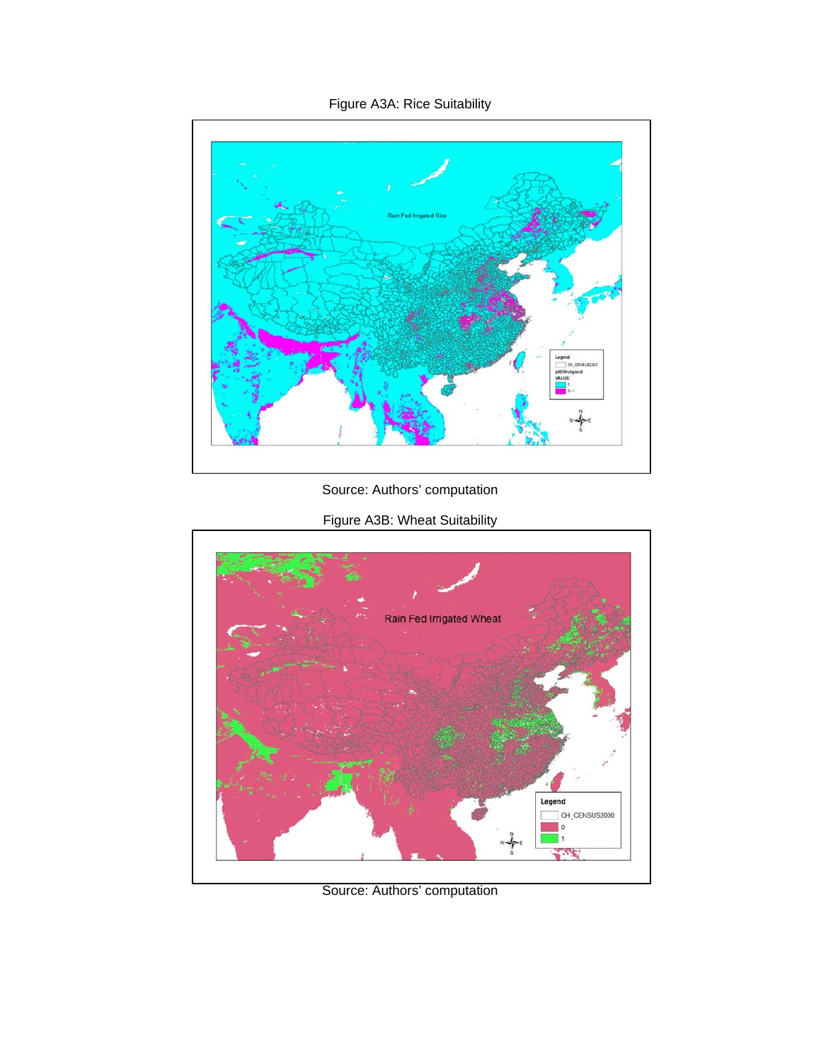Figure A3A: Rice Suitability

Rain Fed Irrigated Rice

Legend

CH_CENSUS2000

plt39rcigood

VALUE

0

0 - 1

Source: Authors' computation

Figure A3B: Wheat Suitability

Rain Fed Irrigated Wheat

Legend

CH_CENSUS2000

0

1

Source: Authors' computation